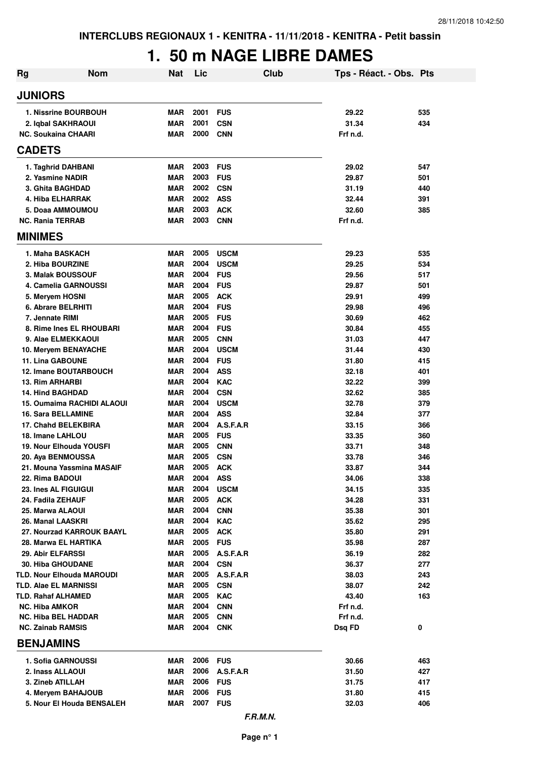INTERCLUBS REGIONAUX 1 - KENITRA - 11/11/2018 - KENITRA - Petit bassin

# 1. 50 m NAGE LIBRE DAMES

| Rg | Nom | Nat | Lic | Club | Tps - Réact. - Obs. | Pts |
|---|---|---|---|---|---|---|
| **JUNIORS** | | | | | | |
| 1. | Nissrine BOURBOUH | MAR | 2001 | FUS | 29.22 | 535 |
| 2. | Iqbal SAKHRAOUI | MAR | 2001 | CSN | 31.34 | 434 |
| NC. | Soukaina CHAARI | MAR | 2000 | CNN | Frf n.d. | |
| **CADETS** | | | | | | |
| 1. | Taghrid DAHBANI | MAR | 2003 | FUS | 29.02 | 547 |
| 2. | Yasmine NADIR | MAR | 2003 | FUS | 29.87 | 501 |
| 3. | Ghita BAGHDAD | MAR | 2002 | CSN | 31.19 | 440 |
| 4. | Hiba ELHARRAK | MAR | 2002 | ASS | 32.44 | 391 |
| 5. | Doaa AMMOUMOU | MAR | 2003 | ACK | 32.60 | 385 |
| NC. | Rania TERRAB | MAR | 2003 | CNN | Frf n.d. | |
| **MINIMES** | | | | | | |
| 1. | Maha BASKACH | MAR | 2005 | USCM | 29.23 | 535 |
| 2. | Hiba BOURZINE | MAR | 2004 | USCM | 29.25 | 534 |
| 3. | Malak BOUSSOUF | MAR | 2004 | FUS | 29.56 | 517 |
| 4. | Camelia GARNOUSSI | MAR | 2004 | FUS | 29.87 | 501 |
| 5. | Meryem HOSNI | MAR | 2005 | ACK | 29.91 | 499 |
| 6. | Abrare BELRHITI | MAR | 2004 | FUS | 29.98 | 496 |
| 7. | Jennate RIMI | MAR | 2005 | FUS | 30.69 | 462 |
| 8. | Rime Ines EL RHOUBARI | MAR | 2004 | FUS | 30.84 | 455 |
| 9. | Alae ELMEKKAOUI | MAR | 2005 | CNN | 31.03 | 447 |
| 10. | Meryem BENAYACHE | MAR | 2004 | USCM | 31.44 | 430 |
| 11. | Lina GABOUNE | MAR | 2004 | FUS | 31.80 | 415 |
| 12. | Imane BOUTARBOUCH | MAR | 2004 | ASS | 32.18 | 401 |
| 13. | Rim ARHARBI | MAR | 2004 | KAC | 32.22 | 399 |
| 14. | Hind BAGHDAD | MAR | 2004 | CSN | 32.62 | 385 |
| 15. | Oumaima RACHIDI ALAOUI | MAR | 2004 | USCM | 32.78 | 379 |
| 16. | Sara BELLAMINE | MAR | 2004 | ASS | 32.84 | 377 |
| 17. | Chahd BELEKBIRA | MAR | 2004 | A.S.F.A.R | 33.15 | 366 |
| 18. | Imane LAHLOU | MAR | 2005 | FUS | 33.35 | 360 |
| 19. | Nour Elhouda YOUSFI | MAR | 2005 | CNN | 33.71 | 348 |
| 20. | Aya BENMOUSSA | MAR | 2005 | CSN | 33.78 | 346 |
| 21. | Mouna Yassmina MASAIF | MAR | 2005 | ACK | 33.87 | 344 |
| 22. | Rima BADOUI | MAR | 2004 | ASS | 34.06 | 338 |
| 23. | Ines AL FIGUIGUI | MAR | 2004 | USCM | 34.15 | 335 |
| 24. | Fadila ZEHAUF | MAR | 2005 | ACK | 34.28 | 331 |
| 25. | Marwa ALAOUI | MAR | 2004 | CNN | 35.38 | 301 |
| 26. | Manal LAASKRI | MAR | 2004 | KAC | 35.62 | 295 |
| 27. | Nourzad KARROUK BAAYL | MAR | 2005 | ACK | 35.80 | 291 |
| 28. | Marwa EL HARTIKA | MAR | 2005 | FUS | 35.98 | 287 |
| 29. | Abir ELFARSSI | MAR | 2005 | A.S.F.A.R | 36.19 | 282 |
| 30. | Hiba GHOUDANE | MAR | 2004 | CSN | 36.37 | 277 |
| TLD. | Nour Elhouda MAROUDI | MAR | 2005 | A.S.F.A.R | 38.03 | 243 |
| TLD. | Alae EL MARNISSI | MAR | 2005 | CSN | 38.07 | 242 |
| TLD. | Rahaf ALHAMED | MAR | 2005 | KAC | 43.40 | 163 |
| NC. | Hiba AMKOR | MAR | 2004 | CNN | Frf n.d. | |
| NC. | Hiba BEL HADDAR | MAR | 2005 | CNN | Frf n.d. | |
| NC. | Zainab RAMSIS | MAR | 2004 | CNK | Dsq FD | 0 |
| **BENJAMINS** | | | | | | |
| 1. | Sofia GARNOUSSI | MAR | 2006 | FUS | 30.66 | 463 |
| 2. | Inass ALLAOUI | MAR | 2006 | A.S.F.A.R | 31.50 | 427 |
| 3. | Zineb ATILLAH | MAR | 2006 | FUS | 31.75 | 417 |
| 4. | Meryem BAHAJOUB | MAR | 2006 | FUS | 31.80 | 415 |
| 5. | Nour El Houda BENSALEH | MAR | 2007 | FUS | 32.03 | 406 |

*F.R.M.N.*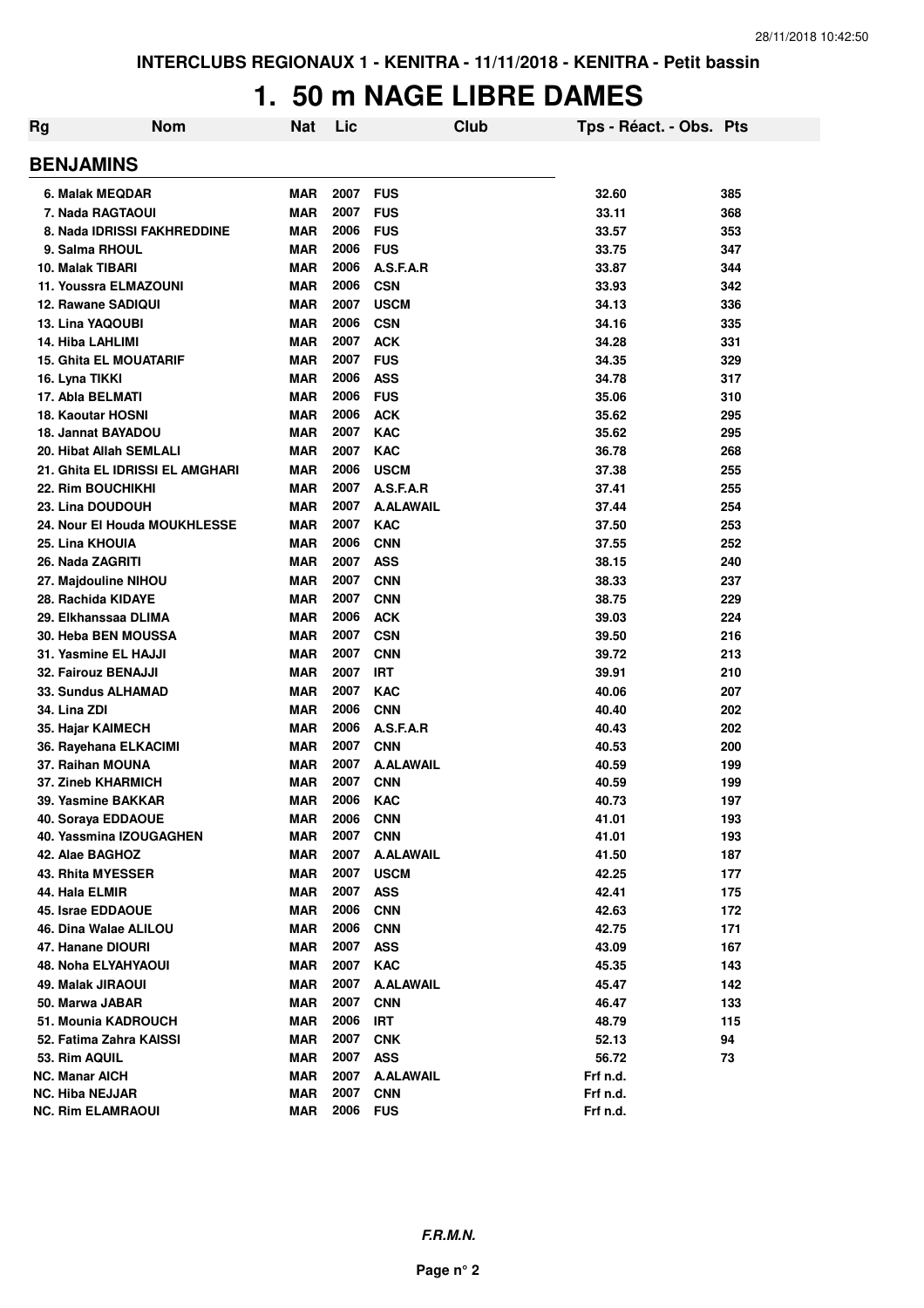INTERCLUBS REGIONAUX 1 - KENITRA - 11/11/2018 - KENITRA - Petit bassin

# 1. 50 m NAGE LIBRE DAMES

## BENJAMINS

| Rg | Nom | Nat | Lic | Club | Tps - Réact. - Obs. | Pts |
|---|---|---|---|---|---|---|
| 6. | Malak MEQDAR | MAR | 2007 | FUS | 32.60 | 385 |
| 7. | Nada RAGTAOUI | MAR | 2007 | FUS | 33.11 | 368 |
| 8. | Nada IDRISSI FAKHREDDINE | MAR | 2006 | FUS | 33.57 | 353 |
| 9. | Salma RHOUL | MAR | 2006 | FUS | 33.75 | 347 |
| 10. | Malak TIBARI | MAR | 2006 | A.S.F.A.R | 33.87 | 344 |
| 11. | Youssra ELMAZOUNI | MAR | 2006 | CSN | 33.93 | 342 |
| 12. | Rawane SADIQUI | MAR | 2007 | USCM | 34.13 | 336 |
| 13. | Lina YAQOUBI | MAR | 2006 | CSN | 34.16 | 335 |
| 14. | Hiba LAHLIMI | MAR | 2007 | ACK | 34.28 | 331 |
| 15. | Ghita EL MOUATARIF | MAR | 2007 | FUS | 34.35 | 329 |
| 16. | Lyna TIKKI | MAR | 2006 | ASS | 34.78 | 317 |
| 17. | Abla BELMATI | MAR | 2006 | FUS | 35.06 | 310 |
| 18. | Kaoutar HOSNI | MAR | 2006 | ACK | 35.62 | 295 |
| 18. | Jannat BAYADOU | MAR | 2007 | KAC | 35.62 | 295 |
| 20. | Hibat Allah SEMLALI | MAR | 2007 | KAC | 36.78 | 268 |
| 21. | Ghita EL IDRISSI EL AMGHARI | MAR | 2006 | USCM | 37.38 | 255 |
| 22. | Rim BOUCHIKHI | MAR | 2007 | A.S.F.A.R | 37.41 | 255 |
| 23. | Lina DOUDOUH | MAR | 2007 | A.ALAWAIL | 37.44 | 254 |
| 24. | Nour El Houda MOUKHLESSE | MAR | 2007 | KAC | 37.50 | 253 |
| 25. | Lina KHOUIA | MAR | 2006 | CNN | 37.55 | 252 |
| 26. | Nada ZAGRITI | MAR | 2007 | ASS | 38.15 | 240 |
| 27. | Majdouline NIHOU | MAR | 2007 | CNN | 38.33 | 237 |
| 28. | Rachida KIDAYE | MAR | 2007 | CNN | 38.75 | 229 |
| 29. | Elkhanssaa DLIMA | MAR | 2006 | ACK | 39.03 | 224 |
| 30. | Heba BEN MOUSSA | MAR | 2007 | CSN | 39.50 | 216 |
| 31. | Yasmine EL HAJJI | MAR | 2007 | CNN | 39.72 | 213 |
| 32. | Fairouz BENAJJI | MAR | 2007 | IRT | 39.91 | 210 |
| 33. | Sundus ALHAMAD | MAR | 2007 | KAC | 40.06 | 207 |
| 34. | Lina ZDI | MAR | 2006 | CNN | 40.40 | 202 |
| 35. | Hajar KAIMECH | MAR | 2006 | A.S.F.A.R | 40.43 | 202 |
| 36. | Rayehana ELKACIMI | MAR | 2007 | CNN | 40.53 | 200 |
| 37. | Raihan MOUNA | MAR | 2007 | A.ALAWAIL | 40.59 | 199 |
| 37. | Zineb KHARMICH | MAR | 2007 | CNN | 40.59 | 199 |
| 39. | Yasmine BAKKAR | MAR | 2006 | KAC | 40.73 | 197 |
| 40. | Soraya EDDAOUE | MAR | 2006 | CNN | 41.01 | 193 |
| 40. | Yassmina IZOUGAGHEN | MAR | 2007 | CNN | 41.01 | 193 |
| 42. | Alae BAGHOZ | MAR | 2007 | A.ALAWAIL | 41.50 | 187 |
| 43. | Rhita MYESSER | MAR | 2007 | USCM | 42.25 | 177 |
| 44. | Hala ELMIR | MAR | 2007 | ASS | 42.41 | 175 |
| 45. | Israe EDDAOUE | MAR | 2006 | CNN | 42.63 | 172 |
| 46. | Dina Walae ALILOU | MAR | 2006 | CNN | 42.75 | 171 |
| 47. | Hanane DIOURI | MAR | 2007 | ASS | 43.09 | 167 |
| 48. | Noha ELYAHYAOUI | MAR | 2007 | KAC | 45.35 | 143 |
| 49. | Malak JIRAOUI | MAR | 2007 | A.ALAWAIL | 45.47 | 142 |
| 50. | Marwa JABAR | MAR | 2007 | CNN | 46.47 | 133 |
| 51. | Mounia KADROUCH | MAR | 2006 | IRT | 48.79 | 115 |
| 52. | Fatima Zahra KAISSI | MAR | 2007 | CNK | 52.13 | 94 |
| 53. | Rim AQUIL | MAR | 2007 | ASS | 56.72 | 73 |
| NC. | Manar AICH | MAR | 2007 | A.ALAWAIL | Frf n.d. | |
| NC. | Hiba NEJJAR | MAR | 2007 | CNN | Frf n.d. | |
| NC. | Rim ELAMRAOUI | MAR | 2006 | FUS | Frf n.d. | |

*F.R.M.N.*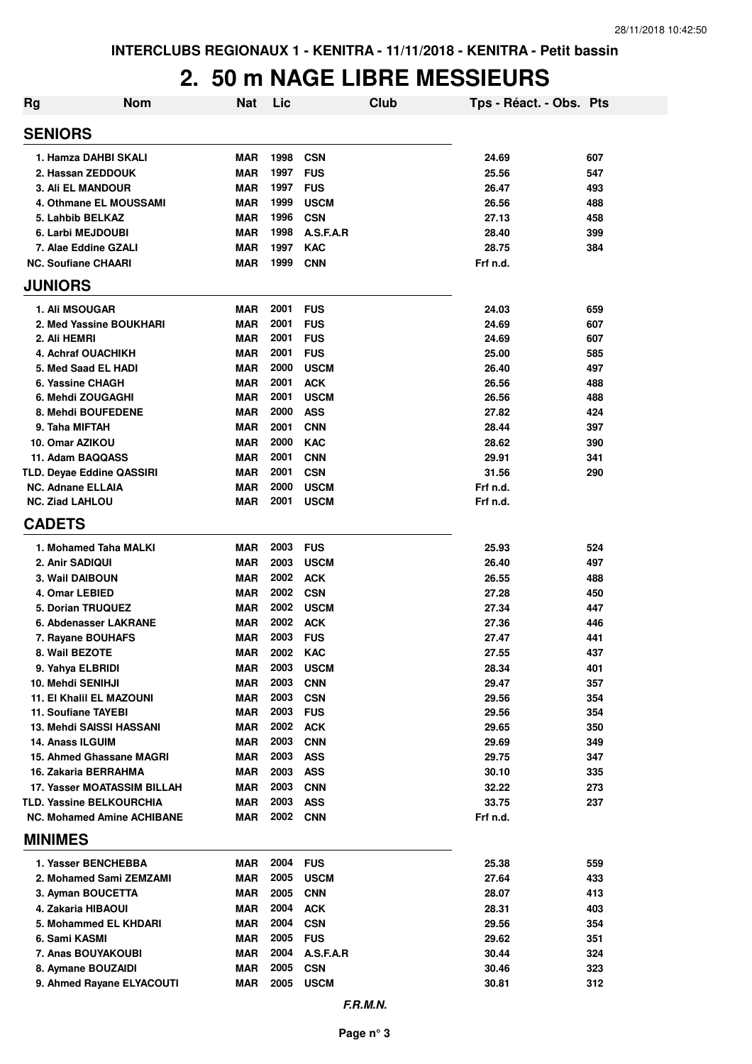INTERCLUBS REGIONAUX 1 - KENITRA - 11/11/2018 - KENITRA - Petit bassin

# 2. 50 m NAGE LIBRE MESSIEURS

| Rg | Nom | Nat | Lic | Club | Tps - Réact. - Obs. | Pts |
|---|---|---|---|---|---|---|
| **SENIORS** | | | | | | |
| 1. | Hamza DAHBI SKALI | MAR | 1998 | CSN | 24.69 | 607 |
| 2. | Hassan ZEDDOUK | MAR | 1997 | FUS | 25.56 | 547 |
| 3. | Ali EL MANDOUR | MAR | 1997 | FUS | 26.47 | 493 |
| 4. | Othmane EL MOUSSAMI | MAR | 1999 | USCM | 26.56 | 488 |
| 5. | Lahbib BELKAZ | MAR | 1996 | CSN | 27.13 | 458 |
| 6. | Larbi MEJDOUBI | MAR | 1998 | A.S.F.A.R | 28.40 | 399 |
| 7. | Alae Eddine GZALI | MAR | 1997 | KAC | 28.75 | 384 |
| NC. | Soufiane CHAARI | MAR | 1999 | CNN | Frf n.d. | |
| **JUNIORS** | | | | | | |
| 1. | Ali MSOUGAR | MAR | 2001 | FUS | 24.03 | 659 |
| 2. | Med Yassine BOUKHARI | MAR | 2001 | FUS | 24.69 | 607 |
| 2. | Ali HEMRI | MAR | 2001 | FUS | 24.69 | 607 |
| 4. | Achraf OUACHIKH | MAR | 2001 | FUS | 25.00 | 585 |
| 5. | Med Saad EL HADI | MAR | 2000 | USCM | 26.40 | 497 |
| 6. | Yassine CHAGH | MAR | 2001 | ACK | 26.56 | 488 |
| 6. | Mehdi ZOUGAGHI | MAR | 2001 | USCM | 26.56 | 488 |
| 8. | Mehdi BOUFEDENE | MAR | 2000 | ASS | 27.82 | 424 |
| 9. | Taha MIFTAH | MAR | 2001 | CNN | 28.44 | 397 |
| 10. | Omar AZIKOU | MAR | 2000 | KAC | 28.62 | 390 |
| 11. | Adam BAQQASS | MAR | 2001 | CNN | 29.91 | 341 |
| TLD. | Deyae Eddine QASSIRI | MAR | 2001 | CSN | 31.56 | 290 |
| NC. | Adnane ELLAIA | MAR | 2000 | USCM | Frf n.d. | |
| NC. | Ziad LAHLOU | MAR | 2001 | USCM | Frf n.d. | |
| **CADETS** | | | | | | |
| 1. | Mohamed Taha MALKI | MAR | 2003 | FUS | 25.93 | 524 |
| 2. | Anir SADIQUI | MAR | 2003 | USCM | 26.40 | 497 |
| 3. | Wail DAIBOUN | MAR | 2002 | ACK | 26.55 | 488 |
| 4. | Omar LEBIED | MAR | 2002 | CSN | 27.28 | 450 |
| 5. | Dorian TRUQUEZ | MAR | 2002 | USCM | 27.34 | 447 |
| 6. | Abdenasser LAKRANE | MAR | 2002 | ACK | 27.36 | 446 |
| 7. | Rayane BOUHAFS | MAR | 2003 | FUS | 27.47 | 441 |
| 8. | Wail BEZOTE | MAR | 2002 | KAC | 27.55 | 437 |
| 9. | Yahya ELBRIDI | MAR | 2003 | USCM | 28.34 | 401 |
| 10. | Mehdi SENIHJI | MAR | 2003 | CNN | 29.47 | 357 |
| 11. | El Khalil EL MAZOUNI | MAR | 2003 | CSN | 29.56 | 354 |
| 11. | Soufiane TAYEBI | MAR | 2003 | FUS | 29.56 | 354 |
| 13. | Mehdi SAISSI HASSANI | MAR | 2002 | ACK | 29.65 | 350 |
| 14. | Anass ILGUIM | MAR | 2003 | CNN | 29.69 | 349 |
| 15. | Ahmed Ghassane MAGRI | MAR | 2003 | ASS | 29.75 | 347 |
| 16. | Zakaria BERRAHMA | MAR | 2003 | ASS | 30.10 | 335 |
| 17. | Yasser MOATASSIM BILLAH | MAR | 2003 | CNN | 32.22 | 273 |
| TLD. | Yassine BELKOURCHIA | MAR | 2003 | ASS | 33.75 | 237 |
| NC. | Mohamed Amine ACHIBANE | MAR | 2002 | CNN | Frf n.d. | |
| **MINIMES** | | | | | | |
| 1. | Yasser BENCHEBBA | MAR | 2004 | FUS | 25.38 | 559 |
| 2. | Mohamed Sami ZEMZAMI | MAR | 2005 | USCM | 27.64 | 433 |
| 3. | Ayman BOUCETTA | MAR | 2005 | CNN | 28.07 | 413 |
| 4. | Zakaria HIBAOUI | MAR | 2004 | ACK | 28.31 | 403 |
| 5. | Mohammed EL KHDARI | MAR | 2004 | CSN | 29.56 | 354 |
| 6. | Sami KASMI | MAR | 2005 | FUS | 29.62 | 351 |
| 7. | Anas BOUYAKOUBI | MAR | 2004 | A.S.F.A.R | 30.44 | 324 |
| 8. | Aymane BOUZAIDI | MAR | 2005 | CSN | 30.46 | 323 |
| 9. | Ahmed Rayane ELYACOUTI | MAR | 2005 | USCM | 30.81 | 312 |

*F.R.M.N.*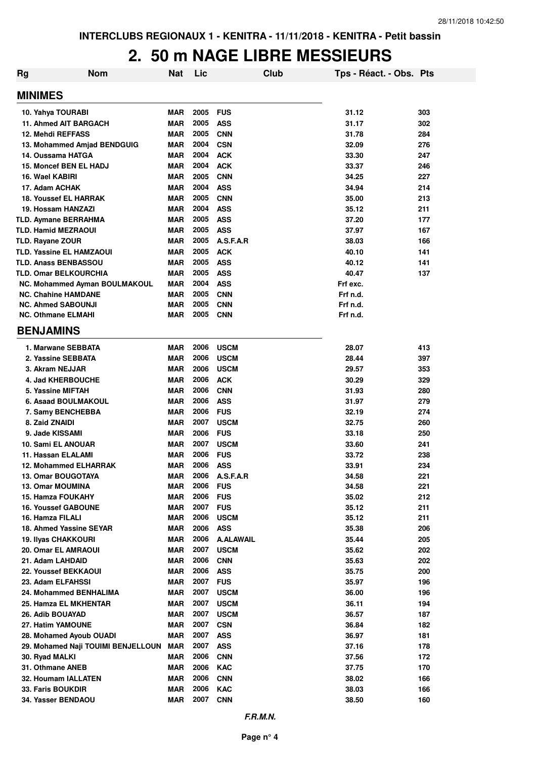INTERCLUBS REGIONAUX 1 - KENITRA - 11/11/2018 - KENITRA - Petit bassin

# 2. 50 m NAGE LIBRE MESSIEURS

| Rg | Nom | Nat | Lic | Club | Tps - Réact. - Obs. | Pts |
|---|---|---|---|---|---|---|
| **MINIMES** | | | | | | |
| 10. Yahya TOURABI | | MAR | 2005 | FUS | 31.12 | 303 |
| 11. Ahmed AIT BARGACH | | MAR | 2005 | ASS | 31.17 | 302 |
| 12. Mehdi REFFASS | | MAR | 2005 | CNN | 31.78 | 284 |
| 13. Mohammed Amjad BENDGUIG | | MAR | 2004 | CSN | 32.09 | 276 |
| 14. Oussama HATGA | | MAR | 2004 | ACK | 33.30 | 247 |
| 15. Moncef BEN EL HADJ | | MAR | 2004 | ACK | 33.37 | 246 |
| 16. Wael KABIRI | | MAR | 2005 | CNN | 34.25 | 227 |
| 17. Adam ACHAK | | MAR | 2004 | ASS | 34.94 | 214 |
| 18. Youssef EL HARRAK | | MAR | 2005 | CNN | 35.00 | 213 |
| 19. Hossam HANZAZI | | MAR | 2004 | ASS | 35.12 | 211 |
| TLD. Aymane BERRAHMA | | MAR | 2005 | ASS | 37.20 | 177 |
| TLD. Hamid MEZRAOUI | | MAR | 2005 | ASS | 37.97 | 167 |
| TLD. Rayane ZOUR | | MAR | 2005 | A.S.F.A.R | 38.03 | 166 |
| TLD. Yassine EL HAMZAOUI | | MAR | 2005 | ACK | 40.10 | 141 |
| TLD. Anass BENBASSOU | | MAR | 2005 | ASS | 40.12 | 141 |
| TLD. Omar BELKOURCHIA | | MAR | 2005 | ASS | 40.47 | 137 |
| NC. Mohammed Ayman BOULMAKOUL | | MAR | 2004 | ASS | Frf exc. | |
| NC. Chahine HAMDANE | | MAR | 2005 | CNN | Frf n.d. | |
| NC. Ahmed SABOUNJI | | MAR | 2005 | CNN | Frf n.d. | |
| NC. Othmane ELMAHI | | MAR | 2005 | CNN | Frf n.d. | |
| **BENJAMINS** | | | | | | |
| 1. Marwane SEBBATA | | MAR | 2006 | USCM | 28.07 | 413 |
| 2. Yassine SEBBATA | | MAR | 2006 | USCM | 28.44 | 397 |
| 3. Akram NEJJAR | | MAR | 2006 | USCM | 29.57 | 353 |
| 4. Jad KHERBOUCHE | | MAR | 2006 | ACK | 30.29 | 329 |
| 5. Yassine MIFTAH | | MAR | 2006 | CNN | 31.93 | 280 |
| 6. Asaad BOULMAKOUL | | MAR | 2006 | ASS | 31.97 | 279 |
| 7. Samy BENCHEBBA | | MAR | 2006 | FUS | 32.19 | 274 |
| 8. Zaid ZNAIDI | | MAR | 2007 | USCM | 32.75 | 260 |
| 9. Jade KISSAMI | | MAR | 2006 | FUS | 33.18 | 250 |
| 10. Sami EL ANOUAR | | MAR | 2007 | USCM | 33.60 | 241 |
| 11. Hassan ELALAMI | | MAR | 2006 | FUS | 33.72 | 238 |
| 12. Mohammed ELHARRAK | | MAR | 2006 | ASS | 33.91 | 234 |
| 13. Omar BOUGOTAYA | | MAR | 2006 | A.S.F.A.R | 34.58 | 221 |
| 13. Omar MOUMINA | | MAR | 2006 | FUS | 34.58 | 221 |
| 15. Hamza FOUKAHY | | MAR | 2006 | FUS | 35.02 | 212 |
| 16. Youssef GABOUNE | | MAR | 2007 | FUS | 35.12 | 211 |
| 16. Hamza FILALI | | MAR | 2006 | USCM | 35.12 | 211 |
| 18. Ahmed Yassine SEYAR | | MAR | 2006 | ASS | 35.38 | 206 |
| 19. Ilyas CHAKKOURI | | MAR | 2006 | A.ALAWAIL | 35.44 | 205 |
| 20. Omar EL AMRAOUI | | MAR | 2007 | USCM | 35.62 | 202 |
| 21. Adam LAHDAID | | MAR | 2006 | CNN | 35.63 | 202 |
| 22. Youssef BEKKAOUI | | MAR | 2006 | ASS | 35.75 | 200 |
| 23. Adam ELFAHSSI | | MAR | 2007 | FUS | 35.97 | 196 |
| 24. Mohammed BENHALIMA | | MAR | 2007 | USCM | 36.00 | 196 |
| 25. Hamza EL MKHENTAR | | MAR | 2007 | USCM | 36.11 | 194 |
| 26. Adib BOUAYAD | | MAR | 2007 | USCM | 36.57 | 187 |
| 27. Hatim YAMOUNE | | MAR | 2007 | CSN | 36.84 | 182 |
| 28. Mohamed Ayoub OUADI | | MAR | 2007 | ASS | 36.97 | 181 |
| 29. Mohamed Naji TOUIMI BENJELLOUN | | MAR | 2007 | ASS | 37.16 | 178 |
| 30. Ryad MALKI | | MAR | 2006 | CNN | 37.56 | 172 |
| 31. Othmane ANEB | | MAR | 2006 | KAC | 37.75 | 170 |
| 32. Houmam IALLATEN | | MAR | 2006 | CNN | 38.02 | 166 |
| 33. Faris BOUKDIR | | MAR | 2006 | KAC | 38.03 | 166 |
| 34. Yasser BENDAOU | | MAR | 2007 | CNN | 38.50 | 160 |

*F.R.M.N.*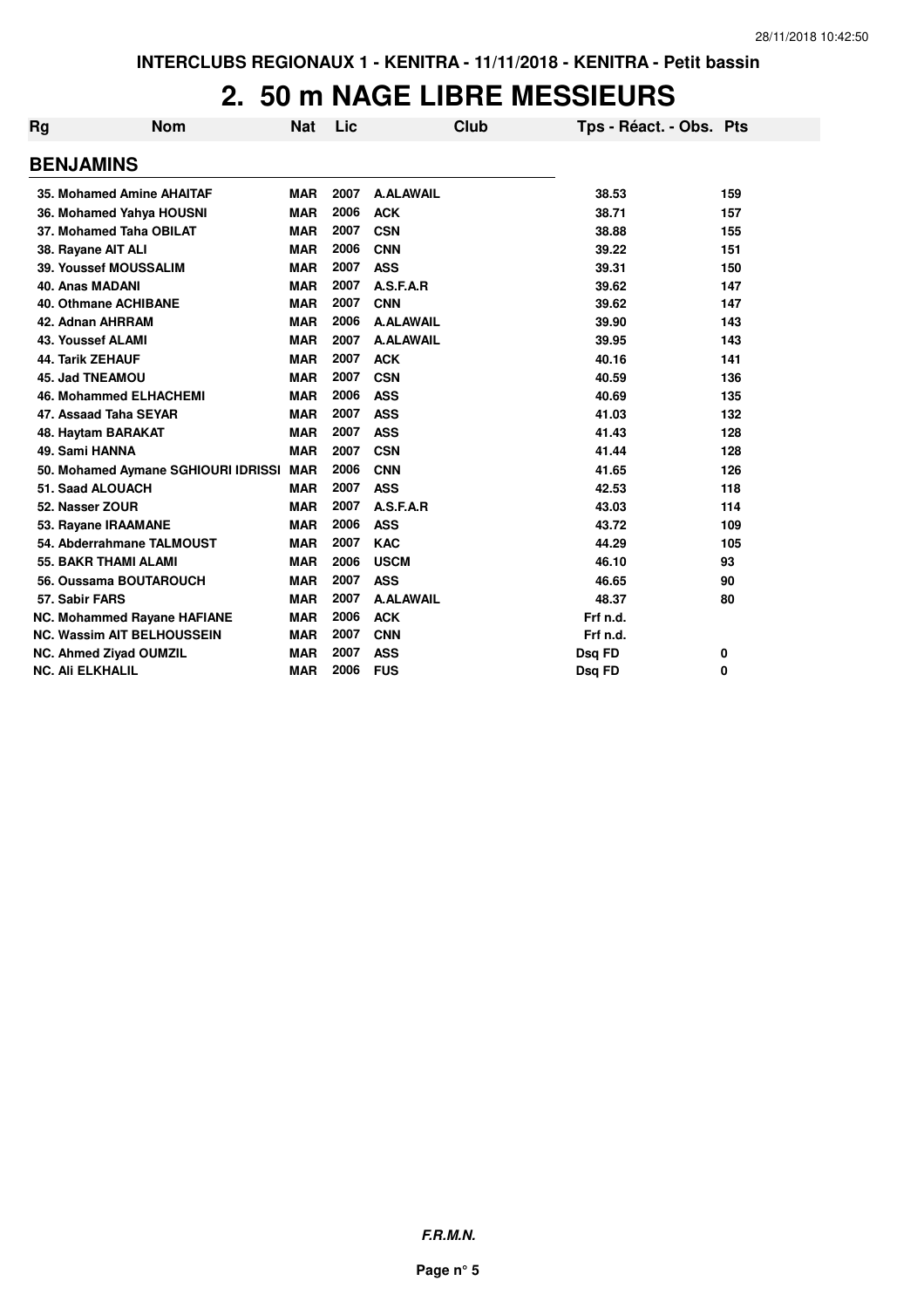# 2. 50 m NAGE LIBRE MESSIEURS

| Rg | Nom | Nat | Lic | Club | Tps - Réact. - Obs. | Pts |
|---|---|---|---|---|---|---|
| **BENJAMINS** | | | | | | |
| 35. Mohamed Amine AHAITAF | | MAR | 2007 | A.ALAWAIL | 38.53 | 159 |
| 36. Mohamed Yahya HOUSNI | | MAR | 2006 | ACK | 38.71 | 157 |
| 37. Mohamed Taha OBILAT | | MAR | 2007 | CSN | 38.88 | 155 |
| 38. Rayane AIT ALI | | MAR | 2006 | CNN | 39.22 | 151 |
| 39. Youssef MOUSSALIM | | MAR | 2007 | ASS | 39.31 | 150 |
| 40. Anas MADANI | | MAR | 2007 | A.S.F.A.R | 39.62 | 147 |
| 40. Othmane ACHIBANE | | MAR | 2007 | CNN | 39.62 | 147 |
| 42. Adnan AHRRAM | | MAR | 2006 | A.ALAWAIL | 39.90 | 143 |
| 43. Youssef ALAMI | | MAR | 2007 | A.ALAWAIL | 39.95 | 143 |
| 44. Tarik ZEHAUF | | MAR | 2007 | ACK | 40.16 | 141 |
| 45. Jad TNEAMOU | | MAR | 2007 | CSN | 40.59 | 136 |
| 46. Mohammed ELHACHEMI | | MAR | 2006 | ASS | 40.69 | 135 |
| 47. Assaad Taha SEYAR | | MAR | 2007 | ASS | 41.03 | 132 |
| 48. Haytam BARAKAT | | MAR | 2007 | ASS | 41.43 | 128 |
| 49. Sami HANNA | | MAR | 2007 | CSN | 41.44 | 128 |
| 50. Mohamed Aymane SGHIOURI IDRISSI | | MAR | 2006 | CNN | 41.65 | 126 |
| 51. Saad ALOUACH | | MAR | 2007 | ASS | 42.53 | 118 |
| 52. Nasser ZOUR | | MAR | 2007 | A.S.F.A.R | 43.03 | 114 |
| 53. Rayane IRAAMANE | | MAR | 2006 | ASS | 43.72 | 109 |
| 54. Abderrahmane TALMOUST | | MAR | 2007 | KAC | 44.29 | 105 |
| 55. BAKR THAMI ALAMI | | MAR | 2006 | USCM | 46.10 | 93 |
| 56. Oussama BOUTAROUCH | | MAR | 2007 | ASS | 46.65 | 90 |
| 57. Sabir FARS | | MAR | 2007 | A.ALAWAIL | 48.37 | 80 |
| NC. Mohammed Rayane HAFIANE | | MAR | 2006 | ACK | Frf n.d. | |
| NC. Wassim AIT BELHOUSSEIN | | MAR | 2007 | CNN | Frf n.d. | |
| NC. Ahmed Ziyad OUMZIL | | MAR | 2007 | ASS | Dsq FD | 0 |
| NC. Ali ELKHALIL | | MAR | 2006 | FUS | Dsq FD | 0 |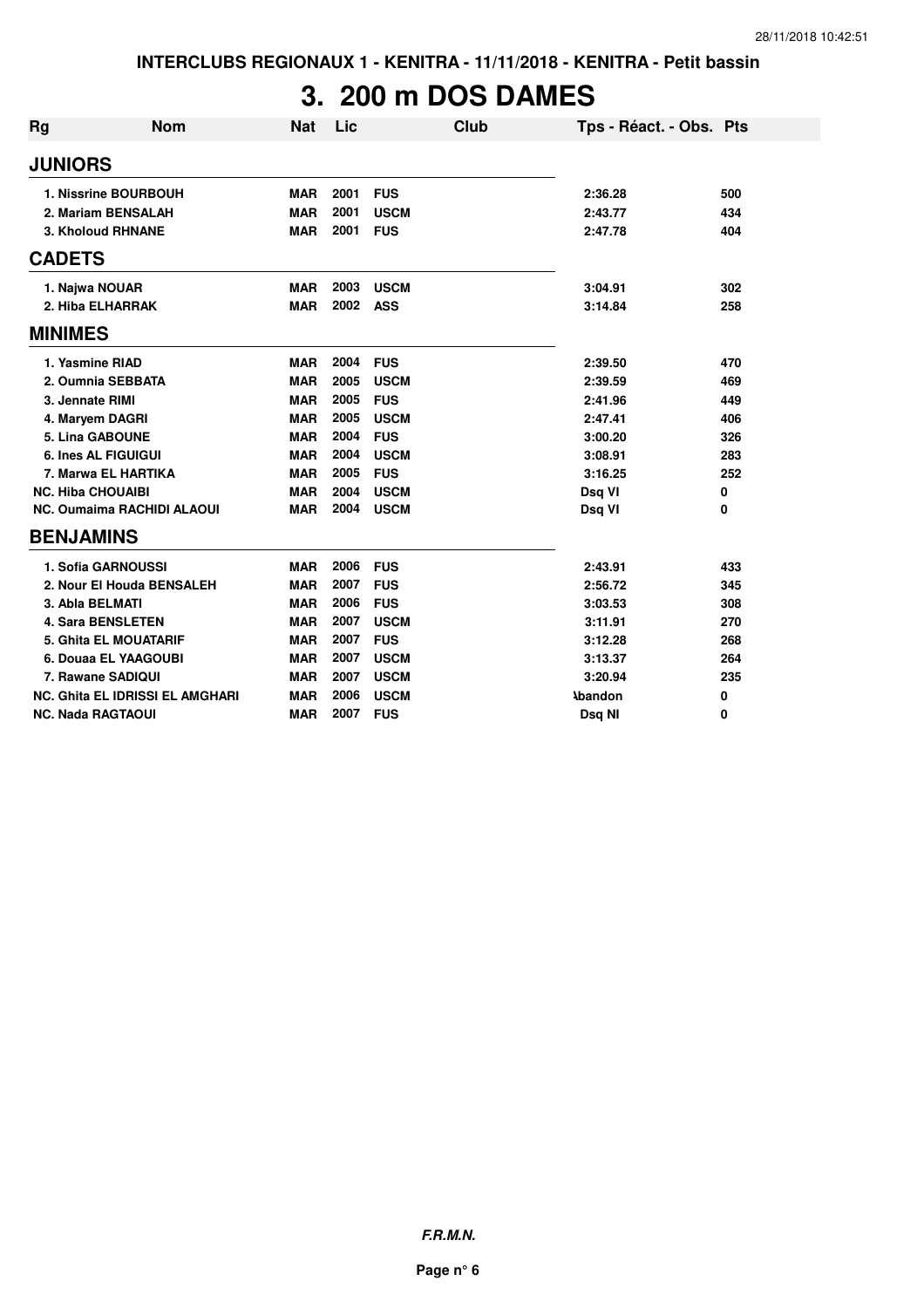INTERCLUBS REGIONAUX 1 - KENITRA - 11/11/2018 - KENITRA - Petit bassin

# 3. 200 m DOS DAMES

| Rg | Nom | Nat | Lic | Club | Tps - Réact. - Obs. | Pts |
|---|---|---|---|---|---|---|
| **JUNIORS** | | | | | | |
| 1. | Nissrine BOURBOUH | MAR | 2001 | FUS | 2:36.28 | 500 |
| 2. | Mariam BENSALAH | MAR | 2001 | USCM | 2:43.77 | 434 |
| 3. | Kholoud RHNANE | MAR | 2001 | FUS | 2:47.78 | 404 |
| **CADETS** | | | | | | |
| 1. | Najwa NOUAR | MAR | 2003 | USCM | 3:04.91 | 302 |
| 2. | Hiba ELHARRAK | MAR | 2002 | ASS | 3:14.84 | 258 |
| **MINIMES** | | | | | | |
| 1. | Yasmine RIAD | MAR | 2004 | FUS | 2:39.50 | 470 |
| 2. | Oumnia SEBBATA | MAR | 2005 | USCM | 2:39.59 | 469 |
| 3. | Jennate RIMI | MAR | 2005 | FUS | 2:41.96 | 449 |
| 4. | Maryem DAGRI | MAR | 2005 | USCM | 2:47.41 | 406 |
| 5. | Lina GABOUNE | MAR | 2004 | FUS | 3:00.20 | 326 |
| 6. | Ines AL FIGUIGUI | MAR | 2004 | USCM | 3:08.91 | 283 |
| 7. | Marwa EL HARTIKA | MAR | 2005 | FUS | 3:16.25 | 252 |
| NC. | Hiba CHOUAIBI | MAR | 2004 | USCM | Dsq VI | 0 |
| NC. | Oumaima RACHIDI ALAOUI | MAR | 2004 | USCM | Dsq VI | 0 |
| **BENJAMINS** | | | | | | |
| 1. | Sofia GARNOUSSI | MAR | 2006 | FUS | 2:43.91 | 433 |
| 2. | Nour El Houda BENSALEH | MAR | 2007 | FUS | 2:56.72 | 345 |
| 3. | Abla BELMATI | MAR | 2006 | FUS | 3:03.53 | 308 |
| 4. | Sara BENSLETEN | MAR | 2007 | USCM | 3:11.91 | 270 |
| 5. | Ghita EL MOUATARIF | MAR | 2007 | FUS | 3:12.28 | 268 |
| 6. | Douaa EL YAAGOUBI | MAR | 2007 | USCM | 3:13.37 | 264 |
| 7. | Rawane SADIQUI | MAR | 2007 | USCM | 3:20.94 | 235 |
| NC. | Ghita EL IDRISSI EL AMGHARI | MAR | 2006 | USCM | Abandon | 0 |
| NC. | Nada RAGTAOUI | MAR | 2007 | FUS | Dsq NI | 0 |

**F.R.M.N.**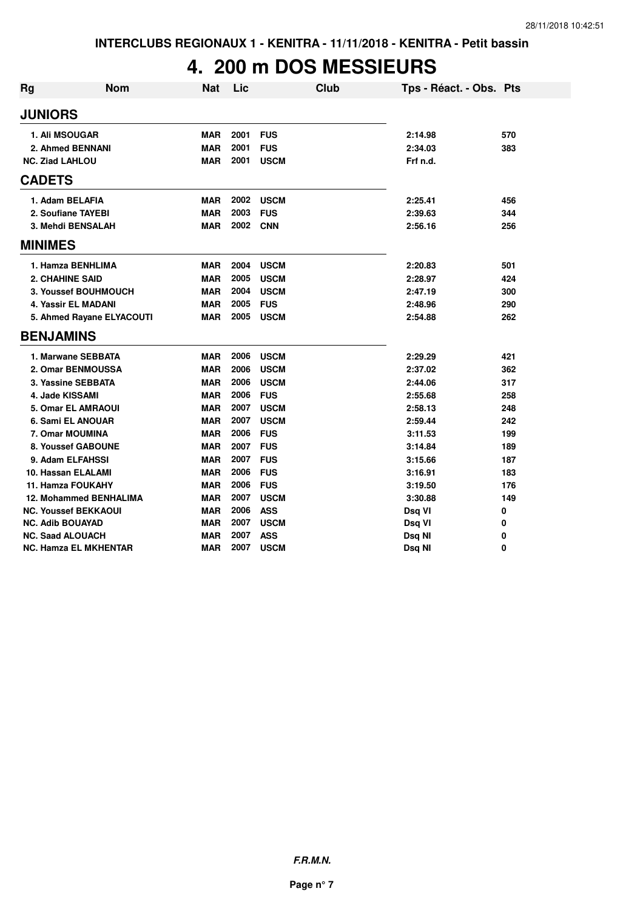INTERCLUBS REGIONAUX 1 - KENITRA - 11/11/2018 - KENITRA - Petit bassin

# 4. 200 m DOS MESSIEURS

| Rg | Nom | Nat | Lic | Club | Tps - Réact. - Obs. | Pts |
|---|---|---|---|---|---|---|
| **JUNIORS** | | | | | | |
| 1. | Ali MSOUGAR | MAR | 2001 | FUS | 2:14.98 | 570 |
| 2. | Ahmed BENNANI | MAR | 2001 | FUS | 2:34.03 | 383 |
| NC. | Ziad LAHLOU | MAR | 2001 | USCM | Frf n.d. | |
| **CADETS** | | | | | | |
| 1. | Adam BELAFIA | MAR | 2002 | USCM | 2:25.41 | 456 |
| 2. | Soufiane TAYEBI | MAR | 2003 | FUS | 2:39.63 | 344 |
| 3. | Mehdi BENSALAH | MAR | 2002 | CNN | 2:56.16 | 256 |
| **MINIMES** | | | | | | |
| 1. | Hamza BENHLIMA | MAR | 2004 | USCM | 2:20.83 | 501 |
| 2. | CHAHINE SAID | MAR | 2005 | USCM | 2:28.97 | 424 |
| 3. | Youssef BOUHMOUCH | MAR | 2004 | USCM | 2:47.19 | 300 |
| 4. | Yassir EL MADANI | MAR | 2005 | FUS | 2:48.96 | 290 |
| 5. | Ahmed Rayane ELYACOUTI | MAR | 2005 | USCM | 2:54.88 | 262 |
| **BENJAMINS** | | | | | | |
| 1. | Marwane SEBBATA | MAR | 2006 | USCM | 2:29.29 | 421 |
| 2. | Omar BENMOUSSA | MAR | 2006 | USCM | 2:37.02 | 362 |
| 3. | Yassine SEBBATA | MAR | 2006 | USCM | 2:44.06 | 317 |
| 4. | Jade KISSAMI | MAR | 2006 | FUS | 2:55.68 | 258 |
| 5. | Omar EL AMRAOUI | MAR | 2007 | USCM | 2:58.13 | 248 |
| 6. | Sami EL ANOUAR | MAR | 2007 | USCM | 2:59.44 | 242 |
| 7. | Omar MOUMINA | MAR | 2006 | FUS | 3:11.53 | 199 |
| 8. | Youssef GABOUNE | MAR | 2007 | FUS | 3:14.84 | 189 |
| 9. | Adam ELFAHSSI | MAR | 2007 | FUS | 3:15.66 | 187 |
| 10. | Hassan ELALAMI | MAR | 2006 | FUS | 3:16.91 | 183 |
| 11. | Hamza FOUKAHY | MAR | 2006 | FUS | 3:19.50 | 176 |
| 12. | Mohammed BENHALIMA | MAR | 2007 | USCM | 3:30.88 | 149 |
| NC. | Youssef BEKKAOUI | MAR | 2006 | ASS | Dsq VI | 0 |
| NC. | Adib BOUAYAD | MAR | 2007 | USCM | Dsq VI | 0 |
| NC. | Saad ALOUACH | MAR | 2007 | ASS | Dsq NI | 0 |
| NC. | Hamza EL MKHENTAR | MAR | 2007 | USCM | Dsq NI | 0 |

*F.R.M.N.*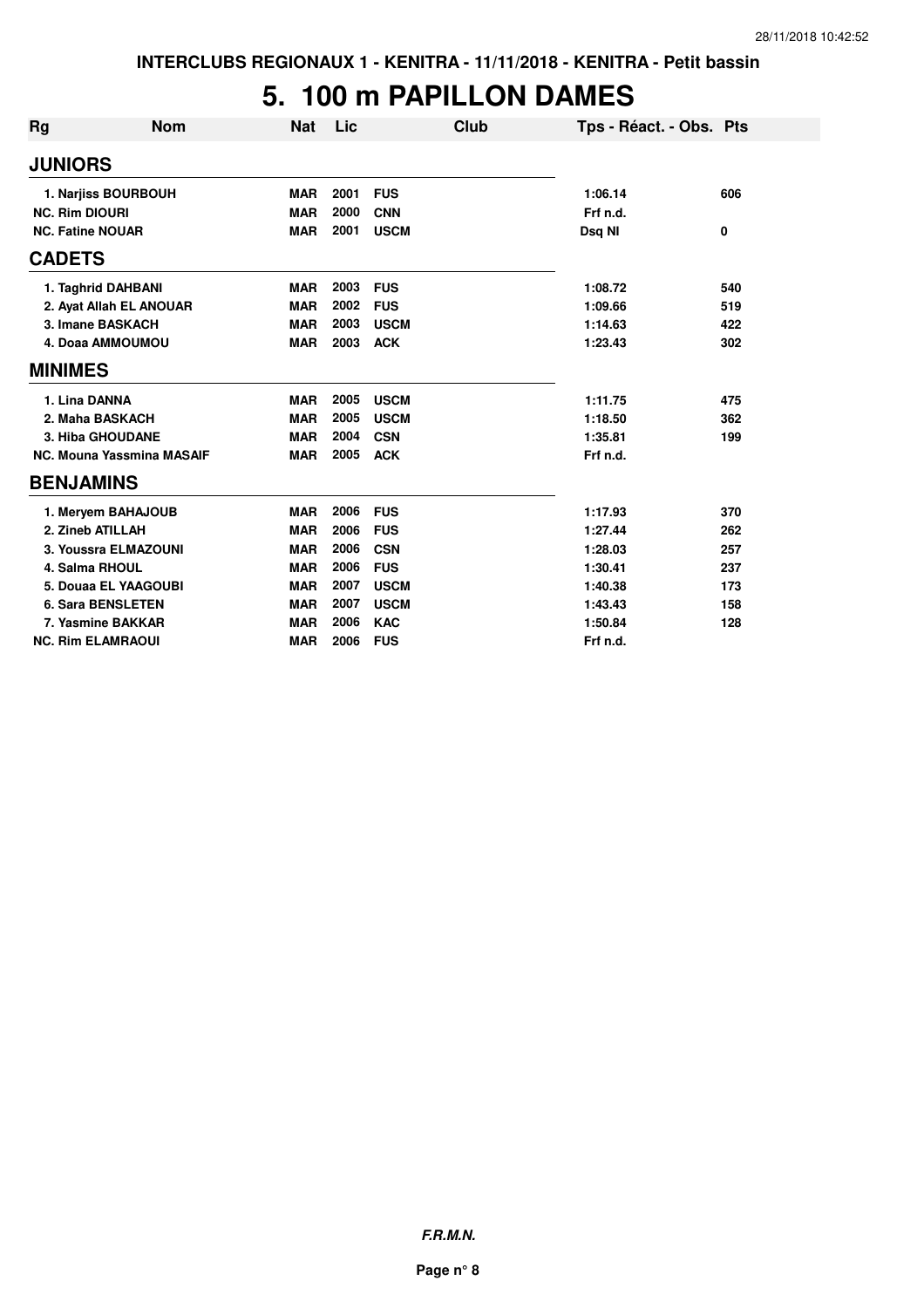# 5. 100 m PAPILLON DAMES

| Rg | Nom | Nat | Lic | Club | Tps - Réact. - Obs. | Pts |
|---|---|---|---|---|---|---|
| **JUNIORS** | | | | | | |
| 1. Narjiss BOURBOUH | | MAR | 2001 | FUS | 1:06.14 | 606 |
| NC. Rim DIOURI | | MAR | 2000 | CNN | Frf n.d. | |
| NC. Fatine NOUAR | | MAR | 2001 | USCM | Dsq NI | 0 |
| **CADETS** | | | | | | |
| 1. Taghrid DAHBANI | | MAR | 2003 | FUS | 1:08.72 | 540 |
| 2. Ayat Allah EL ANOUAR | | MAR | 2002 | FUS | 1:09.66 | 519 |
| 3. Imane BASKACH | | MAR | 2003 | USCM | 1:14.63 | 422 |
| 4. Doaa AMMOUMOU | | MAR | 2003 | ACK | 1:23.43 | 302 |
| **MINIMES** | | | | | | |
| 1. Lina DANNA | | MAR | 2005 | USCM | 1:11.75 | 475 |
| 2. Maha BASKACH | | MAR | 2005 | USCM | 1:18.50 | 362 |
| 3. Hiba GHOUDANE | | MAR | 2004 | CSN | 1:35.81 | 199 |
| NC. Mouna Yassmina MASAIF | | MAR | 2005 | ACK | Frf n.d. | |
| **BENJAMINS** | | | | | | |
| 1. Meryem BAHAJOUB | | MAR | 2006 | FUS | 1:17.93 | 370 |
| 2. Zineb ATILLAH | | MAR | 2006 | FUS | 1:27.44 | 262 |
| 3. Youssra ELMAZOUNI | | MAR | 2006 | CSN | 1:28.03 | 257 |
| 4. Salma RHOUL | | MAR | 2006 | FUS | 1:30.41 | 237 |
| 5. Douaa EL YAAGOUBI | | MAR | 2007 | USCM | 1:40.38 | 173 |
| 6. Sara BENSLETEN | | MAR | 2007 | USCM | 1:43.43 | 158 |
| 7. Yasmine BAKKAR | | MAR | 2006 | KAC | 1:50.84 | 128 |
| NC. Rim ELAMRAOUI | | MAR | 2006 | FUS | Frf n.d. | |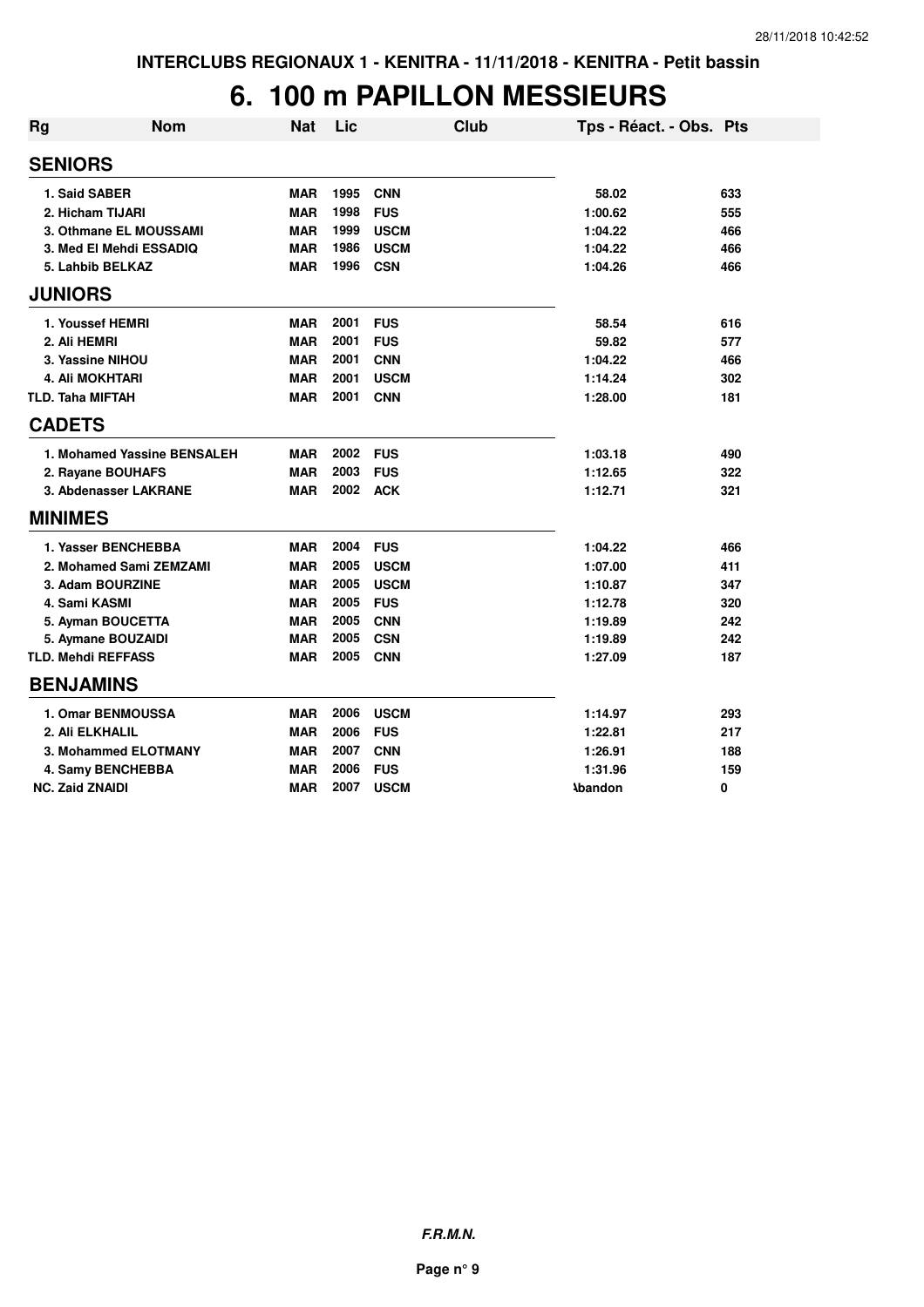INTERCLUBS REGIONAUX 1 - KENITRA - 11/11/2018 - KENITRA - Petit bassin

# 6. 100 m PAPILLON MESSIEURS

| Rg | Nom | Nat | Lic | Club | Tps - Réact. - Obs. | Pts |
|---|---|---|---|---|---|---|
| **SENIORS** | | | | | | |
| 1. | Said SABER | MAR | 1995 | CNN | 58.02 | 633 |
| 2. | Hicham TIJARI | MAR | 1998 | FUS | 1:00.62 | 555 |
| 3. | Othmane EL MOUSSAMI | MAR | 1999 | USCM | 1:04.22 | 466 |
| 3. | Med El Mehdi ESSADIQ | MAR | 1986 | USCM | 1:04.22 | 466 |
| 5. | Lahbib BELKAZ | MAR | 1996 | CSN | 1:04.26 | 466 |
| **JUNIORS** | | | | | | |
| 1. | Youssef HEMRI | MAR | 2001 | FUS | 58.54 | 616 |
| 2. | Ali HEMRI | MAR | 2001 | FUS | 59.82 | 577 |
| 3. | Yassine NIHOU | MAR | 2001 | CNN | 1:04.22 | 466 |
| 4. | Ali MOKHTARI | MAR | 2001 | USCM | 1:14.24 | 302 |
| TLD. | Taha MIFTAH | MAR | 2001 | CNN | 1:28.00 | 181 |
| **CADETS** | | | | | | |
| 1. | Mohamed Yassine BENSALEH | MAR | 2002 | FUS | 1:03.18 | 490 |
| 2. | Rayane BOUHAFS | MAR | 2003 | FUS | 1:12.65 | 322 |
| 3. | Abdenasser LAKRANE | MAR | 2002 | ACK | 1:12.71 | 321 |
| **MINIMES** | | | | | | |
| 1. | Yasser BENCHEBBA | MAR | 2004 | FUS | 1:04.22 | 466 |
| 2. | Mohamed Sami ZEMZAMI | MAR | 2005 | USCM | 1:07.00 | 411 |
| 3. | Adam BOURZINE | MAR | 2005 | USCM | 1:10.87 | 347 |
| 4. | Sami KASMI | MAR | 2005 | FUS | 1:12.78 | 320 |
| 5. | Ayman BOUCETTA | MAR | 2005 | CNN | 1:19.89 | 242 |
| 5. | Aymane BOUZAIDI | MAR | 2005 | CSN | 1:19.89 | 242 |
| TLD. | Mehdi REFFASS | MAR | 2005 | CNN | 1:27.09 | 187 |
| **BENJAMINS** | | | | | | |
| 1. | Omar BENMOUSSA | MAR | 2006 | USCM | 1:14.97 | 293 |
| 2. | Ali ELKHALIL | MAR | 2006 | FUS | 1:22.81 | 217 |
| 3. | Mohammed ELOTMANY | MAR | 2007 | CNN | 1:26.91 | 188 |
| 4. | Samy BENCHEBBA | MAR | 2006 | FUS | 1:31.96 | 159 |
| NC. | Zaid ZNAIDI | MAR | 2007 | USCM | Abandon | 0 |

*F.R.M.N.*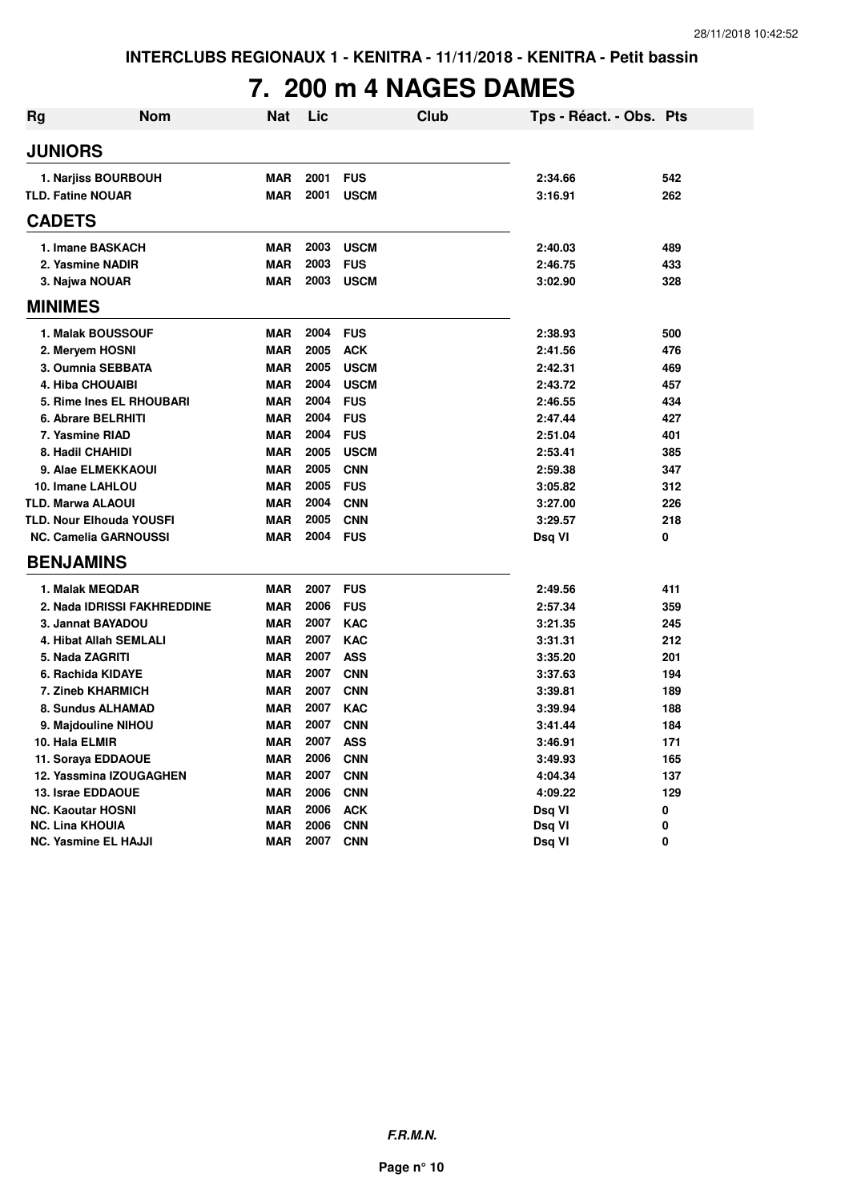# 7. 200 m 4 NAGES DAMES

| Rg | Nom | Nat | Lic | Club | Tps - Réact. - Obs. | Pts |
|---|---|---|---|---|---|---|
| **JUNIORS** | | | | | | |
| 1. Narjiss BOURBOUH | | MAR | 2001 | FUS | 2:34.66 | 542 |
| TLD. Fatine NOUAR | | MAR | 2001 | USCM | 3:16.91 | 262 |
| **CADETS** | | | | | | |
| 1. Imane BASKACH | | MAR | 2003 | USCM | 2:40.03 | 489 |
| 2. Yasmine NADIR | | MAR | 2003 | FUS | 2:46.75 | 433 |
| 3. Najwa NOUAR | | MAR | 2003 | USCM | 3:02.90 | 328 |
| **MINIMES** | | | | | | |
| 1. Malak BOUSSOUF | | MAR | 2004 | FUS | 2:38.93 | 500 |
| 2. Meryem HOSNI | | MAR | 2005 | ACK | 2:41.56 | 476 |
| 3. Oumnia SEBBATA | | MAR | 2005 | USCM | 2:42.31 | 469 |
| 4. Hiba CHOUAIBI | | MAR | 2004 | USCM | 2:43.72 | 457 |
| 5. Rime Ines EL RHOUBARI | | MAR | 2004 | FUS | 2:46.55 | 434 |
| 6. Abrare BELRHITI | | MAR | 2004 | FUS | 2:47.44 | 427 |
| 7. Yasmine RIAD | | MAR | 2004 | FUS | 2:51.04 | 401 |
| 8. Hadil CHAHIDI | | MAR | 2005 | USCM | 2:53.41 | 385 |
| 9. Alae ELMEKKAOUI | | MAR | 2005 | CNN | 2:59.38 | 347 |
| 10. Imane LAHLOU | | MAR | 2005 | FUS | 3:05.82 | 312 |
| TLD. Marwa ALAOUI | | MAR | 2004 | CNN | 3:27.00 | 226 |
| TLD. Nour Elhouda YOUSFI | | MAR | 2005 | CNN | 3:29.57 | 218 |
| NC. Camelia GARNOUSSI | | MAR | 2004 | FUS | Dsq VI | 0 |
| **BENJAMINS** | | | | | | |
| 1. Malak MEQDAR | | MAR | 2007 | FUS | 2:49.56 | 411 |
| 2. Nada IDRISSI FAKHREDDINE | | MAR | 2006 | FUS | 2:57.34 | 359 |
| 3. Jannat BAYADOU | | MAR | 2007 | KAC | 3:21.35 | 245 |
| 4. Hibat Allah SEMLALI | | MAR | 2007 | KAC | 3:31.31 | 212 |
| 5. Nada ZAGRITI | | MAR | 2007 | ASS | 3:35.20 | 201 |
| 6. Rachida KIDAYE | | MAR | 2007 | CNN | 3:37.63 | 194 |
| 7. Zineb KHARMICH | | MAR | 2007 | CNN | 3:39.81 | 189 |
| 8. Sundus ALHAMAD | | MAR | 2007 | KAC | 3:39.94 | 188 |
| 9. Majdouline NIHOU | | MAR | 2007 | CNN | 3:41.44 | 184 |
| 10. Hala ELMIR | | MAR | 2007 | ASS | 3:46.91 | 171 |
| 11. Soraya EDDAOUE | | MAR | 2006 | CNN | 3:49.93 | 165 |
| 12. Yassmina IZOUGAGHEN | | MAR | 2007 | CNN | 4:04.34 | 137 |
| 13. Israe EDDAOUE | | MAR | 2006 | CNN | 4:09.22 | 129 |
| NC. Kaoutar HOSNI | | MAR | 2006 | ACK | Dsq VI | 0 |
| NC. Lina KHOUIA | | MAR | 2006 | CNN | Dsq VI | 0 |
| NC. Yasmine EL HAJJI | | MAR | 2007 | CNN | Dsq VI | 0 |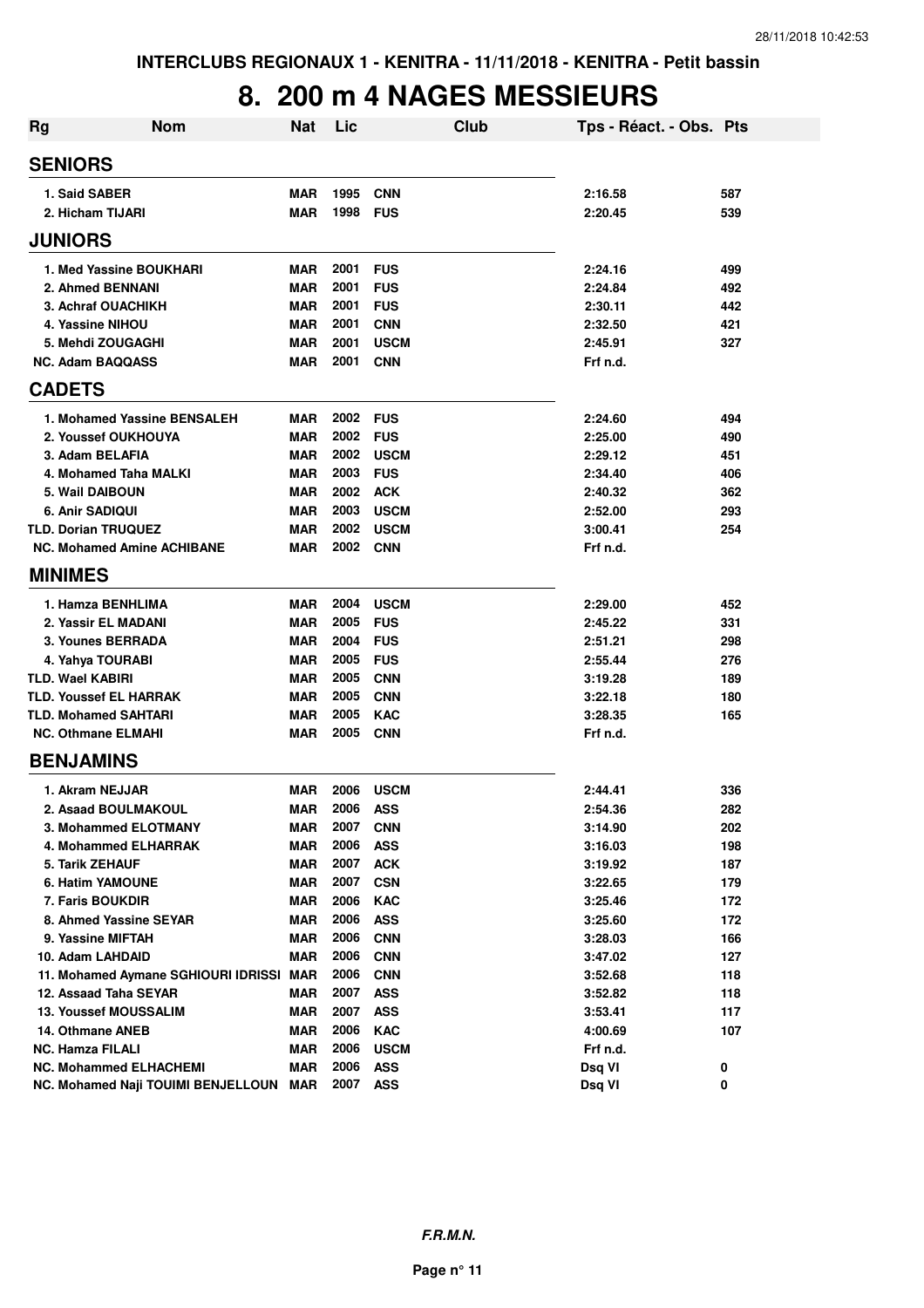INTERCLUBS REGIONAUX 1 - KENITRA - 11/11/2018 - KENITRA - Petit bassin

# 8. 200 m 4 NAGES MESSIEURS

| Rg | Nom | Nat | Lic | Club | Tps - Réact. - Obs. | Pts |
|---|---|---|---|---|---|---|
| **SENIORS** | | | | | | |
| 1. | Said SABER | MAR | 1995 | CNN | 2:16.58 | 587 |
| 2. | Hicham TIJARI | MAR | 1998 | FUS | 2:20.45 | 539 |
| **JUNIORS** | | | | | | |
| 1. | Med Yassine BOUKHARI | MAR | 2001 | FUS | 2:24.16 | 499 |
| 2. | Ahmed BENNANI | MAR | 2001 | FUS | 2:24.84 | 492 |
| 3. | Achraf OUACHIKH | MAR | 2001 | FUS | 2:30.11 | 442 |
| 4. | Yassine NIHOU | MAR | 2001 | CNN | 2:32.50 | 421 |
| 5. | Mehdi ZOUGAGHI | MAR | 2001 | USCM | 2:45.91 | 327 |
| NC. | Adam BAQQASS | MAR | 2001 | CNN | Frf n.d. | |
| **CADETS** | | | | | | |
| 1. | Mohamed Yassine BENSALEH | MAR | 2002 | FUS | 2:24.60 | 494 |
| 2. | Youssef OUKHOUYA | MAR | 2002 | FUS | 2:25.00 | 490 |
| 3. | Adam BELAFIA | MAR | 2002 | USCM | 2:29.12 | 451 |
| 4. | Mohamed Taha MALKI | MAR | 2003 | FUS | 2:34.40 | 406 |
| 5. | Wail DAIBOUN | MAR | 2002 | ACK | 2:40.32 | 362 |
| 6. | Anir SADIQUI | MAR | 2003 | USCM | 2:52.00 | 293 |
| TLD. | Dorian TRUQUEZ | MAR | 2002 | USCM | 3:00.41 | 254 |
| NC. | Mohamed Amine ACHIBANE | MAR | 2002 | CNN | Frf n.d. | |
| **MINIMES** | | | | | | |
| 1. | Hamza BENHLIMA | MAR | 2004 | USCM | 2:29.00 | 452 |
| 2. | Yassir EL MADANI | MAR | 2005 | FUS | 2:45.22 | 331 |
| 3. | Younes BERRADA | MAR | 2004 | FUS | 2:51.21 | 298 |
| 4. | Yahya TOURABI | MAR | 2005 | FUS | 2:55.44 | 276 |
| TLD. | Wael KABIRI | MAR | 2005 | CNN | 3:19.28 | 189 |
| TLD. | Youssef EL HARRAK | MAR | 2005 | CNN | 3:22.18 | 180 |
| TLD. | Mohamed SAHTARI | MAR | 2005 | KAC | 3:28.35 | 165 |
| NC. | Othmane ELMAHI | MAR | 2005 | CNN | Frf n.d. | |
| **BENJAMINS** | | | | | | |
| 1. | Akram NEJJAR | MAR | 2006 | USCM | 2:44.41 | 336 |
| 2. | Asaad BOULMAKOUL | MAR | 2006 | ASS | 2:54.36 | 282 |
| 3. | Mohammed ELOTMANY | MAR | 2007 | CNN | 3:14.90 | 202 |
| 4. | Mohammed ELHARRAK | MAR | 2006 | ASS | 3:16.03 | 198 |
| 5. | Tarik ZEHAUF | MAR | 2007 | ACK | 3:19.92 | 187 |
| 6. | Hatim YAMOUNE | MAR | 2007 | CSN | 3:22.65 | 179 |
| 7. | Faris BOUKDIR | MAR | 2006 | KAC | 3:25.46 | 172 |
| 8. | Ahmed Yassine SEYAR | MAR | 2006 | ASS | 3:25.60 | 172 |
| 9. | Yassine MIFTAH | MAR | 2006 | CNN | 3:28.03 | 166 |
| 10. | Adam LAHDAID | MAR | 2006 | CNN | 3:47.02 | 127 |
| 11. | Mohamed Aymane SGHIOURI IDRISSI | MAR | 2006 | CNN | 3:52.68 | 118 |
| 12. | Assaad Taha SEYAR | MAR | 2007 | ASS | 3:52.82 | 118 |
| 13. | Youssef MOUSSALIM | MAR | 2007 | ASS | 3:53.41 | 117 |
| 14. | Othmane ANEB | MAR | 2006 | KAC | 4:00.69 | 107 |
| NC. | Hamza FILALI | MAR | 2006 | USCM | Frf n.d. | |
| NC. | Mohammed ELHACHEMI | MAR | 2006 | ASS | Dsq VI | 0 |
| NC. | Mohamed Naji TOUIMI BENJELLOUN | MAR | 2007 | ASS | Dsq VI | 0 |

**F.R.M.N.**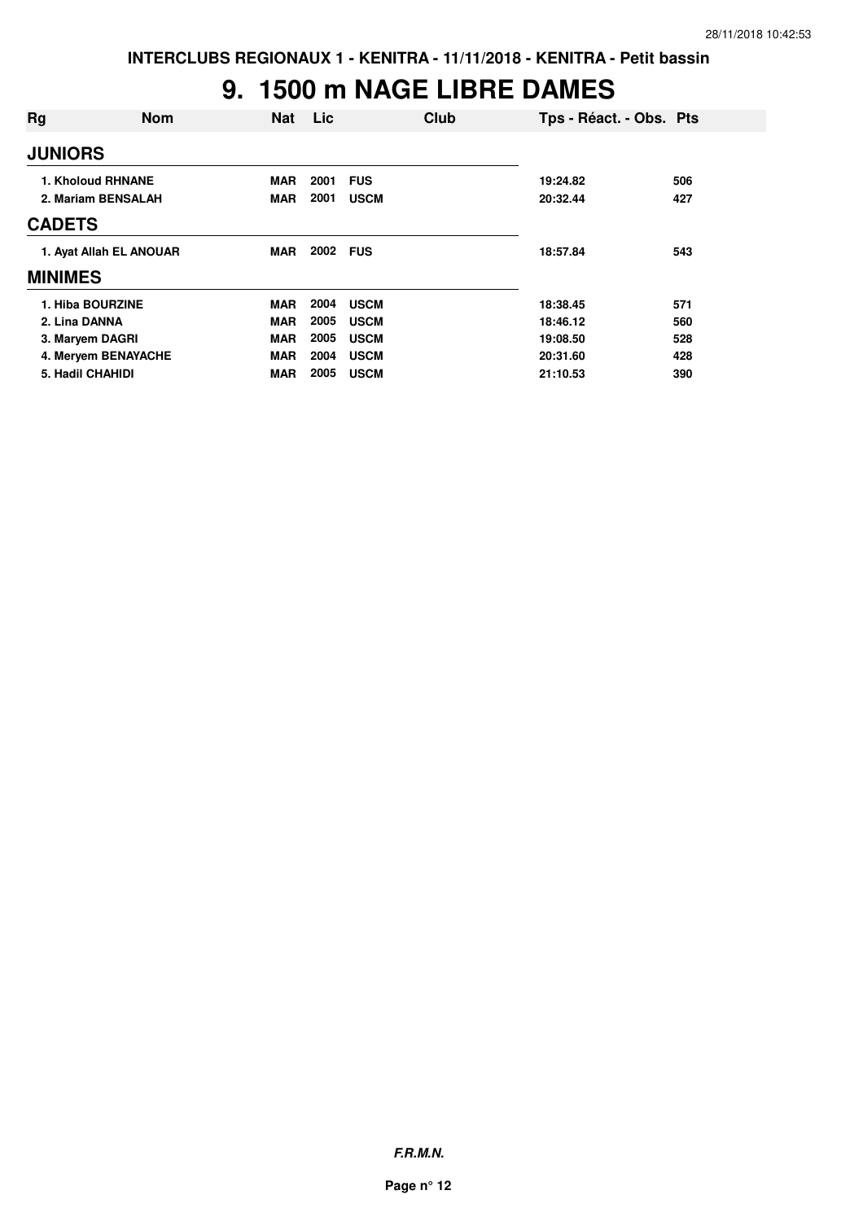# 9. 1500 m NAGE LIBRE DAMES

| Rg | Nom | Nat | Lic | Club | Tps - Réact. - Obs. | Pts |
|---|---|---|---|---|---|---|
| **JUNIORS** | | | | | | |
| 1. | Kholoud RHNANE | MAR | 2001 | FUS | 19:24.82 | 506 |
| 2. | Mariam BENSALAH | MAR | 2001 | USCM | 20:32.44 | 427 |
| **CADETS** | | | | | | |
| 1. | Ayat Allah EL ANOUAR | MAR | 2002 | FUS | 18:57.84 | 543 |
| **MINIMES** | | | | | | |
| 1. | Hiba BOURZINE | MAR | 2004 | USCM | 18:38.45 | 571 |
| 2. | Lina DANNA | MAR | 2005 | USCM | 18:46.12 | 560 |
| 3. | Maryem DAGRI | MAR | 2005 | USCM | 19:08.50 | 528 |
| 4. | Meryem BENAYACHE | MAR | 2004 | USCM | 20:31.60 | 428 |
| 5. | Hadil CHAHIDI | MAR | 2005 | USCM | 21:10.53 | 390 |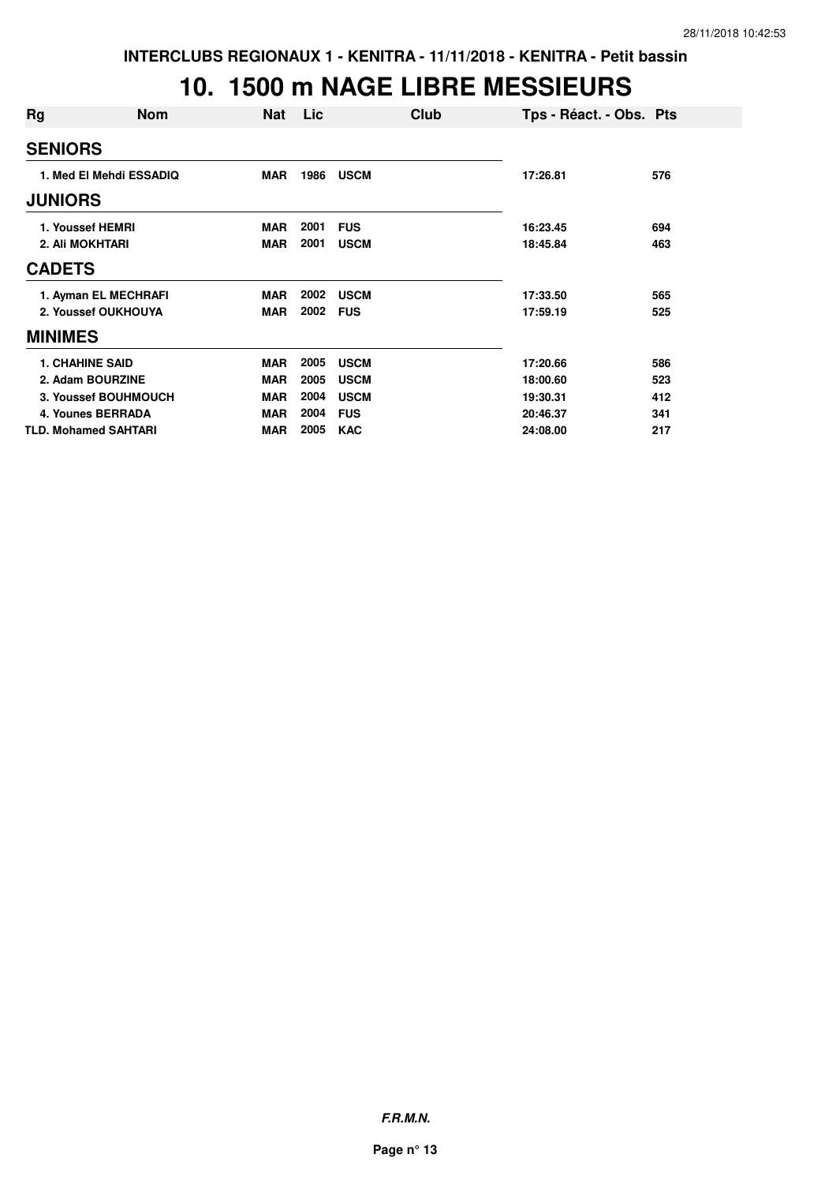INTERCLUBS REGIONAUX 1 - KENITRA - 11/11/2018 - KENITRA - Petit bassin

# 10. 1500 m NAGE LIBRE MESSIEURS

| Rg | Nom | Nat | Lic | Club | Tps - Réact. - Obs. | Pts |
|---|---|---|---|---|---|---|
| **SENIORS** | | | | | | |
| 1. | Med El Mehdi ESSADIQ | MAR | 1986 | USCM | 17:26.81 | 576 |
| **JUNIORS** | | | | | | |
| 1. | Youssef HEMRI | MAR | 2001 | FUS | 16:23.45 | 694 |
| 2. | Ali MOKHTARI | MAR | 2001 | USCM | 18:45.84 | 463 |
| **CADETS** | | | | | | |
| 1. | Ayman EL MECHRAFI | MAR | 2002 | USCM | 17:33.50 | 565 |
| 2. | Youssef OUKHOUYA | MAR | 2002 | FUS | 17:59.19 | 525 |
| **MINIMES** | | | | | | |
| 1. | CHAHINE SAID | MAR | 2005 | USCM | 17:20.66 | 586 |
| 2. | Adam BOURZINE | MAR | 2005 | USCM | 18:00.60 | 523 |
| 3. | Youssef BOUHMOUCH | MAR | 2004 | USCM | 19:30.31 | 412 |
| 4. | Younes BERRADA | MAR | 2004 | FUS | 20:46.37 | 341 |
| TLD. | Mohamed SAHTARI | MAR | 2005 | KAC | 24:08.00 | 217 |

***F.R.M.N.***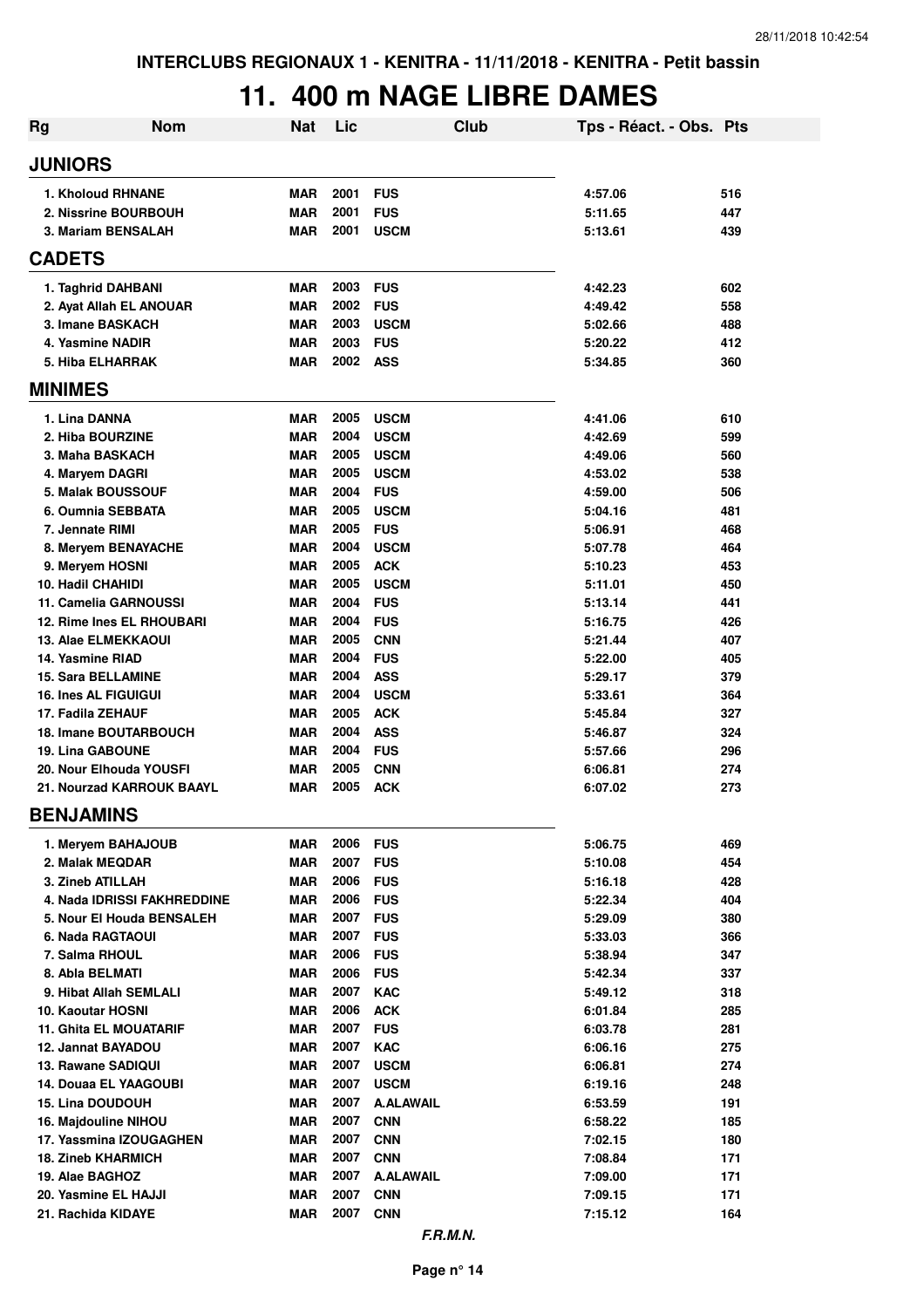INTERCLUBS REGIONAUX 1 - KENITRA - 11/11/2018 - KENITRA - Petit bassin

# 11. 400 m NAGE LIBRE DAMES

| Rg | Nom | Nat | Lic | Club | Tps - Réact. - Obs. | Pts |
|---|---|---|---|---|---|---|
| **JUNIORS** | | | | | | |
| 1. Kholoud RHNANE | | MAR | 2001 | FUS | 4:57.06 | 516 |
| 2. Nissrine BOURBOUH | | MAR | 2001 | FUS | 5:11.65 | 447 |
| 3. Mariam BENSALAH | | MAR | 2001 | USCM | 5:13.61 | 439 |
| **CADETS** | | | | | | |
| 1. Taghrid DAHBANI | | MAR | 2003 | FUS | 4:42.23 | 602 |
| 2. Ayat Allah EL ANOUAR | | MAR | 2002 | FUS | 4:49.42 | 558 |
| 3. Imane BASKACH | | MAR | 2003 | USCM | 5:02.66 | 488 |
| 4. Yasmine NADIR | | MAR | 2003 | FUS | 5:20.22 | 412 |
| 5. Hiba ELHARRAK | | MAR | 2002 | ASS | 5:34.85 | 360 |
| **MINIMES** | | | | | | |
| 1. Lina DANNA | | MAR | 2005 | USCM | 4:41.06 | 610 |
| 2. Hiba BOURZINE | | MAR | 2004 | USCM | 4:42.69 | 599 |
| 3. Maha BASKACH | | MAR | 2005 | USCM | 4:49.06 | 560 |
| 4. Maryem DAGRI | | MAR | 2005 | USCM | 4:53.02 | 538 |
| 5. Malak BOUSSOUF | | MAR | 2004 | FUS | 4:59.00 | 506 |
| 6. Oumnia SEBBATA | | MAR | 2005 | USCM | 5:04.16 | 481 |
| 7. Jennate RIMI | | MAR | 2005 | FUS | 5:06.91 | 468 |
| 8. Meryem BENAYACHE | | MAR | 2004 | USCM | 5:07.78 | 464 |
| 9. Meryem HOSNI | | MAR | 2005 | ACK | 5:10.23 | 453 |
| 10. Hadil CHAHIDI | | MAR | 2005 | USCM | 5:11.01 | 450 |
| 11. Camelia GARNOUSSI | | MAR | 2004 | FUS | 5:13.14 | 441 |
| 12. Rime Ines EL RHOUBARI | | MAR | 2004 | FUS | 5:16.75 | 426 |
| 13. Alae ELMEKKAOUI | | MAR | 2005 | CNN | 5:21.44 | 407 |
| 14. Yasmine RIAD | | MAR | 2004 | FUS | 5:22.00 | 405 |
| 15. Sara BELLAMINE | | MAR | 2004 | ASS | 5:29.17 | 379 |
| 16. Ines AL FIGUIGUI | | MAR | 2004 | USCM | 5:33.61 | 364 |
| 17. Fadila ZEHAUF | | MAR | 2005 | ACK | 5:45.84 | 327 |
| 18. Imane BOUTARBOUCH | | MAR | 2004 | ASS | 5:46.87 | 324 |
| 19. Lina GABOUNE | | MAR | 2004 | FUS | 5:57.66 | 296 |
| 20. Nour Elhouda YOUSFI | | MAR | 2005 | CNN | 6:06.81 | 274 |
| 21. Nourzad KARROUK BAAYL | | MAR | 2005 | ACK | 6:07.02 | 273 |
| **BENJAMINS** | | | | | | |
| 1. Meryem BAHAJOUB | | MAR | 2006 | FUS | 5:06.75 | 469 |
| 2. Malak MEQDAR | | MAR | 2007 | FUS | 5:10.08 | 454 |
| 3. Zineb ATILLAH | | MAR | 2006 | FUS | 5:16.18 | 428 |
| 4. Nada IDRISSI FAKHREDDINE | | MAR | 2006 | FUS | 5:22.34 | 404 |
| 5. Nour El Houda BENSALEH | | MAR | 2007 | FUS | 5:29.09 | 380 |
| 6. Nada RAGTAOUI | | MAR | 2007 | FUS | 5:33.03 | 366 |
| 7. Salma RHOUL | | MAR | 2006 | FUS | 5:38.94 | 347 |
| 8. Abla BELMATI | | MAR | 2006 | FUS | 5:42.34 | 337 |
| 9. Hibat Allah SEMLALI | | MAR | 2007 | KAC | 5:49.12 | 318 |
| 10. Kaoutar HOSNI | | MAR | 2006 | ACK | 6:01.84 | 285 |
| 11. Ghita EL MOUATARIF | | MAR | 2007 | FUS | 6:03.78 | 281 |
| 12. Jannat BAYADOU | | MAR | 2007 | KAC | 6:06.16 | 275 |
| 13. Rawane SADIQUI | | MAR | 2007 | USCM | 6:06.81 | 274 |
| 14. Douaa EL YAAGOUBI | | MAR | 2007 | USCM | 6:19.16 | 248 |
| 15. Lina DOUDOUH | | MAR | 2007 | A.ALAWAIL | 6:53.59 | 191 |
| 16. Majdouline NIHOU | | MAR | 2007 | CNN | 6:58.22 | 185 |
| 17. Yassmina IZOUGAGHEN | | MAR | 2007 | CNN | 7:02.15 | 180 |
| 18. Zineb KHARMICH | | MAR | 2007 | CNN | 7:08.84 | 171 |
| 19. Alae BAGHOZ | | MAR | 2007 | A.ALAWAIL | 7:09.00 | 171 |
| 20. Yasmine EL HAJJI | | MAR | 2007 | CNN | 7:09.15 | 171 |
| 21. Rachida KIDAYE | | MAR | 2007 | CNN | 7:15.12 | 164 |

*F.R.M.N.*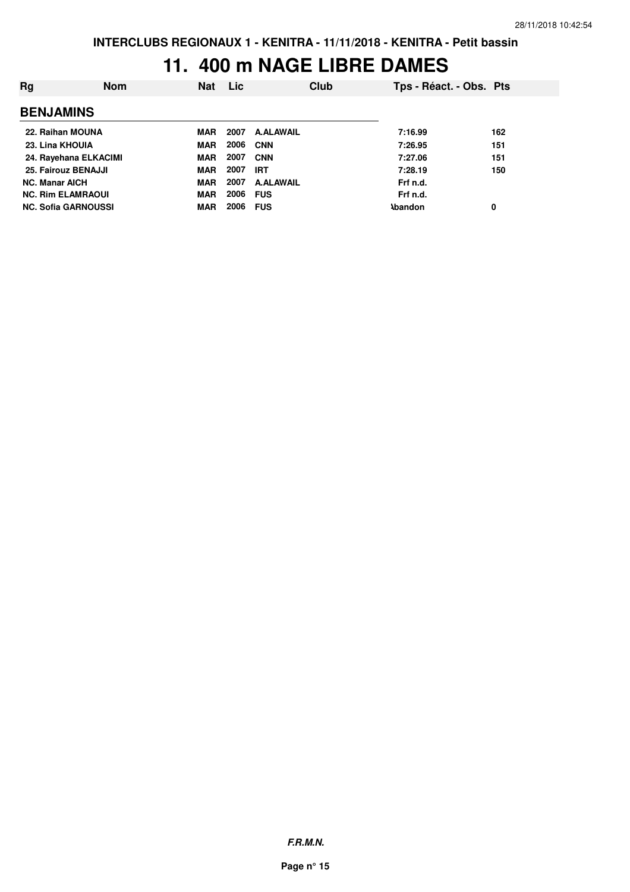INTERCLUBS REGIONAUX 1 - KENITRA - 11/11/2018 - KENITRA - Petit bassin

# 11. 400 m NAGE LIBRE DAMES

| Rg | Nom | Nat | Lic | Club | Tps - Réact. - Obs. | Pts |
|---|---|---|---|---|---|---|
| **BENJAMINS** | | | | | | |
| 22. | Raihan MOUNA | MAR | 2007 | A.ALAWAIL | 7:16.99 | 162 |
| 23. | Lina KHOUIA | MAR | 2006 | CNN | 7:26.95 | 151 |
| 24. | Rayehana ELKACIMI | MAR | 2007 | CNN | 7:27.06 | 151 |
| 25. | Fairouz BENAJJI | MAR | 2007 | IRT | 7:28.19 | 150 |
| NC. | Manar AICH | MAR | 2007 | A.ALAWAIL | Frf n.d. | |
| NC. | Rim ELAMRAOUI | MAR | 2006 | FUS | Frf n.d. | |
| NC. | Sofia GARNOUSSI | MAR | 2006 | FUS | Abandon | 0 |

*F.R.M.N.*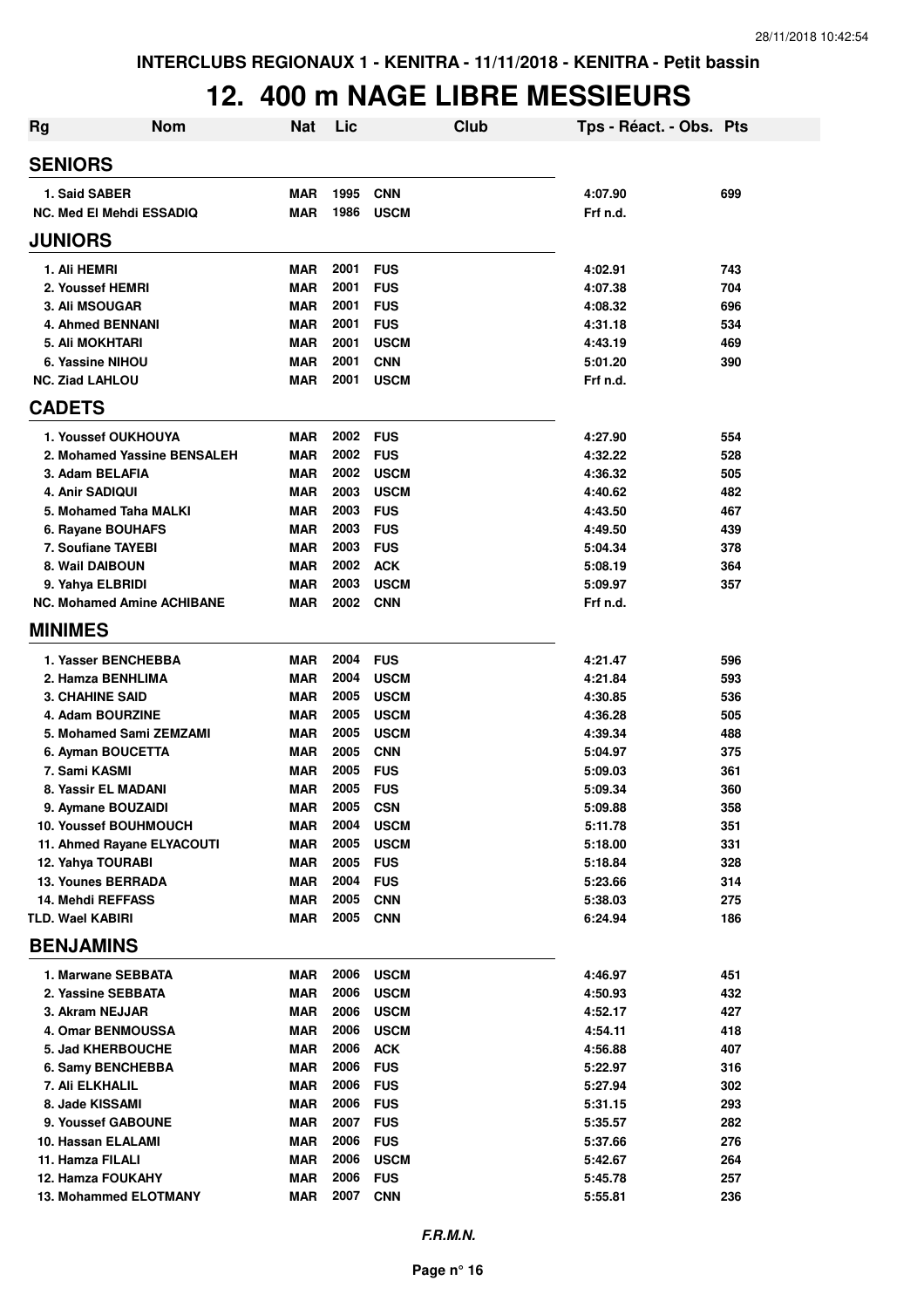INTERCLUBS REGIONAUX 1 - KENITRA - 11/11/2018 - KENITRA - Petit bassin

# 12. 400 m NAGE LIBRE MESSIEURS

| Rg | Nom | Nat | Lic | Club | Tps - Réact. - Obs. | Pts |
|---|---|---|---|---|---|---|
| **SENIORS** | | | | | | |
| 1. Said SABER | | MAR | 1995 | CNN | 4:07.90 | 699 |
| NC. Med El Mehdi ESSADIQ | | MAR | 1986 | USCM | Frf n.d. | |
| **JUNIORS** | | | | | | |
| 1. Ali HEMRI | | MAR | 2001 | FUS | 4:02.91 | 743 |
| 2. Youssef HEMRI | | MAR | 2001 | FUS | 4:07.38 | 704 |
| 3. Ali MSOUGAR | | MAR | 2001 | FUS | 4:08.32 | 696 |
| 4. Ahmed BENNANI | | MAR | 2001 | FUS | 4:31.18 | 534 |
| 5. Ali MOKHTARI | | MAR | 2001 | USCM | 4:43.19 | 469 |
| 6. Yassine NIHOU | | MAR | 2001 | CNN | 5:01.20 | 390 |
| NC. Ziad LAHLOU | | MAR | 2001 | USCM | Frf n.d. | |
| **CADETS** | | | | | | |
| 1. Youssef OUKHOUYA | | MAR | 2002 | FUS | 4:27.90 | 554 |
| 2. Mohamed Yassine BENSALEH | | MAR | 2002 | FUS | 4:32.22 | 528 |
| 3. Adam BELAFIA | | MAR | 2002 | USCM | 4:36.32 | 505 |
| 4. Anir SADIQUI | | MAR | 2003 | USCM | 4:40.62 | 482 |
| 5. Mohamed Taha MALKI | | MAR | 2003 | FUS | 4:43.50 | 467 |
| 6. Rayane BOUHAFS | | MAR | 2003 | FUS | 4:49.50 | 439 |
| 7. Soufiane TAYEBI | | MAR | 2003 | FUS | 5:04.34 | 378 |
| 8. Wail DAIBOUN | | MAR | 2002 | ACK | 5:08.19 | 364 |
| 9. Yahya ELBRIDI | | MAR | 2003 | USCM | 5:09.97 | 357 |
| NC. Mohamed Amine ACHIBANE | | MAR | 2002 | CNN | Frf n.d. | |
| **MINIMES** | | | | | | |
| 1. Yasser BENCHEBBA | | MAR | 2004 | FUS | 4:21.47 | 596 |
| 2. Hamza BENHLIMA | | MAR | 2004 | USCM | 4:21.84 | 593 |
| 3. CHAHINE SAID | | MAR | 2005 | USCM | 4:30.85 | 536 |
| 4. Adam BOURZINE | | MAR | 2005 | USCM | 4:36.28 | 505 |
| 5. Mohamed Sami ZEMZAMI | | MAR | 2005 | USCM | 4:39.34 | 488 |
| 6. Ayman BOUCETTA | | MAR | 2005 | CNN | 5:04.97 | 375 |
| 7. Sami KASMI | | MAR | 2005 | FUS | 5:09.03 | 361 |
| 8. Yassir EL MADANI | | MAR | 2005 | FUS | 5:09.34 | 360 |
| 9. Aymane BOUZAIDI | | MAR | 2005 | CSN | 5:09.88 | 358 |
| 10. Youssef BOUHMOUCH | | MAR | 2004 | USCM | 5:11.78 | 351 |
| 11. Ahmed Rayane ELYACOUTI | | MAR | 2005 | USCM | 5:18.00 | 331 |
| 12. Yahya TOURABI | | MAR | 2005 | FUS | 5:18.84 | 328 |
| 13. Younes BERRADA | | MAR | 2004 | FUS | 5:23.66 | 314 |
| 14. Mehdi REFFASS | | MAR | 2005 | CNN | 5:38.03 | 275 |
| TLD. Wael KABIRI | | MAR | 2005 | CNN | 6:24.94 | 186 |
| **BENJAMINS** | | | | | | |
| 1. Marwane SEBBATA | | MAR | 2006 | USCM | 4:46.97 | 451 |
| 2. Yassine SEBBATA | | MAR | 2006 | USCM | 4:50.93 | 432 |
| 3. Akram NEJJAR | | MAR | 2006 | USCM | 4:52.17 | 427 |
| 4. Omar BENMOUSSA | | MAR | 2006 | USCM | 4:54.11 | 418 |
| 5. Jad KHERBOUCHE | | MAR | 2006 | ACK | 4:56.88 | 407 |
| 6. Samy BENCHEBBA | | MAR | 2006 | FUS | 5:22.97 | 316 |
| 7. Ali ELKHALIL | | MAR | 2006 | FUS | 5:27.94 | 302 |
| 8. Jade KISSAMI | | MAR | 2006 | FUS | 5:31.15 | 293 |
| 9. Youssef GABOUNE | | MAR | 2007 | FUS | 5:35.57 | 282 |
| 10. Hassan ELALAMI | | MAR | 2006 | FUS | 5:37.66 | 276 |
| 11. Hamza FILALI | | MAR | 2006 | USCM | 5:42.67 | 264 |
| 12. Hamza FOUKAHY | | MAR | 2006 | FUS | 5:45.78 | 257 |
| 13. Mohammed ELOTMANY | | MAR | 2007 | CNN | 5:55.81 | 236 |

*F.R.M.N.*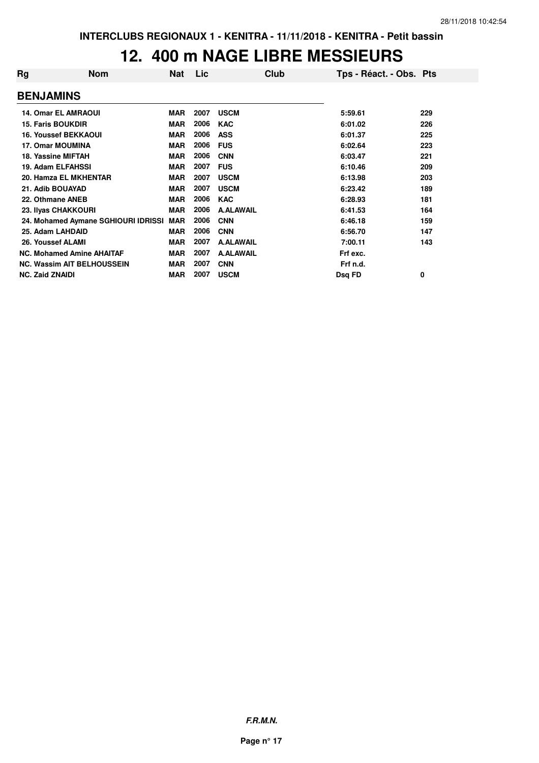# 12. 400 m NAGE LIBRE MESSIEURS

| Rg | Nom | Nat | Lic | Club | Tps - Réact. - Obs. | Pts |
|---|---|---|---|---|---|---|
| **BENJAMINS** | | | | | | |
| 14. | Omar EL AMRAOUI | MAR | 2007 | USCM | 5:59.61 | 229 |
| 15. | Faris BOUKDIR | MAR | 2006 | KAC | 6:01.02 | 226 |
| 16. | Youssef BEKKAOUI | MAR | 2006 | ASS | 6:01.37 | 225 |
| 17. | Omar MOUMINA | MAR | 2006 | FUS | 6:02.64 | 223 |
| 18. | Yassine MIFTAH | MAR | 2006 | CNN | 6:03.47 | 221 |
| 19. | Adam ELFAHSSI | MAR | 2007 | FUS | 6:10.46 | 209 |
| 20. | Hamza EL MKHENTAR | MAR | 2007 | USCM | 6:13.98 | 203 |
| 21. | Adib BOUAYAD | MAR | 2007 | USCM | 6:23.42 | 189 |
| 22. | Othmane ANEB | MAR | 2006 | KAC | 6:28.93 | 181 |
| 23. | Ilyas CHAKKOURI | MAR | 2006 | A.ALAWAIL | 6:41.53 | 164 |
| 24. | Mohamed Aymane SGHIOURI IDRISSI | MAR | 2006 | CNN | 6:46.18 | 159 |
| 25. | Adam LAHDAID | MAR | 2006 | CNN | 6:56.70 | 147 |
| 26. | Youssef ALAMI | MAR | 2007 | A.ALAWAIL | 7:00.11 | 143 |
| NC. | Mohamed Amine AHAITAF | MAR | 2007 | A.ALAWAIL | Frf exc. | |
| NC. | Wassim AIT BELHOUSSEIN | MAR | 2007 | CNN | Frf n.d. | |
| NC. | Zaid ZNAIDI | MAR | 2007 | USCM | Dsq FD | 0 |

*F.R.M.N.*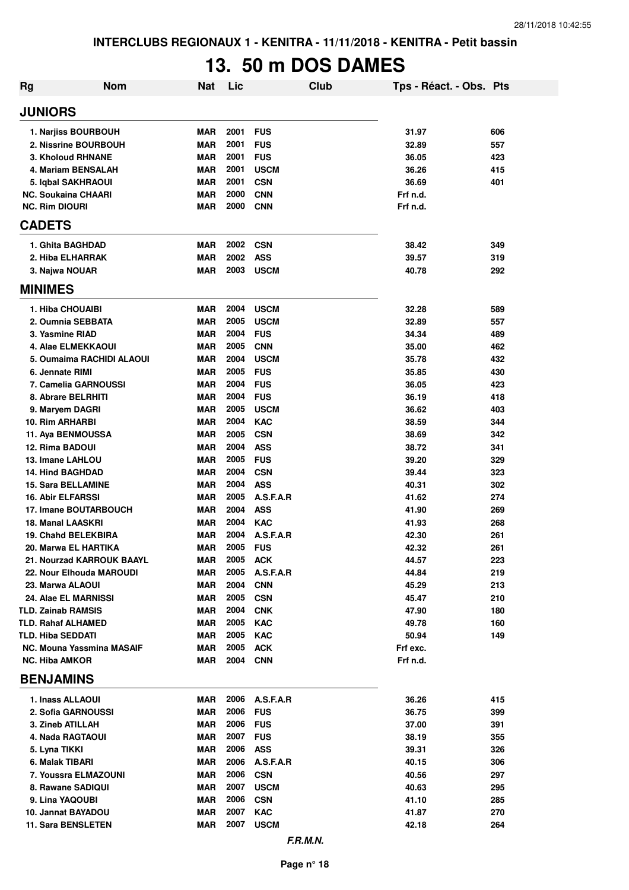INTERCLUBS REGIONAUX 1 - KENITRA - 11/11/2018 - KENITRA - Petit bassin

# 13. 50 m DOS DAMES

| Rg | Nom | Nat | Lic | Club | Tps - Réact. - Obs. | Pts |
|---|---|---|---|---|---|---|
| **JUNIORS** | | | | | | |
| 1. | Narjiss BOURBOUH | MAR | 2001 | FUS | 31.97 | 606 |
| 2. | Nissrine BOURBOUH | MAR | 2001 | FUS | 32.89 | 557 |
| 3. | Kholoud RHNANE | MAR | 2001 | FUS | 36.05 | 423 |
| 4. | Mariam BENSALAH | MAR | 2001 | USCM | 36.26 | 415 |
| 5. | Iqbal SAKHRAOUI | MAR | 2001 | CSN | 36.69 | 401 |
| NC. | Soukaina CHAARI | MAR | 2000 | CNN | Frf n.d. | |
| NC. | Rim DIOURI | MAR | 2000 | CNN | Frf n.d. | |
| **CADETS** | | | | | | |
| 1. | Ghita BAGHDAD | MAR | 2002 | CSN | 38.42 | 349 |
| 2. | Hiba ELHARRAK | MAR | 2002 | ASS | 39.57 | 319 |
| 3. | Najwa NOUAR | MAR | 2003 | USCM | 40.78 | 292 |
| **MINIMES** | | | | | | |
| 1. | Hiba CHOUAIBI | MAR | 2004 | USCM | 32.28 | 589 |
| 2. | Oumnia SEBBATA | MAR | 2005 | USCM | 32.89 | 557 |
| 3. | Yasmine RIAD | MAR | 2004 | FUS | 34.34 | 489 |
| 4. | Alae ELMEKKAOUI | MAR | 2005 | CNN | 35.00 | 462 |
| 5. | Oumaima RACHIDI ALAOUI | MAR | 2004 | USCM | 35.78 | 432 |
| 6. | Jennate RIMI | MAR | 2005 | FUS | 35.85 | 430 |
| 7. | Camelia GARNOUSSI | MAR | 2004 | FUS | 36.05 | 423 |
| 8. | Abrare BELRHITI | MAR | 2004 | FUS | 36.19 | 418 |
| 9. | Maryem DAGRI | MAR | 2005 | USCM | 36.62 | 403 |
| 10. | Rim ARHARBI | MAR | 2004 | KAC | 38.59 | 344 |
| 11. | Aya BENMOUSSA | MAR | 2005 | CSN | 38.69 | 342 |
| 12. | Rima BADOUI | MAR | 2004 | ASS | 38.72 | 341 |
| 13. | Imane LAHLOU | MAR | 2005 | FUS | 39.20 | 329 |
| 14. | Hind BAGHDAD | MAR | 2004 | CSN | 39.44 | 323 |
| 15. | Sara BELLAMINE | MAR | 2004 | ASS | 40.31 | 302 |
| 16. | Abir ELFARSSI | MAR | 2005 | A.S.F.A.R | 41.62 | 274 |
| 17. | Imane BOUTARBOUCH | MAR | 2004 | ASS | 41.90 | 269 |
| 18. | Manal LAASKRI | MAR | 2004 | KAC | 41.93 | 268 |
| 19. | Chahd BELEKBIRA | MAR | 2004 | A.S.F.A.R | 42.30 | 261 |
| 20. | Marwa EL HARTIKA | MAR | 2005 | FUS | 42.32 | 261 |
| 21. | Nourzad KARROUK BAAYL | MAR | 2005 | ACK | 44.57 | 223 |
| 22. | Nour Elhouda MAROUDI | MAR | 2005 | A.S.F.A.R | 44.84 | 219 |
| 23. | Marwa ALAOUI | MAR | 2004 | CNN | 45.29 | 213 |
| 24. | Alae EL MARNISSI | MAR | 2005 | CSN | 45.47 | 210 |
| TLD. | Zainab RAMSIS | MAR | 2004 | CNK | 47.90 | 180 |
| TLD. | Rahaf ALHAMED | MAR | 2005 | KAC | 49.78 | 160 |
| TLD. | Hiba SEDDATI | MAR | 2005 | KAC | 50.94 | 149 |
| NC. | Mouna Yassmina MASAIF | MAR | 2005 | ACK | Frf exc. | |
| NC. | Hiba AMKOR | MAR | 2004 | CNN | Frf n.d. | |
| **BENJAMINS** | | | | | | |
| 1. | Inass ALLAOUI | MAR | 2006 | A.S.F.A.R | 36.26 | 415 |
| 2. | Sofia GARNOUSSI | MAR | 2006 | FUS | 36.75 | 399 |
| 3. | Zineb ATILLAH | MAR | 2006 | FUS | 37.00 | 391 |
| 4. | Nada RAGTAOUI | MAR | 2007 | FUS | 38.19 | 355 |
| 5. | Lyna TIKKI | MAR | 2006 | ASS | 39.31 | 326 |
| 6. | Malak TIBARI | MAR | 2006 | A.S.F.A.R | 40.15 | 306 |
| 7. | Youssra ELMAZOUNI | MAR | 2006 | CSN | 40.56 | 297 |
| 8. | Rawane SADIQUI | MAR | 2007 | USCM | 40.63 | 295 |
| 9. | Lina YAQOUBI | MAR | 2006 | CSN | 41.10 | 285 |
| 10. | Jannat BAYADOU | MAR | 2007 | KAC | 41.87 | 270 |
| 11. | Sara BENSLETEN | MAR | 2007 | USCM | 42.18 | 264 |

*F.R.M.N.*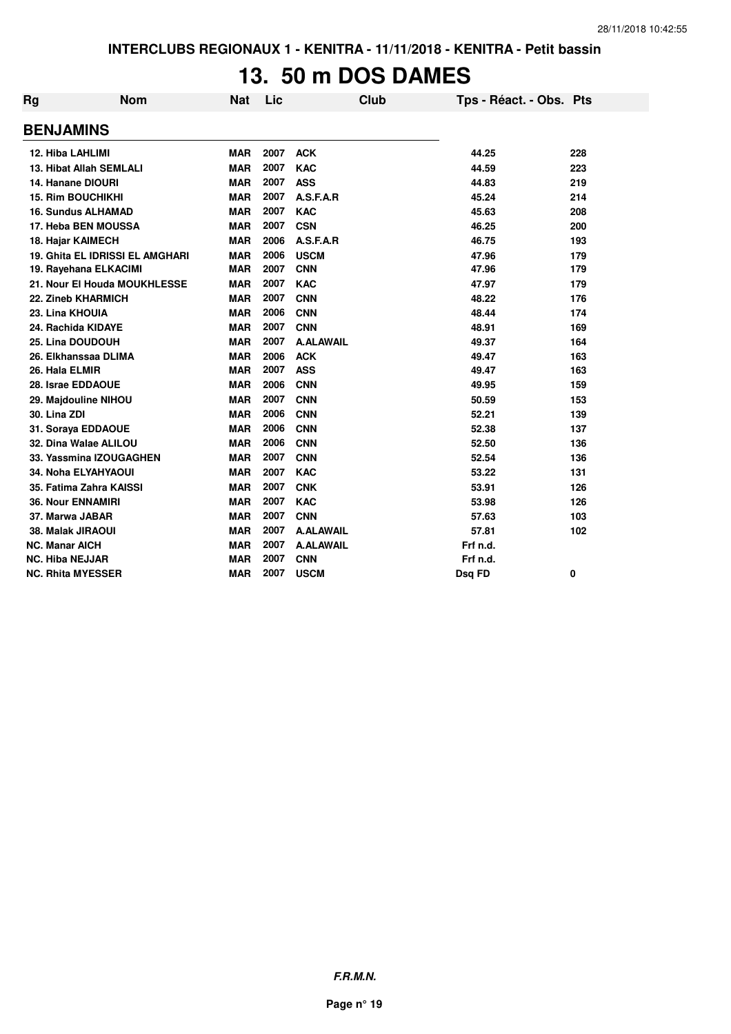# 13. 50 m DOS DAMES

| Rg | Nom | Nat | Lic | Club | Tps - Réact. - Obs. | Pts |
|---|---|---|---|---|---|---|
| **BENJAMINS** | | | | | | |
| 12. | Hiba LAHLIMI | MAR | 2007 | ACK | 44.25 | 228 |
| 13. | Hibat Allah SEMLALI | MAR | 2007 | KAC | 44.59 | 223 |
| 14. | Hanane DIOURI | MAR | 2007 | ASS | 44.83 | 219 |
| 15. | Rim BOUCHIKHI | MAR | 2007 | A.S.F.A.R | 45.24 | 214 |
| 16. | Sundus ALHAMAD | MAR | 2007 | KAC | 45.63 | 208 |
| 17. | Heba BEN MOUSSA | MAR | 2007 | CSN | 46.25 | 200 |
| 18. | Hajar KAIMECH | MAR | 2006 | A.S.F.A.R | 46.75 | 193 |
| 19. | Ghita EL IDRISSI EL AMGHARI | MAR | 2006 | USCM | 47.96 | 179 |
| 19. | Rayehana ELKACIMI | MAR | 2007 | CNN | 47.96 | 179 |
| 21. | Nour El Houda MOUKHLESSE | MAR | 2007 | KAC | 47.97 | 179 |
| 22. | Zineb KHARMICH | MAR | 2007 | CNN | 48.22 | 176 |
| 23. | Lina KHOUIA | MAR | 2006 | CNN | 48.44 | 174 |
| 24. | Rachida KIDAYE | MAR | 2007 | CNN | 48.91 | 169 |
| 25. | Lina DOUDOUH | MAR | 2007 | A.ALAWAIL | 49.37 | 164 |
| 26. | Elkhanssaa DLIMA | MAR | 2006 | ACK | 49.47 | 163 |
| 26. | Hala ELMIR | MAR | 2007 | ASS | 49.47 | 163 |
| 28. | Israe EDDAOUE | MAR | 2006 | CNN | 49.95 | 159 |
| 29. | Majdouline NIHOU | MAR | 2007 | CNN | 50.59 | 153 |
| 30. | Lina ZDI | MAR | 2006 | CNN | 52.21 | 139 |
| 31. | Soraya EDDAOUE | MAR | 2006 | CNN | 52.38 | 137 |
| 32. | Dina Walae ALILOU | MAR | 2006 | CNN | 52.50 | 136 |
| 33. | Yassmina IZOUGAGHEN | MAR | 2007 | CNN | 52.54 | 136 |
| 34. | Noha ELYAHYAOUI | MAR | 2007 | KAC | 53.22 | 131 |
| 35. | Fatima Zahra KAISSI | MAR | 2007 | CNK | 53.91 | 126 |
| 36. | Nour ENNAMIRI | MAR | 2007 | KAC | 53.98 | 126 |
| 37. | Marwa JABAR | MAR | 2007 | CNN | 57.63 | 103 |
| 38. | Malak JIRAOUI | MAR | 2007 | A.ALAWAIL | 57.81 | 102 |
| NC. | Manar AICH | MAR | 2007 | A.ALAWAIL | Frf n.d. | |
| NC. | Hiba NEJJAR | MAR | 2007 | CNN | Frf n.d. | |
| NC. | Rhita MYESSER | MAR | 2007 | USCM | Dsq FD | 0 |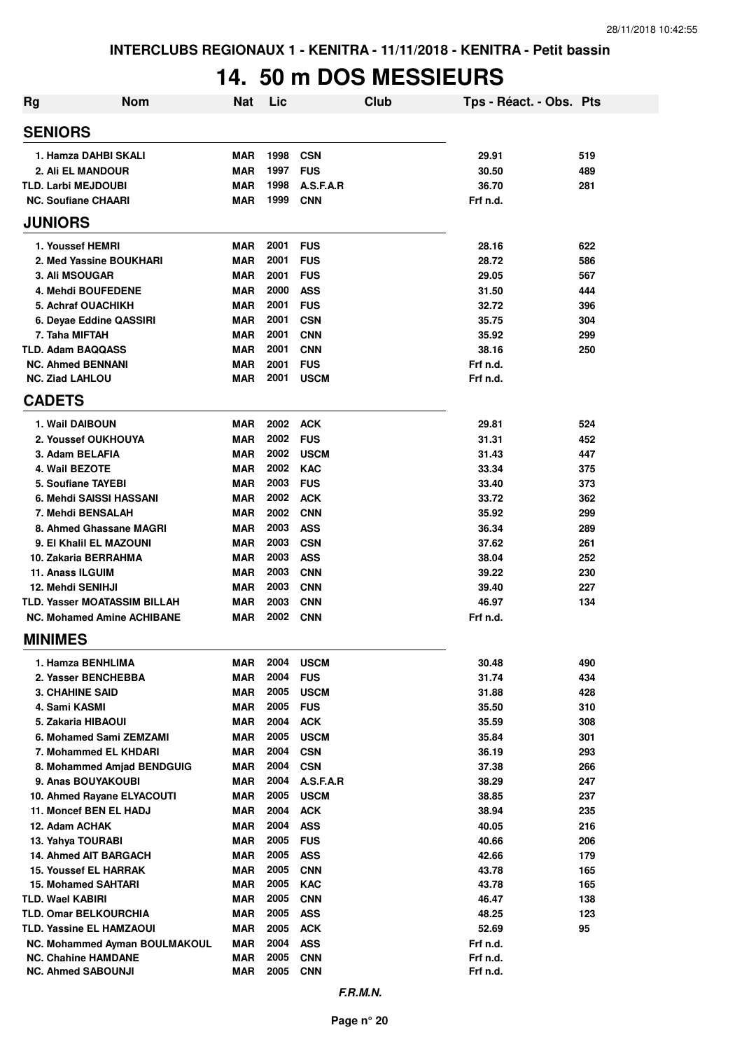INTERCLUBS REGIONAUX 1 - KENITRA - 11/11/2018 - KENITRA - Petit bassin

# 14. 50 m DOS MESSIEURS

| Rg | Nom | Nat | Lic | Club | Tps - Réact. - Obs. | Pts |
|---|---|---|---|---|---|---|
| **SENIORS** | | | | | | |
| 1. | Hamza DAHBI SKALI | MAR | 1998 | CSN | 29.91 | 519 |
| 2. | Ali EL MANDOUR | MAR | 1997 | FUS | 30.50 | 489 |
| TLD. | Larbi MEJDOUBI | MAR | 1998 | A.S.F.A.R | 36.70 | 281 |
| NC. | Soufiane CHAARI | MAR | 1999 | CNN | Frf n.d. | |
| **JUNIORS** | | | | | | |
| 1. | Youssef HEMRI | MAR | 2001 | FUS | 28.16 | 622 |
| 2. | Med Yassine BOUKHARI | MAR | 2001 | FUS | 28.72 | 586 |
| 3. | Ali MSOUGAR | MAR | 2001 | FUS | 29.05 | 567 |
| 4. | Mehdi BOUFEDENE | MAR | 2000 | ASS | 31.50 | 444 |
| 5. | Achraf OUACHIKH | MAR | 2001 | FUS | 32.72 | 396 |
| 6. | Deyae Eddine QASSIRI | MAR | 2001 | CSN | 35.75 | 304 |
| 7. | Taha MIFTAH | MAR | 2001 | CNN | 35.92 | 299 |
| TLD. | Adam BAQQASS | MAR | 2001 | CNN | 38.16 | 250 |
| NC. | Ahmed BENNANI | MAR | 2001 | FUS | Frf n.d. | |
| NC. | Ziad LAHLOU | MAR | 2001 | USCM | Frf n.d. | |
| **CADETS** | | | | | | |
| 1. | Wail DAIBOUN | MAR | 2002 | ACK | 29.81 | 524 |
| 2. | Youssef OUKHOUYA | MAR | 2002 | FUS | 31.31 | 452 |
| 3. | Adam BELAFIA | MAR | 2002 | USCM | 31.43 | 447 |
| 4. | Wail BEZOTE | MAR | 2002 | KAC | 33.34 | 375 |
| 5. | Soufiane TAYEBI | MAR | 2003 | FUS | 33.40 | 373 |
| 6. | Mehdi SAISSI HASSANI | MAR | 2002 | ACK | 33.72 | 362 |
| 7. | Mehdi BENSALAH | MAR | 2002 | CNN | 35.92 | 299 |
| 8. | Ahmed Ghassane MAGRI | MAR | 2003 | ASS | 36.34 | 289 |
| 9. | El Khalil EL MAZOUNI | MAR | 2003 | CSN | 37.62 | 261 |
| 10. | Zakaria BERRAHMA | MAR | 2003 | ASS | 38.04 | 252 |
| 11. | Anass ILGUIM | MAR | 2003 | CNN | 39.22 | 230 |
| 12. | Mehdi SENIHJI | MAR | 2003 | CNN | 39.40 | 227 |
| TLD. | Yasser MOATASSIM BILLAH | MAR | 2003 | CNN | 46.97 | 134 |
| NC. | Mohamed Amine ACHIBANE | MAR | 2002 | CNN | Frf n.d. | |
| **MINIMES** | | | | | | |
| 1. | Hamza BENHLIMA | MAR | 2004 | USCM | 30.48 | 490 |
| 2. | Yasser BENCHEBBA | MAR | 2004 | FUS | 31.74 | 434 |
| 3. | CHAHINE SAID | MAR | 2005 | USCM | 31.88 | 428 |
| 4. | Sami KASMI | MAR | 2005 | FUS | 35.50 | 310 |
| 5. | Zakaria HIBAOUI | MAR | 2004 | ACK | 35.59 | 308 |
| 6. | Mohamed Sami ZEMZAMI | MAR | 2005 | USCM | 35.84 | 301 |
| 7. | Mohammed EL KHDARI | MAR | 2004 | CSN | 36.19 | 293 |
| 8. | Mohammed Amjad BENDGUIG | MAR | 2004 | CSN | 37.38 | 266 |
| 9. | Anas BOUYAKOUBI | MAR | 2004 | A.S.F.A.R | 38.29 | 247 |
| 10. | Ahmed Rayane ELYACOUTI | MAR | 2005 | USCM | 38.85 | 237 |
| 11. | Moncef BEN EL HADJ | MAR | 2004 | ACK | 38.94 | 235 |
| 12. | Adam ACHAK | MAR | 2004 | ASS | 40.05 | 216 |
| 13. | Yahya TOURABI | MAR | 2005 | FUS | 40.66 | 206 |
| 14. | Ahmed AIT BARGACH | MAR | 2005 | ASS | 42.66 | 179 |
| 15. | Youssef EL HARRAK | MAR | 2005 | CNN | 43.78 | 165 |
| 15. | Mohamed SAHTARI | MAR | 2005 | KAC | 43.78 | 165 |
| TLD. | Wael KABIRI | MAR | 2005 | CNN | 46.47 | 138 |
| TLD. | Omar BELKOURCHIA | MAR | 2005 | ASS | 48.25 | 123 |
| TLD. | Yassine EL HAMZAOUI | MAR | 2005 | ACK | 52.69 | 95 |
| NC. | Mohammed Ayman BOULMAKOUL | MAR | 2004 | ASS | Frf n.d. | |
| NC. | Chahine HAMDANE | MAR | 2005 | CNN | Frf n.d. | |
| NC. | Ahmed SABOUNJI | MAR | 2005 | CNN | Frf n.d. | |

*F.R.M.N.*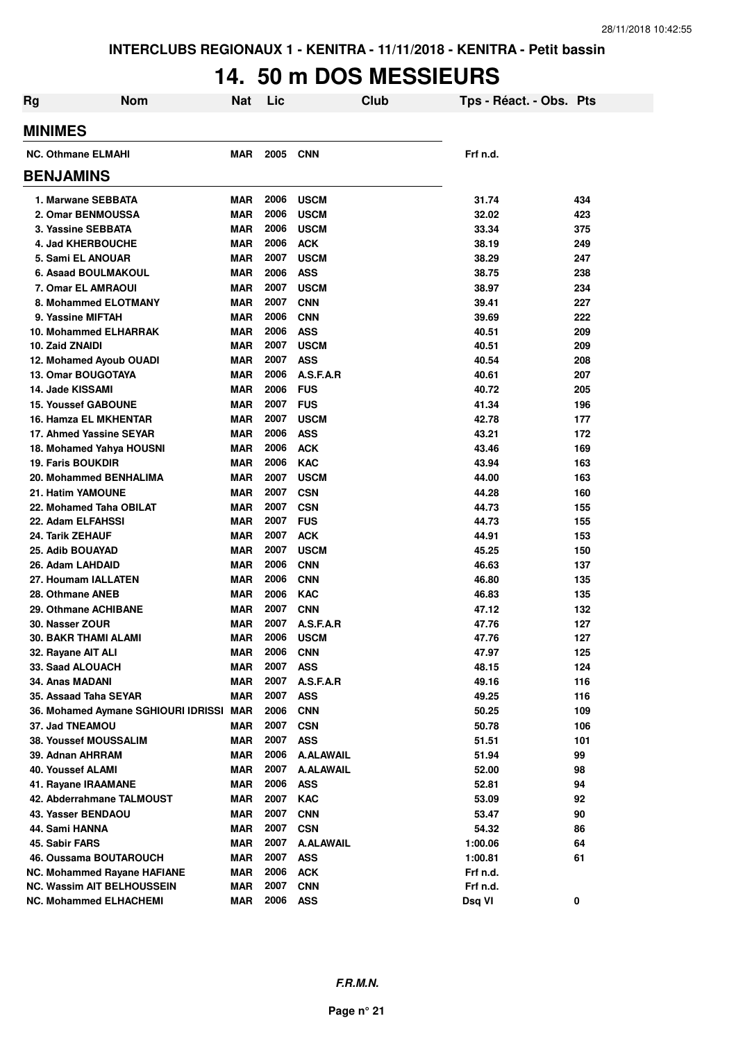# 14. 50 m DOS MESSIEURS

| Rg | Nom | Nat | Lic | Club | Tps - Réact. - Obs. | Pts |
|---|---|---|---|---|---|---|
| **MINIMES** | | | | | | |
| NC. Othmane ELMAHI | | MAR | 2005 | CNN | Frf n.d. | |
| **BENJAMINS** | | | | | | |
| 1. Marwane SEBBATA | | MAR | 2006 | USCM | 31.74 | 434 |
| 2. Omar BENMOUSSA | | MAR | 2006 | USCM | 32.02 | 423 |
| 3. Yassine SEBBATA | | MAR | 2006 | USCM | 33.34 | 375 |
| 4. Jad KHERBOUCHE | | MAR | 2006 | ACK | 38.19 | 249 |
| 5. Sami EL ANOUAR | | MAR | 2007 | USCM | 38.29 | 247 |
| 6. Asaad BOULMAKOUL | | MAR | 2006 | ASS | 38.75 | 238 |
| 7. Omar EL AMRAOUI | | MAR | 2007 | USCM | 38.97 | 234 |
| 8. Mohammed ELOTMANY | | MAR | 2007 | CNN | 39.41 | 227 |
| 9. Yassine MIFTAH | | MAR | 2006 | CNN | 39.69 | 222 |
| 10. Mohammed ELHARRAK | | MAR | 2006 | ASS | 40.51 | 209 |
| 10. Zaid ZNAIDI | | MAR | 2007 | USCM | 40.51 | 209 |
| 12. Mohamed Ayoub OUADI | | MAR | 2007 | ASS | 40.54 | 208 |
| 13. Omar BOUGOTAYA | | MAR | 2006 | A.S.F.A.R | 40.61 | 207 |
| 14. Jade KISSAMI | | MAR | 2006 | FUS | 40.72 | 205 |
| 15. Youssef GABOUNE | | MAR | 2007 | FUS | 41.34 | 196 |
| 16. Hamza EL MKHENTAR | | MAR | 2007 | USCM | 42.78 | 177 |
| 17. Ahmed Yassine SEYAR | | MAR | 2006 | ASS | 43.21 | 172 |
| 18. Mohamed Yahya HOUSNI | | MAR | 2006 | ACK | 43.46 | 169 |
| 19. Faris BOUKDIR | | MAR | 2006 | KAC | 43.94 | 163 |
| 20. Mohammed BENHALIMA | | MAR | 2007 | USCM | 44.00 | 163 |
| 21. Hatim YAMOUNE | | MAR | 2007 | CSN | 44.28 | 160 |
| 22. Mohamed Taha OBILAT | | MAR | 2007 | CSN | 44.73 | 155 |
| 22. Adam ELFAHSSI | | MAR | 2007 | FUS | 44.73 | 155 |
| 24. Tarik ZEHAUF | | MAR | 2007 | ACK | 44.91 | 153 |
| 25. Adib BOUAYAD | | MAR | 2007 | USCM | 45.25 | 150 |
| 26. Adam LAHDAID | | MAR | 2006 | CNN | 46.63 | 137 |
| 27. Houmam IALLATEN | | MAR | 2006 | CNN | 46.80 | 135 |
| 28. Othmane ANEB | | MAR | 2006 | KAC | 46.83 | 135 |
| 29. Othmane ACHIBANE | | MAR | 2007 | CNN | 47.12 | 132 |
| 30. Nasser ZOUR | | MAR | 2007 | A.S.F.A.R | 47.76 | 127 |
| 30. BAKR THAMI ALAMI | | MAR | 2006 | USCM | 47.76 | 127 |
| 32. Rayane AIT ALI | | MAR | 2006 | CNN | 47.97 | 125 |
| 33. Saad ALOUACH | | MAR | 2007 | ASS | 48.15 | 124 |
| 34. Anas MADANI | | MAR | 2007 | A.S.F.A.R | 49.16 | 116 |
| 35. Assaad Taha SEYAR | | MAR | 2007 | ASS | 49.25 | 116 |
| 36. Mohamed Aymane SGHIOURI IDRISSI | | MAR | 2006 | CNN | 50.25 | 109 |
| 37. Jad TNEAMOU | | MAR | 2007 | CSN | 50.78 | 106 |
| 38. Youssef MOUSSALIM | | MAR | 2007 | ASS | 51.51 | 101 |
| 39. Adnan AHRRAM | | MAR | 2006 | A.ALAWAIL | 51.94 | 99 |
| 40. Youssef ALAMI | | MAR | 2007 | A.ALAWAIL | 52.00 | 98 |
| 41. Rayane IRAAMANE | | MAR | 2006 | ASS | 52.81 | 94 |
| 42. Abderrahmane TALMOUST | | MAR | 2007 | KAC | 53.09 | 92 |
| 43. Yasser BENDAOU | | MAR | 2007 | CNN | 53.47 | 90 |
| 44. Sami HANNA | | MAR | 2007 | CSN | 54.32 | 86 |
| 45. Sabir FARS | | MAR | 2007 | A.ALAWAIL | 1:00.06 | 64 |
| 46. Oussama BOUTAROUCH | | MAR | 2007 | ASS | 1:00.81 | 61 |
| NC. Mohammed Rayane HAFIANE | | MAR | 2006 | ACK | Frf n.d. | |
| NC. Wassim AIT BELHOUSSEIN | | MAR | 2007 | CNN | Frf n.d. | |
| NC. Mohammed ELHACHEMI | | MAR | 2006 | ASS | Dsq VI | 0 |

*F.R.M.N.*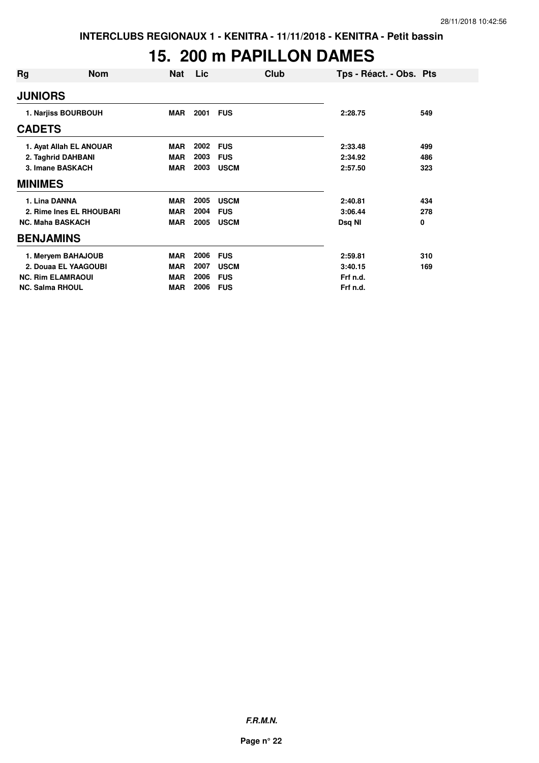INTERCLUBS REGIONAUX 1 - KENITRA - 11/11/2018 - KENITRA - Petit bassin

# 15. 200 m PAPILLON DAMES

| Rg | Nom | Nat | Lic | Club | Tps - Réact. - Obs. | Pts |
|---|---|---|---|---|---|---|
| **JUNIORS** | | | | | | |
| 1. | Narjiss BOURBOUH | MAR | 2001 | FUS | 2:28.75 | 549 |
| **CADETS** | | | | | | |
| 1. | Ayat Allah EL ANOUAR | MAR | 2002 | FUS | 2:33.48 | 499 |
| 2. | Taghrid DAHBANI | MAR | 2003 | FUS | 2:34.92 | 486 |
| 3. | Imane BASKACH | MAR | 2003 | USCM | 2:57.50 | 323 |
| **MINIMES** | | | | | | |
| 1. | Lina DANNA | MAR | 2005 | USCM | 2:40.81 | 434 |
| 2. | Rime Ines EL RHOUBARI | MAR | 2004 | FUS | 3:06.44 | 278 |
| NC. | Maha BASKACH | MAR | 2005 | USCM | Dsq NI | 0 |
| **BENJAMINS** | | | | | | |
| 1. | Meryem BAHAJOUB | MAR | 2006 | FUS | 2:59.81 | 310 |
| 2. | Douaa EL YAAGOUBI | MAR | 2007 | USCM | 3:40.15 | 169 |
| NC. | Rim ELAMRAOUI | MAR | 2006 | FUS | Frf n.d. | |
| NC. | Salma RHOUL | MAR | 2006 | FUS | Frf n.d. | |

***F.R.M.N.***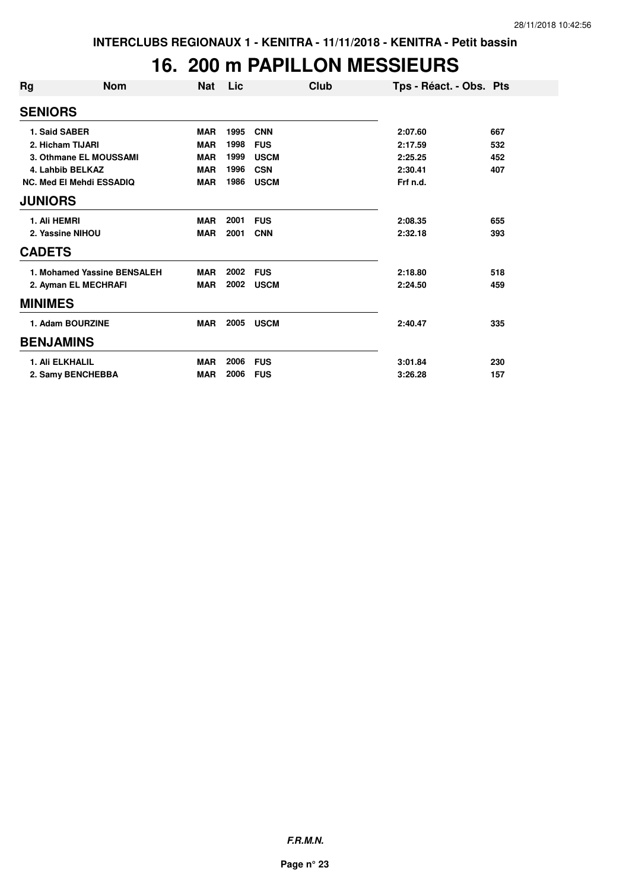# 16. 200 m PAPILLON MESSIEURS

| Rg | Nom | Nat | Lic | Club | Tps - Réact. - Obs. | Pts |
|---|---|---|---|---|---|---|
| **SENIORS** | | | | | | |
| 1. Said SABER | | MAR | 1995 | CNN | 2:07.60 | 667 |
| 2. Hicham TIJARI | | MAR | 1998 | FUS | 2:17.59 | 532 |
| 3. Othmane EL MOUSSAMI | | MAR | 1999 | USCM | 2:25.25 | 452 |
| 4. Lahbib BELKAZ | | MAR | 1996 | CSN | 2:30.41 | 407 |
| NC. Med El Mehdi ESSADIQ | | MAR | 1986 | USCM | Frf n.d. | |
| **JUNIORS** | | | | | | |
| 1. Ali HEMRI | | MAR | 2001 | FUS | 2:08.35 | 655 |
| 2. Yassine NIHOU | | MAR | 2001 | CNN | 2:32.18 | 393 |
| **CADETS** | | | | | | |
| 1. Mohamed Yassine BENSALEH | | MAR | 2002 | FUS | 2:18.80 | 518 |
| 2. Ayman EL MECHRAFI | | MAR | 2002 | USCM | 2:24.50 | 459 |
| **MINIMES** | | | | | | |
| 1. Adam BOURZINE | | MAR | 2005 | USCM | 2:40.47 | 335 |
| **BENJAMINS** | | | | | | |
| 1. Ali ELKHALIL | | MAR | 2006 | FUS | 3:01.84 | 230 |
| 2. Samy BENCHEBBA | | MAR | 2006 | FUS | 3:26.28 | 157 |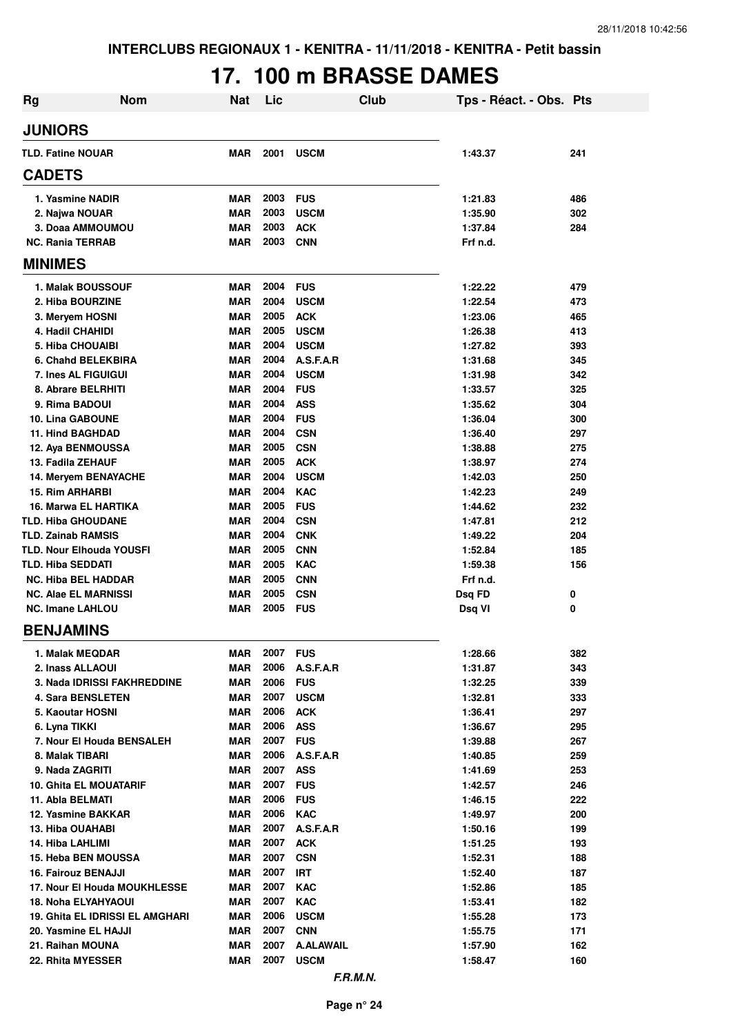INTERCLUBS REGIONAUX 1 - KENITRA - 11/11/2018 - KENITRA - Petit bassin

# 17. 100 m BRASSE DAMES

| Rg | Nom | Nat | Lic | Club | Tps - Réact. - Obs. | Pts |
|---|---|---|---|---|---|---|
| **JUNIORS** | | | | | | |
| TLD. | Fatine NOUAR | MAR | 2001 | USCM | 1:43.37 | 241 |
| **CADETS** | | | | | | |
| 1. | Yasmine NADIR | MAR | 2003 | FUS | 1:21.83 | 486 |
| 2. | Najwa NOUAR | MAR | 2003 | USCM | 1:35.90 | 302 |
| 3. | Doaa AMMOUMOU | MAR | 2003 | ACK | 1:37.84 | 284 |
| NC. | Rania TERRAB | MAR | 2003 | CNN | Frf n.d. | |
| **MINIMES** | | | | | | |
| 1. | Malak BOUSSOUF | MAR | 2004 | FUS | 1:22.22 | 479 |
| 2. | Hiba BOURZINE | MAR | 2004 | USCM | 1:22.54 | 473 |
| 3. | Meryem HOSNI | MAR | 2005 | ACK | 1:23.06 | 465 |
| 4. | Hadil CHAHIDI | MAR | 2005 | USCM | 1:26.38 | 413 |
| 5. | Hiba CHOUAIBI | MAR | 2004 | USCM | 1:27.82 | 393 |
| 6. | Chahd BELEKBIRA | MAR | 2004 | A.S.F.A.R | 1:31.68 | 345 |
| 7. | Ines AL FIGUIGUI | MAR | 2004 | USCM | 1:31.98 | 342 |
| 8. | Abrare BELRHITI | MAR | 2004 | FUS | 1:33.57 | 325 |
| 9. | Rima BADOUI | MAR | 2004 | ASS | 1:35.62 | 304 |
| 10. | Lina GABOUNE | MAR | 2004 | FUS | 1:36.04 | 300 |
| 11. | Hind BAGHDAD | MAR | 2004 | CSN | 1:36.40 | 297 |
| 12. | Aya BENMOUSSA | MAR | 2005 | CSN | 1:38.88 | 275 |
| 13. | Fadila ZEHAUF | MAR | 2005 | ACK | 1:38.97 | 274 |
| 14. | Meryem BENAYACHE | MAR | 2004 | USCM | 1:42.03 | 250 |
| 15. | Rim ARHARBI | MAR | 2004 | KAC | 1:42.23 | 249 |
| 16. | Marwa EL HARTIKA | MAR | 2005 | FUS | 1:44.62 | 232 |
| TLD. | Hiba GHOUDANE | MAR | 2004 | CSN | 1:47.81 | 212 |
| TLD. | Zainab RAMSIS | MAR | 2004 | CNK | 1:49.22 | 204 |
| TLD. | Nour Elhouda YOUSFI | MAR | 2005 | CNN | 1:52.84 | 185 |
| TLD. | Hiba SEDDATI | MAR | 2005 | KAC | 1:59.38 | 156 |
| NC. | Hiba BEL HADDAR | MAR | 2005 | CNN | Frf n.d. | |
| NC. | Alae EL MARNISSI | MAR | 2005 | CSN | Dsq FD | 0 |
| NC. | Imane LAHLOU | MAR | 2005 | FUS | Dsq VI | 0 |
| **BENJAMINS** | | | | | | |
| 1. | Malak MEQDAR | MAR | 2007 | FUS | 1:28.66 | 382 |
| 2. | Inass ALLAOUI | MAR | 2006 | A.S.F.A.R | 1:31.87 | 343 |
| 3. | Nada IDRISSI FAKHREDDINE | MAR | 2006 | FUS | 1:32.25 | 339 |
| 4. | Sara BENSLETEN | MAR | 2007 | USCM | 1:32.81 | 333 |
| 5. | Kaoutar HOSNI | MAR | 2006 | ACK | 1:36.41 | 297 |
| 6. | Lyna TIKKI | MAR | 2006 | ASS | 1:36.67 | 295 |
| 7. | Nour El Houda BENSALEH | MAR | 2007 | FUS | 1:39.88 | 267 |
| 8. | Malak TIBARI | MAR | 2006 | A.S.F.A.R | 1:40.85 | 259 |
| 9. | Nada ZAGRITI | MAR | 2007 | ASS | 1:41.69 | 253 |
| 10. | Ghita EL MOUATARIF | MAR | 2007 | FUS | 1:42.57 | 246 |
| 11. | Abla BELMATI | MAR | 2006 | FUS | 1:46.15 | 222 |
| 12. | Yasmine BAKKAR | MAR | 2006 | KAC | 1:49.97 | 200 |
| 13. | Hiba OUAHABI | MAR | 2007 | A.S.F.A.R | 1:50.16 | 199 |
| 14. | Hiba LAHLIMI | MAR | 2007 | ACK | 1:51.25 | 193 |
| 15. | Heba BEN MOUSSA | MAR | 2007 | CSN | 1:52.31 | 188 |
| 16. | Fairouz BENAJJI | MAR | 2007 | IRT | 1:52.40 | 187 |
| 17. | Nour El Houda MOUKHLESSE | MAR | 2007 | KAC | 1:52.86 | 185 |
| 18. | Noha ELYAHYAOUI | MAR | 2007 | KAC | 1:53.41 | 182 |
| 19. | Ghita EL IDRISSI EL AMGHARI | MAR | 2006 | USCM | 1:55.28 | 173 |
| 20. | Yasmine EL HAJJI | MAR | 2007 | CNN | 1:55.75 | 171 |
| 21. | Raihan MOUNA | MAR | 2007 | A.ALAWAIL | 1:57.90 | 162 |
| 22. | Rhita MYESSER | MAR | 2007 | USCM | 1:58.47 | 160 |

*F.R.M.N.*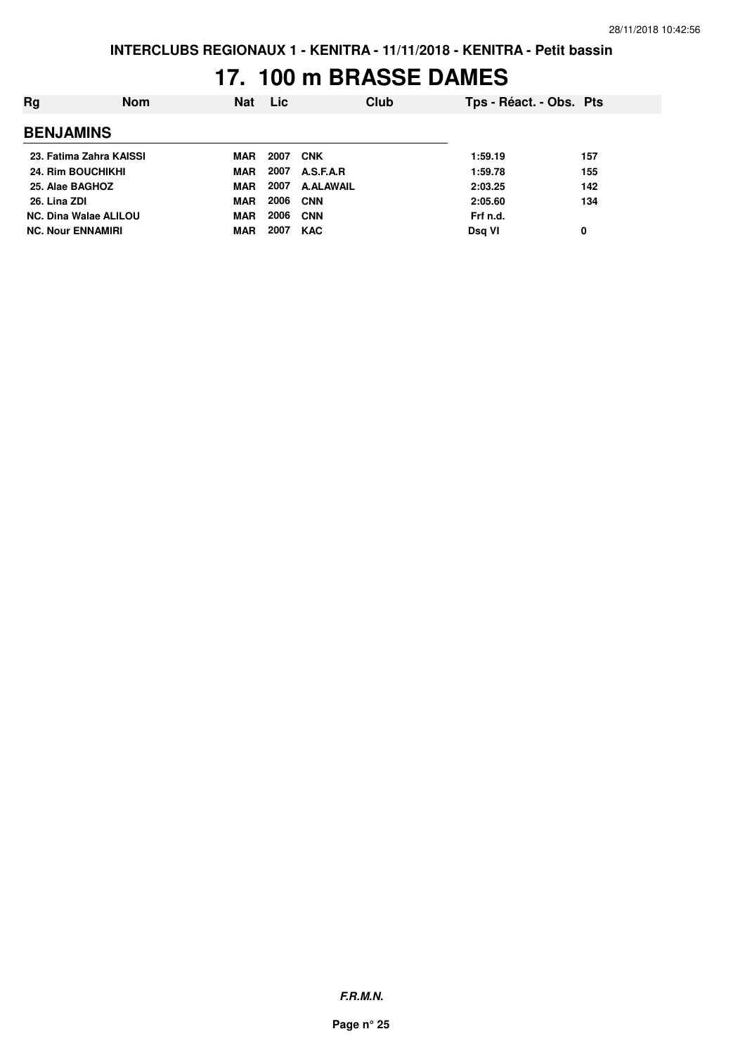INTERCLUBS REGIONAUX 1 - KENITRA - 11/11/2018 - KENITRA - Petit bassin

# 17. 100 m BRASSE DAMES

| Rg | Nom | Nat | Lic | Club | Tps - Réact. - Obs. | Pts |
|---|---|---|---|---|---|---|
| **BENJAMINS** | | | | | | |
| 23. | Fatima Zahra KAISSI | MAR | 2007 | CNK | 1:59.19 | 157 |
| 24. | Rim BOUCHIKHI | MAR | 2007 | A.S.F.A.R | 1:59.78 | 155 |
| 25. | Alae BAGHOZ | MAR | 2007 | A.ALAWAIL | 2:03.25 | 142 |
| 26. | Lina ZDI | MAR | 2006 | CNN | 2:05.60 | 134 |
| NC. | Dina Walae ALILOU | MAR | 2006 | CNN | Frf n.d. | |
| NC. | Nour ENNAMIRI | MAR | 2007 | KAC | Dsq VI | 0 |

*F.R.M.N.*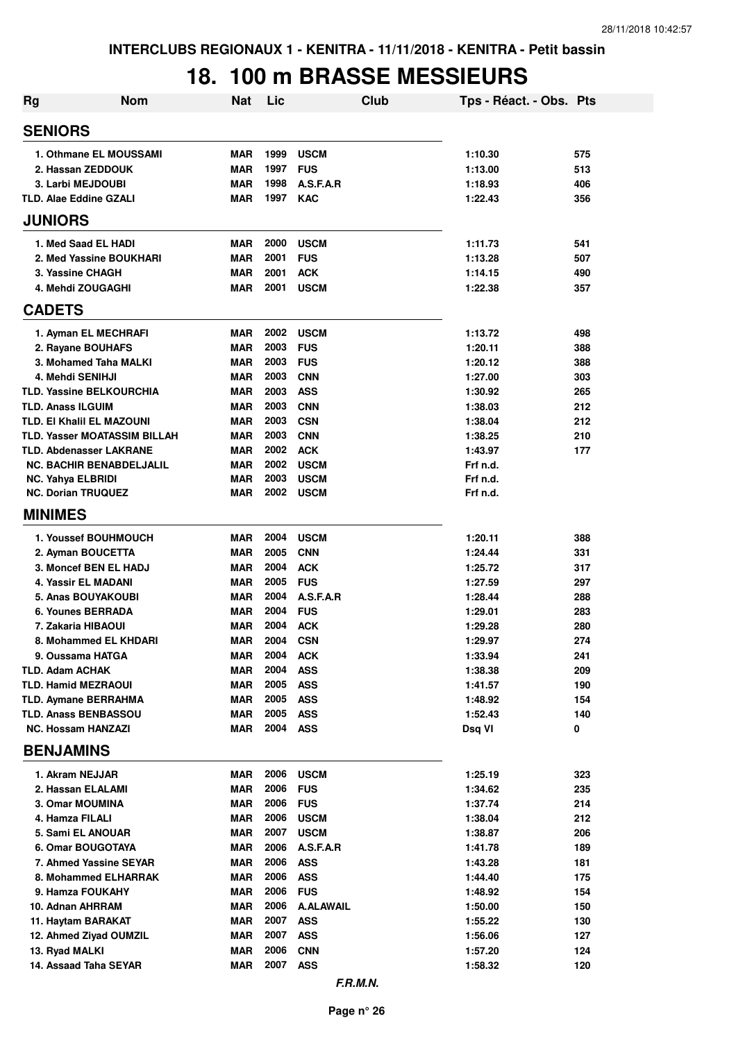INTERCLUBS REGIONAUX 1 - KENITRA - 11/11/2018 - KENITRA - Petit bassin

# 18. 100 m BRASSE MESSIEURS

| Rg | Nom | Nat | Lic | Club | Tps - Réact. - Obs. | Pts |
|---|---|---|---|---|---|---|
| **SENIORS** | | | | | | |
| 1. | Othmane EL MOUSSAMI | MAR | 1999 | USCM | 1:10.30 | 575 |
| 2. | Hassan ZEDDOUK | MAR | 1997 | FUS | 1:13.00 | 513 |
| 3. | Larbi MEJDOUBI | MAR | 1998 | A.S.F.A.R | 1:18.93 | 406 |
| TLD. | Alae Eddine GZALI | MAR | 1997 | KAC | 1:22.43 | 356 |
| **JUNIORS** | | | | | | |
| 1. | Med Saad EL HADI | MAR | 2000 | USCM | 1:11.73 | 541 |
| 2. | Med Yassine BOUKHARI | MAR | 2001 | FUS | 1:13.28 | 507 |
| 3. | Yassine CHAGH | MAR | 2001 | ACK | 1:14.15 | 490 |
| 4. | Mehdi ZOUGAGHI | MAR | 2001 | USCM | 1:22.38 | 357 |
| **CADETS** | | | | | | |
| 1. | Ayman EL MECHRAFI | MAR | 2002 | USCM | 1:13.72 | 498 |
| 2. | Rayane BOUHAFS | MAR | 2003 | FUS | 1:20.11 | 388 |
| 3. | Mohamed Taha MALKI | MAR | 2003 | FUS | 1:20.12 | 388 |
| 4. | Mehdi SENIHJI | MAR | 2003 | CNN | 1:27.00 | 303 |
| TLD. | Yassine BELKOURCHIA | MAR | 2003 | ASS | 1:30.92 | 265 |
| TLD. | Anass ILGUIM | MAR | 2003 | CNN | 1:38.03 | 212 |
| TLD. | El Khalil EL MAZOUNI | MAR | 2003 | CSN | 1:38.04 | 212 |
| TLD. | Yasser MOATASSIM BILLAH | MAR | 2003 | CNN | 1:38.25 | 210 |
| TLD. | Abdenasser LAKRANE | MAR | 2002 | ACK | 1:43.97 | 177 |
| NC. | BACHIR BENABDELJALIL | MAR | 2002 | USCM | Frf n.d. | |
| NC. | Yahya ELBRIDI | MAR | 2003 | USCM | Frf n.d. | |
| NC. | Dorian TRUQUEZ | MAR | 2002 | USCM | Frf n.d. | |
| **MINIMES** | | | | | | |
| 1. | Youssef BOUHMOUCH | MAR | 2004 | USCM | 1:20.11 | 388 |
| 2. | Ayman BOUCETTA | MAR | 2005 | CNN | 1:24.44 | 331 |
| 3. | Moncef BEN EL HADJ | MAR | 2004 | ACK | 1:25.72 | 317 |
| 4. | Yassir EL MADANI | MAR | 2005 | FUS | 1:27.59 | 297 |
| 5. | Anas BOUYAKOUBI | MAR | 2004 | A.S.F.A.R | 1:28.44 | 288 |
| 6. | Younes BERRADA | MAR | 2004 | FUS | 1:29.01 | 283 |
| 7. | Zakaria HIBAOUI | MAR | 2004 | ACK | 1:29.28 | 280 |
| 8. | Mohammed EL KHDARI | MAR | 2004 | CSN | 1:29.97 | 274 |
| 9. | Oussama HATGA | MAR | 2004 | ACK | 1:33.94 | 241 |
| TLD. | Adam ACHAK | MAR | 2004 | ASS | 1:38.38 | 209 |
| TLD. | Hamid MEZRAOUI | MAR | 2005 | ASS | 1:41.57 | 190 |
| TLD. | Aymane BERRAHMA | MAR | 2005 | ASS | 1:48.92 | 154 |
| TLD. | Anass BENBASSOU | MAR | 2005 | ASS | 1:52.43 | 140 |
| NC. | Hossam HANZAZI | MAR | 2004 | ASS | Dsq VI | 0 |
| **BENJAMINS** | | | | | | |
| 1. | Akram NEJJAR | MAR | 2006 | USCM | 1:25.19 | 323 |
| 2. | Hassan ELALAMI | MAR | 2006 | FUS | 1:34.62 | 235 |
| 3. | Omar MOUMINA | MAR | 2006 | FUS | 1:37.74 | 214 |
| 4. | Hamza FILALI | MAR | 2006 | USCM | 1:38.04 | 212 |
| 5. | Sami EL ANOUAR | MAR | 2007 | USCM | 1:38.87 | 206 |
| 6. | Omar BOUGOTAYA | MAR | 2006 | A.S.F.A.R | 1:41.78 | 189 |
| 7. | Ahmed Yassine SEYAR | MAR | 2006 | ASS | 1:43.28 | 181 |
| 8. | Mohammed ELHARRAK | MAR | 2006 | ASS | 1:44.40 | 175 |
| 9. | Hamza FOUKAHY | MAR | 2006 | FUS | 1:48.92 | 154 |
| 10. | Adnan AHRRAM | MAR | 2006 | A.ALAWAIL | 1:50.00 | 150 |
| 11. | Haytam BARAKAT | MAR | 2007 | ASS | 1:55.22 | 130 |
| 12. | Ahmed Ziyad OUMZIL | MAR | 2007 | ASS | 1:56.06 | 127 |
| 13. | Ryad MALKI | MAR | 2006 | CNN | 1:57.20 | 124 |
| 14. | Assaad Taha SEYAR | MAR | 2007 | ASS | 1:58.32 | 120 |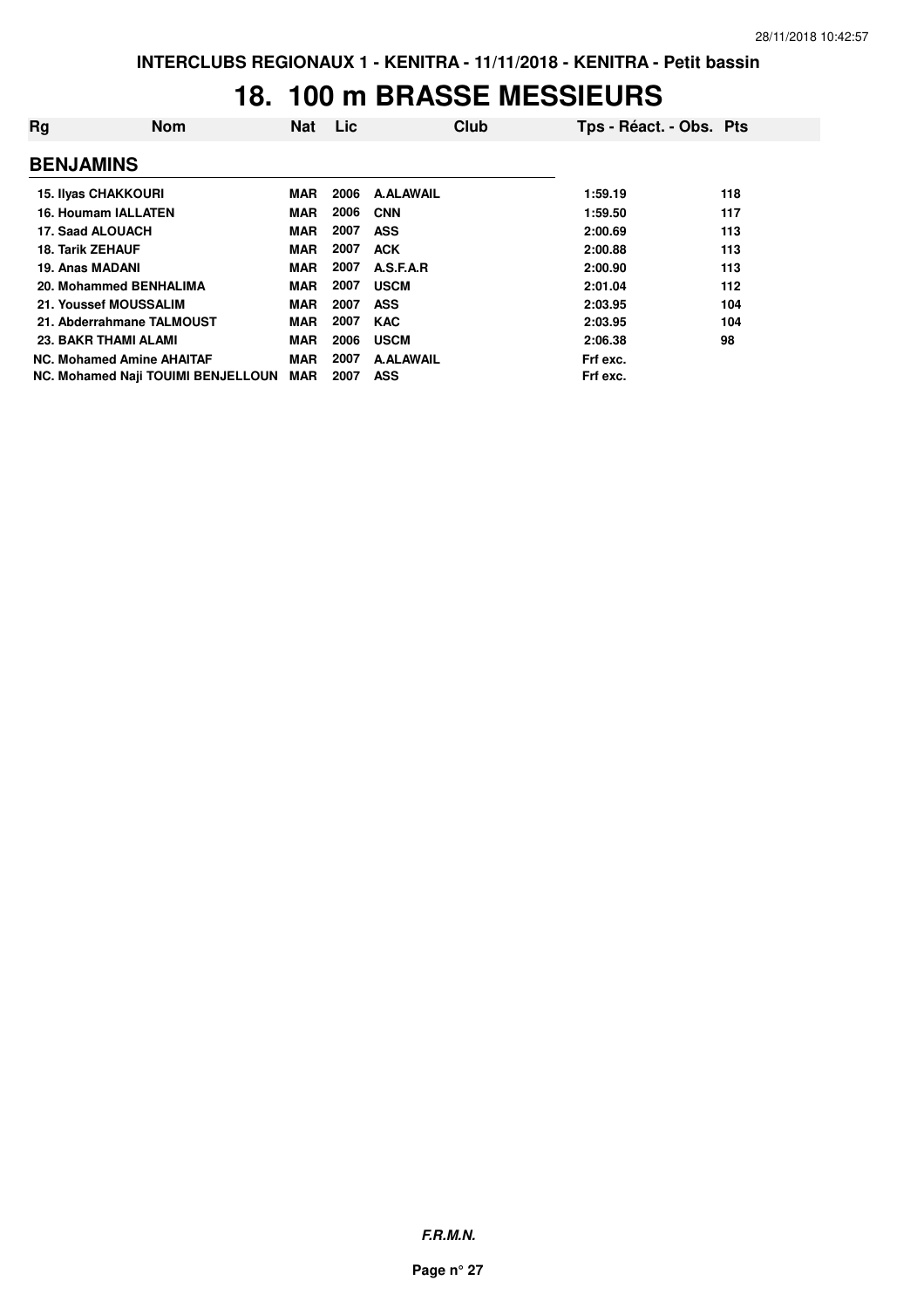INTERCLUBS REGIONAUX 1 - KENITRA - 11/11/2018 - KENITRA - Petit bassin

# 18. 100 m BRASSE MESSIEURS

| Rg | Nom | Nat | Lic | Club | Tps - Réact. - Obs. | Pts |
|---|---|---|---|---|---|---|
| **BENJAMINS** | | | | | | |
| 15. | Ilyas CHAKKOURI | MAR | 2006 | A.ALAWAIL | 1:59.19 | 118 |
| 16. | Houmam IALLATEN | MAR | 2006 | CNN | 1:59.50 | 117 |
| 17. | Saad ALOUACH | MAR | 2007 | ASS | 2:00.69 | 113 |
| 18. | Tarik ZEHAUF | MAR | 2007 | ACK | 2:00.88 | 113 |
| 19. | Anas MADANI | MAR | 2007 | A.S.F.A.R | 2:00.90 | 113 |
| 20. | Mohammed BENHALIMA | MAR | 2007 | USCM | 2:01.04 | 112 |
| 21. | Youssef MOUSSALIM | MAR | 2007 | ASS | 2:03.95 | 104 |
| 21. | Abderrahmane TALMOUST | MAR | 2007 | KAC | 2:03.95 | 104 |
| 23. | BAKR THAMI ALAMI | MAR | 2006 | USCM | 2:06.38 | 98 |
| NC. | Mohamed Amine AHAITAF | MAR | 2007 | A.ALAWAIL | Frf exc. | |
| NC. | Mohamed Naji TOUIMI BENJELLOUN | MAR | 2007 | ASS | Frf exc. | |

*F.R.M.N.*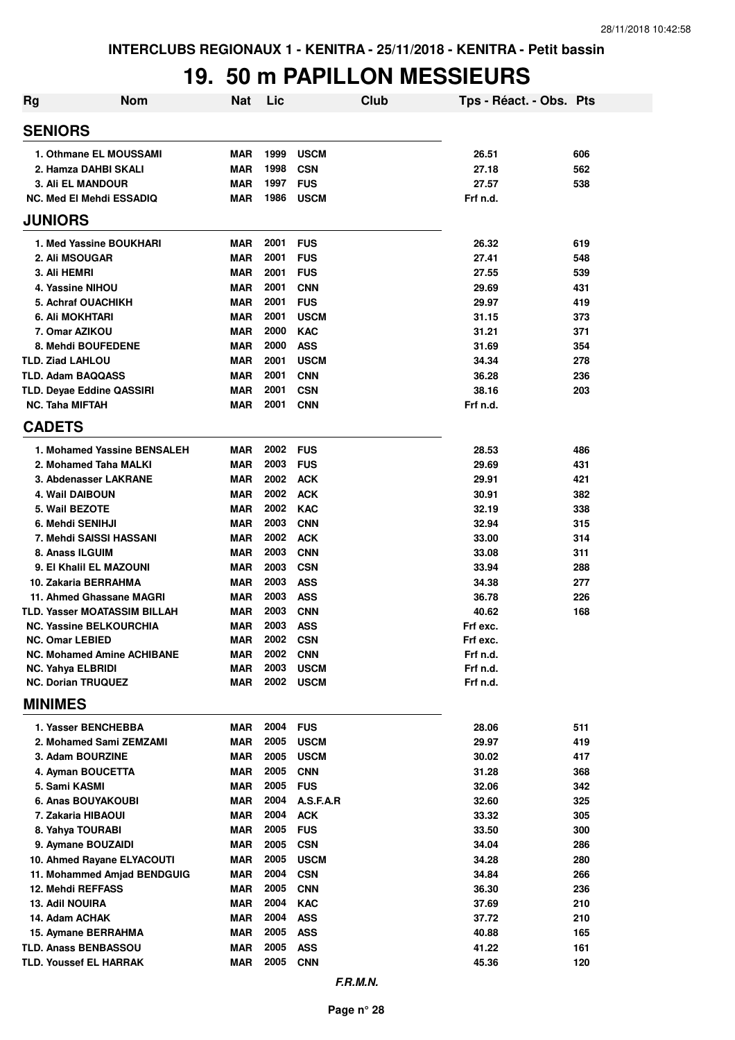INTERCLUBS REGIONAUX 1 - KENITRA - 25/11/2018 - KENITRA - Petit bassin

# 19. 50 m PAPILLON MESSIEURS

| Rg | Nom | Nat | Lic | Club | Tps - Réact. - Obs. | Pts |
|---|---|---|---|---|---|---|
| **SENIORS** | | | | | | |
| 1. | Othmane EL MOUSSAMI | MAR | 1999 | USCM | 26.51 | 606 |
| 2. | Hamza DAHBI SKALI | MAR | 1998 | CSN | 27.18 | 562 |
| 3. | Ali EL MANDOUR | MAR | 1997 | FUS | 27.57 | 538 |
| NC. | Med El Mehdi ESSADIQ | MAR | 1986 | USCM | Frf n.d. | |
| **JUNIORS** | | | | | | |
| 1. | Med Yassine BOUKHARI | MAR | 2001 | FUS | 26.32 | 619 |
| 2. | Ali MSOUGAR | MAR | 2001 | FUS | 27.41 | 548 |
| 3. | Ali HEMRI | MAR | 2001 | FUS | 27.55 | 539 |
| 4. | Yassine NIHOU | MAR | 2001 | CNN | 29.69 | 431 |
| 5. | Achraf OUACHIKH | MAR | 2001 | FUS | 29.97 | 419 |
| 6. | Ali MOKHTARI | MAR | 2001 | USCM | 31.15 | 373 |
| 7. | Omar AZIKOU | MAR | 2000 | KAC | 31.21 | 371 |
| 8. | Mehdi BOUFEDENE | MAR | 2000 | ASS | 31.69 | 354 |
| TLD. | Ziad LAHLOU | MAR | 2001 | USCM | 34.34 | 278 |
| TLD. | Adam BAQQASS | MAR | 2001 | CNN | 36.28 | 236 |
| TLD. | Deyae Eddine QASSIRI | MAR | 2001 | CSN | 38.16 | 203 |
| NC. | Taha MIFTAH | MAR | 2001 | CNN | Frf n.d. | |
| **CADETS** | | | | | | |
| 1. | Mohamed Yassine BENSALEH | MAR | 2002 | FUS | 28.53 | 486 |
| 2. | Mohamed Taha MALKI | MAR | 2003 | FUS | 29.69 | 431 |
| 3. | Abdenasser LAKRANE | MAR | 2002 | ACK | 29.91 | 421 |
| 4. | Wail DAIBOUN | MAR | 2002 | ACK | 30.91 | 382 |
| 5. | Wail BEZOTE | MAR | 2002 | KAC | 32.19 | 338 |
| 6. | Mehdi SENIHJI | MAR | 2003 | CNN | 32.94 | 315 |
| 7. | Mehdi SAISSI HASSANI | MAR | 2002 | ACK | 33.00 | 314 |
| 8. | Anass ILGUIM | MAR | 2003 | CNN | 33.08 | 311 |
| 9. | El Khalil EL MAZOUNI | MAR | 2003 | CSN | 33.94 | 288 |
| 10. | Zakaria BERRAHMA | MAR | 2003 | ASS | 34.38 | 277 |
| 11. | Ahmed Ghassane MAGRI | MAR | 2003 | ASS | 36.78 | 226 |
| TLD. | Yasser MOATASSIM BILLAH | MAR | 2003 | CNN | 40.62 | 168 |
| NC. | Yassine BELKOURCHIA | MAR | 2003 | ASS | Frf exc. | |
| NC. | Omar LEBIED | MAR | 2002 | CSN | Frf exc. | |
| NC. | Mohamed Amine ACHIBANE | MAR | 2002 | CNN | Frf n.d. | |
| NC. | Yahya ELBRIDI | MAR | 2003 | USCM | Frf n.d. | |
| NC. | Dorian TRUQUEZ | MAR | 2002 | USCM | Frf n.d. | |
| **MINIMES** | | | | | | |
| 1. | Yasser BENCHEBBA | MAR | 2004 | FUS | 28.06 | 511 |
| 2. | Mohamed Sami ZEMZAMI | MAR | 2005 | USCM | 29.97 | 419 |
| 3. | Adam BOURZINE | MAR | 2005 | USCM | 30.02 | 417 |
| 4. | Ayman BOUCETTA | MAR | 2005 | CNN | 31.28 | 368 |
| 5. | Sami KASMI | MAR | 2005 | FUS | 32.06 | 342 |
| 6. | Anas BOUYAKOUBI | MAR | 2004 | A.S.F.A.R | 32.60 | 325 |
| 7. | Zakaria HIBAOUI | MAR | 2004 | ACK | 33.32 | 305 |
| 8. | Yahya TOURABI | MAR | 2005 | FUS | 33.50 | 300 |
| 9. | Aymane BOUZAIDI | MAR | 2005 | CSN | 34.04 | 286 |
| 10. | Ahmed Rayane ELYACOUTI | MAR | 2005 | USCM | 34.28 | 280 |
| 11. | Mohammed Amjad BENDGUIG | MAR | 2004 | CSN | 34.84 | 266 |
| 12. | Mehdi REFFASS | MAR | 2005 | CNN | 36.30 | 236 |
| 13. | Adil NOUIRA | MAR | 2004 | KAC | 37.69 | 210 |
| 14. | Adam ACHAK | MAR | 2004 | ASS | 37.72 | 210 |
| 15. | Aymane BERRAHMA | MAR | 2005 | ASS | 40.88 | 165 |
| TLD. | Anass BENBASSOU | MAR | 2005 | ASS | 41.22 | 161 |
| TLD. | Youssef EL HARRAK | MAR | 2005 | CNN | 45.36 | 120 |

*F.R.M.N.*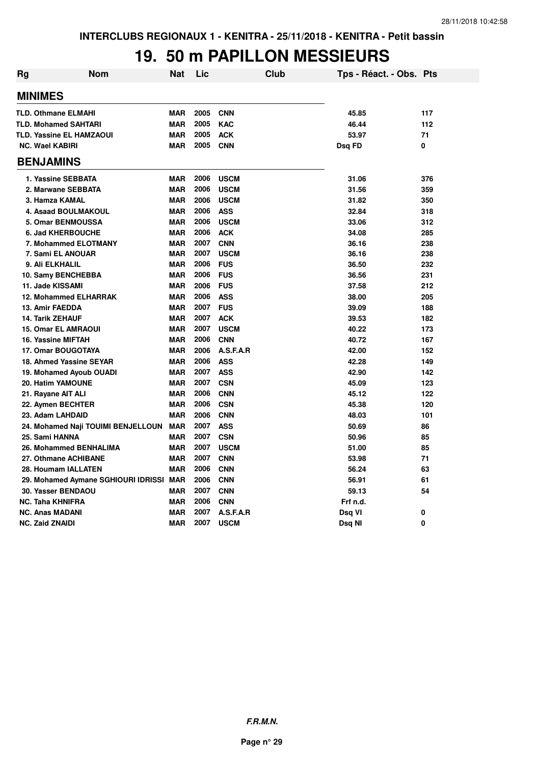# 19. 50 m PAPILLON MESSIEURS

| Rg | Nom | Nat | Lic | Club | Tps - Réact. - Obs. | Pts |
|---|---|---|---|---|---|---|
| **MINIMES** | | | | | | |
| TLD. Othmane ELMAHI | | MAR | 2005 | CNN | 45.85 | 117 |
| TLD. Mohamed SAHTARI | | MAR | 2005 | KAC | 46.44 | 112 |
| TLD. Yassine EL HAMZAOUI | | MAR | 2005 | ACK | 53.97 | 71 |
| NC. Wael KABIRI | | MAR | 2005 | CNN | Dsq FD | 0 |
| **BENJAMINS** | | | | | | |
| 1. Yassine SEBBATA | | MAR | 2006 | USCM | 31.06 | 376 |
| 2. Marwane SEBBATA | | MAR | 2006 | USCM | 31.56 | 359 |
| 3. Hamza KAMAL | | MAR | 2006 | USCM | 31.82 | 350 |
| 4. Asaad BOULMAKOUL | | MAR | 2006 | ASS | 32.84 | 318 |
| 5. Omar BENMOUSSA | | MAR | 2006 | USCM | 33.06 | 312 |
| 6. Jad KHERBOUCHE | | MAR | 2006 | ACK | 34.08 | 285 |
| 7. Mohammed ELOTMANY | | MAR | 2007 | CNN | 36.16 | 238 |
| 7. Sami EL ANOUAR | | MAR | 2007 | USCM | 36.16 | 238 |
| 9. Ali ELKHALIL | | MAR | 2006 | FUS | 36.50 | 232 |
| 10. Samy BENCHEBBA | | MAR | 2006 | FUS | 36.56 | 231 |
| 11. Jade KISSAMI | | MAR | 2006 | FUS | 37.58 | 212 |
| 12. Mohammed ELHARRAK | | MAR | 2006 | ASS | 38.00 | 205 |
| 13. Amir FAEDDA | | MAR | 2007 | FUS | 39.09 | 188 |
| 14. Tarik ZEHAUF | | MAR | 2007 | ACK | 39.53 | 182 |
| 15. Omar EL AMRAOUI | | MAR | 2007 | USCM | 40.22 | 173 |
| 16. Yassine MIFTAH | | MAR | 2006 | CNN | 40.72 | 167 |
| 17. Omar BOUGOTAYA | | MAR | 2006 | A.S.F.A.R | 42.00 | 152 |
| 18. Ahmed Yassine SEYAR | | MAR | 2006 | ASS | 42.28 | 149 |
| 19. Mohamed Ayoub OUADI | | MAR | 2007 | ASS | 42.90 | 142 |
| 20. Hatim YAMOUNE | | MAR | 2007 | CSN | 45.09 | 123 |
| 21. Rayane AIT ALI | | MAR | 2006 | CNN | 45.12 | 122 |
| 22. Aymen BECHTER | | MAR | 2006 | CSN | 45.38 | 120 |
| 23. Adam LAHDAID | | MAR | 2006 | CNN | 48.03 | 101 |
| 24. Mohamed Naji TOUIMI BENJELLOUN | | MAR | 2007 | ASS | 50.69 | 86 |
| 25. Sami HANNA | | MAR | 2007 | CSN | 50.96 | 85 |
| 26. Mohammed BENHALIMA | | MAR | 2007 | USCM | 51.00 | 85 |
| 27. Othmane ACHIBANE | | MAR | 2007 | CNN | 53.98 | 71 |
| 28. Houmam IALLATEN | | MAR | 2006 | CNN | 56.24 | 63 |
| 29. Mohamed Aymane SGHIOURI IDRISSI | | MAR | 2006 | CNN | 56.91 | 61 |
| 30. Yasser BENDAOU | | MAR | 2007 | CNN | 59.13 | 54 |
| NC. Taha KHNIFRA | | MAR | 2006 | CNN | Frf n.d. | |
| NC. Anas MADANI | | MAR | 2007 | A.S.F.A.R | Dsq VI | 0 |
| NC. Zaid ZNAIDI | | MAR | 2007 | USCM | Dsq NI | 0 |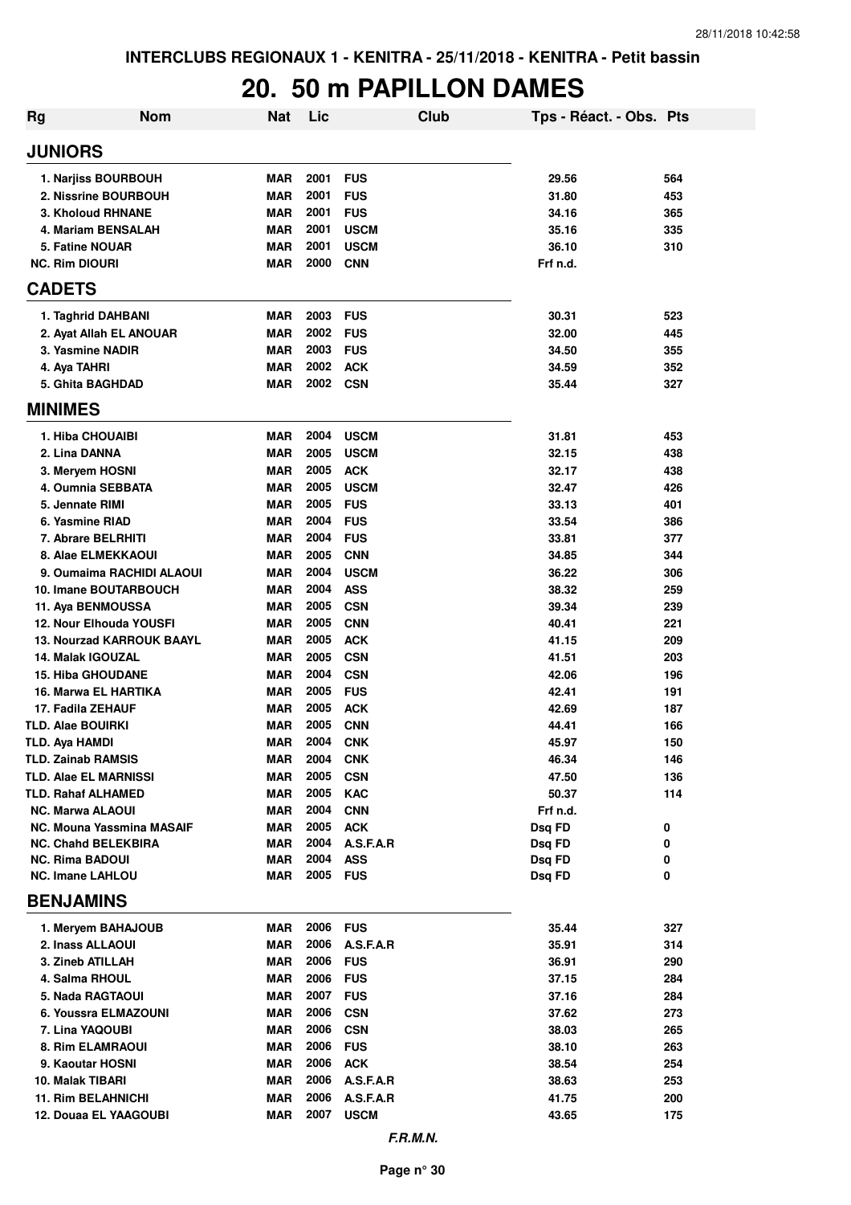# 20. 50 m PAPILLON DAMES

INTERCLUBS REGIONAUX 1 - KENITRA - 25/11/2018 - KENITRA - Petit bassin

| Rg | Nom | Nat | Lic | Club | Tps - Réact. - Obs. | Pts |
|---|---|---|---|---|---|---|
| **JUNIORS** | | | | | | |
| 1. | Narjiss BOURBOUH | MAR | 2001 | FUS | 29.56 | 564 |
| 2. | Nissrine BOURBOUH | MAR | 2001 | FUS | 31.80 | 453 |
| 3. | Kholoud RHNANE | MAR | 2001 | FUS | 34.16 | 365 |
| 4. | Mariam BENSALAH | MAR | 2001 | USCM | 35.16 | 335 |
| 5. | Fatine NOUAR | MAR | 2001 | USCM | 36.10 | 310 |
| NC. | Rim DIOURI | MAR | 2000 | CNN | Frf n.d. | |
| **CADETS** | | | | | | |
| 1. | Taghrid DAHBANI | MAR | 2003 | FUS | 30.31 | 523 |
| 2. | Ayat Allah EL ANOUAR | MAR | 2002 | FUS | 32.00 | 445 |
| 3. | Yasmine NADIR | MAR | 2003 | FUS | 34.50 | 355 |
| 4. | Aya TAHRI | MAR | 2002 | ACK | 34.59 | 352 |
| 5. | Ghita BAGHDAD | MAR | 2002 | CSN | 35.44 | 327 |
| **MINIMES** | | | | | | |
| 1. | Hiba CHOUAIBI | MAR | 2004 | USCM | 31.81 | 453 |
| 2. | Lina DANNA | MAR | 2005 | USCM | 32.15 | 438 |
| 3. | Meryem HOSNI | MAR | 2005 | ACK | 32.17 | 438 |
| 4. | Oumnia SEBBATA | MAR | 2005 | USCM | 32.47 | 426 |
| 5. | Jennate RIMI | MAR | 2005 | FUS | 33.13 | 401 |
| 6. | Yasmine RIAD | MAR | 2004 | FUS | 33.54 | 386 |
| 7. | Abrare BELRHITI | MAR | 2004 | FUS | 33.81 | 377 |
| 8. | Alae ELMEKKAOUI | MAR | 2005 | CNN | 34.85 | 344 |
| 9. | Oumaima RACHIDI ALAOUI | MAR | 2004 | USCM | 36.22 | 306 |
| 10. | Imane BOUTARBOUCH | MAR | 2004 | ASS | 38.32 | 259 |
| 11. | Aya BENMOUSSA | MAR | 2005 | CSN | 39.34 | 239 |
| 12. | Nour Elhouda YOUSFI | MAR | 2005 | CNN | 40.41 | 221 |
| 13. | Nourzad KARROUK BAAYL | MAR | 2005 | ACK | 41.15 | 209 |
| 14. | Malak IGOUZAL | MAR | 2005 | CSN | 41.51 | 203 |
| 15. | Hiba GHOUDANE | MAR | 2004 | CSN | 42.06 | 196 |
| 16. | Marwa EL HARTIKA | MAR | 2005 | FUS | 42.41 | 191 |
| 17. | Fadila ZEHAUF | MAR | 2005 | ACK | 42.69 | 187 |
| TLD. | Alae BOUIRKI | MAR | 2005 | CNN | 44.41 | 166 |
| TLD. | Aya HAMDI | MAR | 2004 | CNK | 45.97 | 150 |
| TLD. | Zainab RAMSIS | MAR | 2004 | CNK | 46.34 | 146 |
| TLD. | Alae EL MARNISSI | MAR | 2005 | CSN | 47.50 | 136 |
| TLD. | Rahaf ALHAMED | MAR | 2005 | KAC | 50.37 | 114 |
| NC. | Marwa ALAOUI | MAR | 2004 | CNN | Frf n.d. | |
| NC. | Mouna Yassmina MASAIF | MAR | 2005 | ACK | Dsq FD | 0 |
| NC. | Chahd BELEKBIRA | MAR | 2004 | A.S.F.A.R | Dsq FD | 0 |
| NC. | Rima BADOUI | MAR | 2004 | ASS | Dsq FD | 0 |
| NC. | Imane LAHLOU | MAR | 2005 | FUS | Dsq FD | 0 |
| **BENJAMINS** | | | | | | |
| 1. | Meryem BAHAJOUB | MAR | 2006 | FUS | 35.44 | 327 |
| 2. | Inass ALLAOUI | MAR | 2006 | A.S.F.A.R | 35.91 | 314 |
| 3. | Zineb ATILLAH | MAR | 2006 | FUS | 36.91 | 290 |
| 4. | Salma RHOUL | MAR | 2006 | FUS | 37.15 | 284 |
| 5. | Nada RAGTAOUI | MAR | 2007 | FUS | 37.16 | 284 |
| 6. | Youssra ELMAZOUNI | MAR | 2006 | CSN | 37.62 | 273 |
| 7. | Lina YAQOUBI | MAR | 2006 | CSN | 38.03 | 265 |
| 8. | Rim ELAMRAOUI | MAR | 2006 | FUS | 38.10 | 263 |
| 9. | Kaoutar HOSNI | MAR | 2006 | ACK | 38.54 | 254 |
| 10. | Malak TIBARI | MAR | 2006 | A.S.F.A.R | 38.63 | 253 |
| 11. | Rim BELAHNICHI | MAR | 2006 | A.S.F.A.R | 41.75 | 200 |
| 12. | Douaa EL YAAGOUBI | MAR | 2007 | USCM | 43.65 | 175 |

*F.R.M.N.*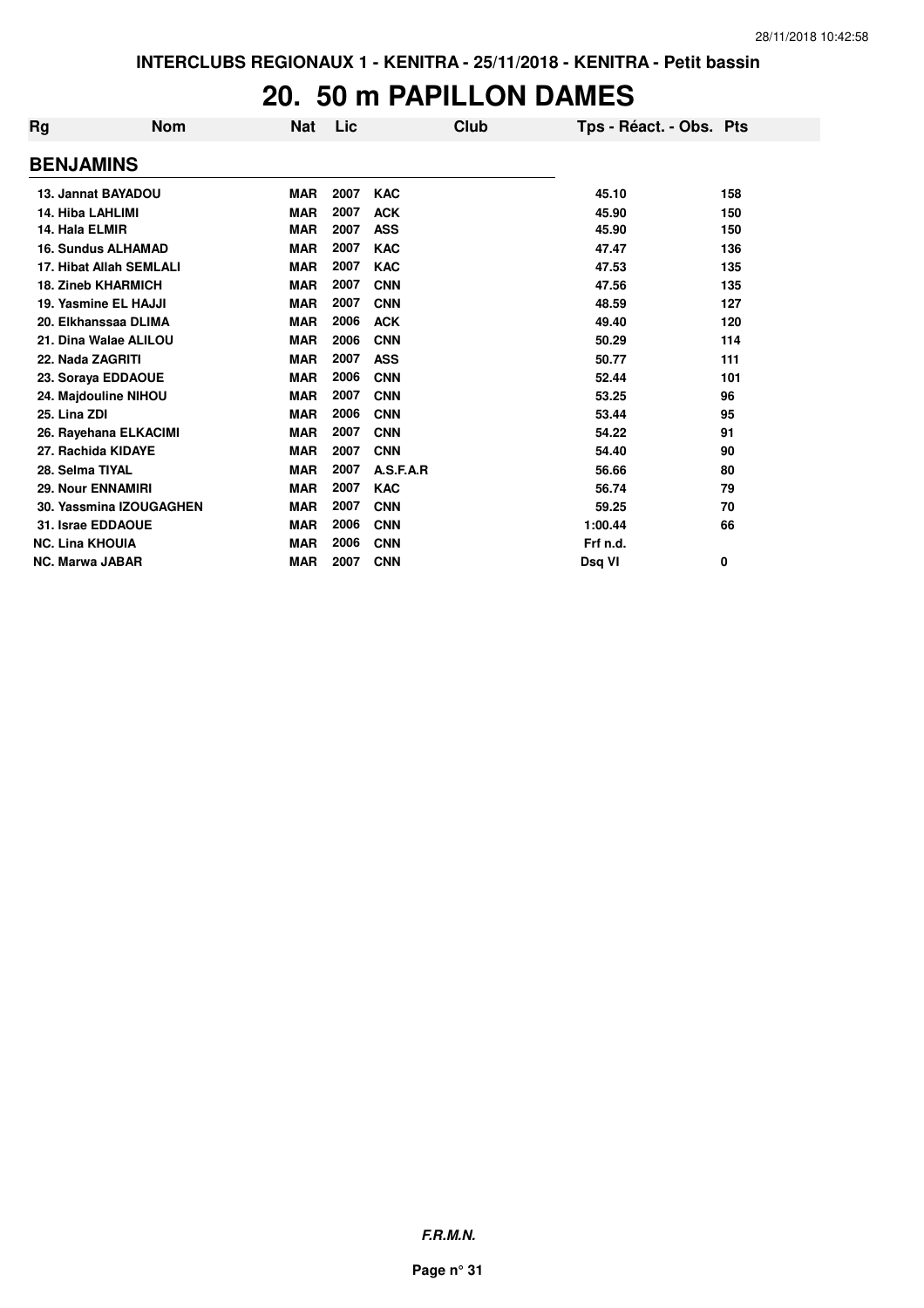# 20. 50 m PAPILLON DAMES

| Rg | Nom | Nat | Lic | Club | Tps - Réact. - Obs. | Pts |
|---|---|---|---|---|---|---|
| **BENJAMINS** | | | | | | |
| 13. Jannat BAYADOU | | MAR | 2007 | KAC | 45.10 | 158 |
| 14. Hiba LAHLIMI | | MAR | 2007 | ACK | 45.90 | 150 |
| 14. Hala ELMIR | | MAR | 2007 | ASS | 45.90 | 150 |
| 16. Sundus ALHAMAD | | MAR | 2007 | KAC | 47.47 | 136 |
| 17. Hibat Allah SEMLALI | | MAR | 2007 | KAC | 47.53 | 135 |
| 18. Zineb KHARMICH | | MAR | 2007 | CNN | 47.56 | 135 |
| 19. Yasmine EL HAJJI | | MAR | 2007 | CNN | 48.59 | 127 |
| 20. Elkhanssaa DLIMA | | MAR | 2006 | ACK | 49.40 | 120 |
| 21. Dina Walae ALILOU | | MAR | 2006 | CNN | 50.29 | 114 |
| 22. Nada ZAGRITI | | MAR | 2007 | ASS | 50.77 | 111 |
| 23. Soraya EDDAOUE | | MAR | 2006 | CNN | 52.44 | 101 |
| 24. Majdouline NIHOU | | MAR | 2007 | CNN | 53.25 | 96 |
| 25. Lina ZDI | | MAR | 2006 | CNN | 53.44 | 95 |
| 26. Rayehana ELKACIMI | | MAR | 2007 | CNN | 54.22 | 91 |
| 27. Rachida KIDAYE | | MAR | 2007 | CNN | 54.40 | 90 |
| 28. Selma TIYAL | | MAR | 2007 | A.S.F.A.R | 56.66 | 80 |
| 29. Nour ENNAMIRI | | MAR | 2007 | KAC | 56.74 | 79 |
| 30. Yassmina IZOUGAGHEN | | MAR | 2007 | CNN | 59.25 | 70 |
| 31. Israe EDDAOUE | | MAR | 2006 | CNN | 1:00.44 | 66 |
| NC. Lina KHOUIA | | MAR | 2006 | CNN | Frf n.d. | |
| NC. Marwa JABAR | | MAR | 2007 | CNN | Dsq VI | 0 |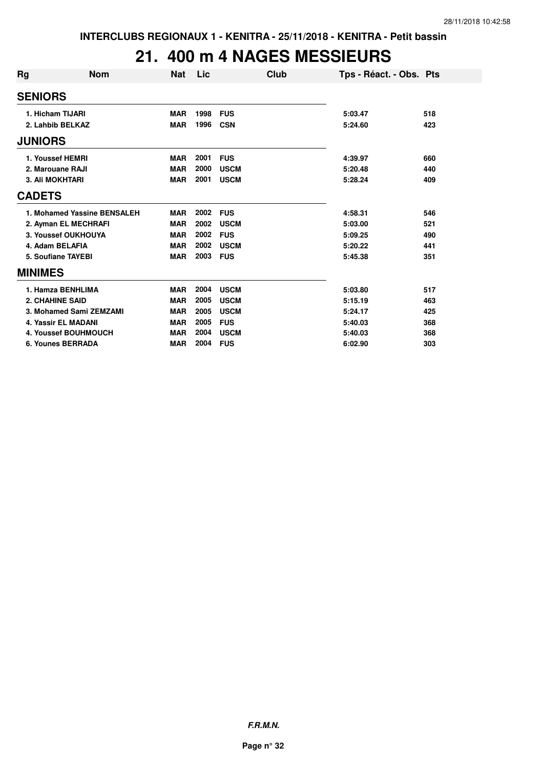# 21. 400 m 4 NAGES MESSIEURS

| Rg | Nom | Nat | Lic | Club | Tps - Réact. - Obs. | Pts |
|---|---|---|---|---|---|---|
| **SENIORS** | | | | | | |
| 1. Hicham TIJARI | | MAR | 1998 | FUS | 5:03.47 | 518 |
| 2. Lahbib BELKAZ | | MAR | 1996 | CSN | 5:24.60 | 423 |
| **JUNIORS** | | | | | | |
| 1. Youssef HEMRI | | MAR | 2001 | FUS | 4:39.97 | 660 |
| 2. Marouane RAJI | | MAR | 2000 | USCM | 5:20.48 | 440 |
| 3. Ali MOKHTARI | | MAR | 2001 | USCM | 5:28.24 | 409 |
| **CADETS** | | | | | | |
| 1. Mohamed Yassine BENSALEH | | MAR | 2002 | FUS | 4:58.31 | 546 |
| 2. Ayman EL MECHRAFI | | MAR | 2002 | USCM | 5:03.00 | 521 |
| 3. Youssef OUKHOUYA | | MAR | 2002 | FUS | 5:09.25 | 490 |
| 4. Adam BELAFIA | | MAR | 2002 | USCM | 5:20.22 | 441 |
| 5. Soufiane TAYEBI | | MAR | 2003 | FUS | 5:45.38 | 351 |
| **MINIMES** | | | | | | |
| 1. Hamza BENHLIMA | | MAR | 2004 | USCM | 5:03.80 | 517 |
| 2. CHAHINE SAID | | MAR | 2005 | USCM | 5:15.19 | 463 |
| 3. Mohamed Sami ZEMZAMI | | MAR | 2005 | USCM | 5:24.17 | 425 |
| 4. Yassir EL MADANI | | MAR | 2005 | FUS | 5:40.03 | 368 |
| 4. Youssef BOUHMOUCH | | MAR | 2004 | USCM | 5:40.03 | 368 |
| 6. Younes BERRADA | | MAR | 2004 | FUS | 6:02.90 | 303 |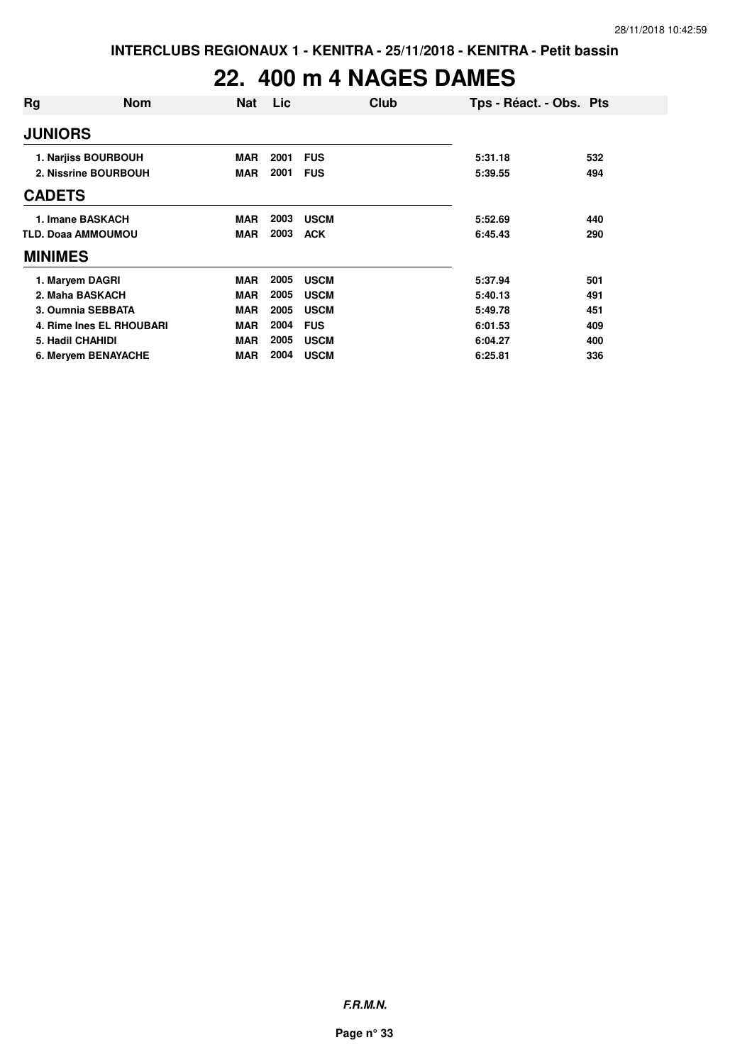# 22. 400 m 4 NAGES DAMES

| Rg | Nom | Nat | Lic | Club | Tps - Réact. - Obs. | Pts |
|---|---|---|---|---|---|---|
| **JUNIORS** | | | | | | |
| 1. | Narjiss BOURBOUH | MAR | 2001 | FUS | 5:31.18 | 532 |
| 2. | Nissrine BOURBOUH | MAR | 2001 | FUS | 5:39.55 | 494 |
| **CADETS** | | | | | | |
| 1. | Imane BASKACH | MAR | 2003 | USCM | 5:52.69 | 440 |
| TLD. | Doaa AMMOUMOU | MAR | 2003 | ACK | 6:45.43 | 290 |
| **MINIMES** | | | | | | |
| 1. | Maryem DAGRI | MAR | 2005 | USCM | 5:37.94 | 501 |
| 2. | Maha BASKACH | MAR | 2005 | USCM | 5:40.13 | 491 |
| 3. | Oumnia SEBBATA | MAR | 2005 | USCM | 5:49.78 | 451 |
| 4. | Rime Ines EL RHOUBARI | MAR | 2004 | FUS | 6:01.53 | 409 |
| 5. | Hadil CHAHIDI | MAR | 2005 | USCM | 6:04.27 | 400 |
| 6. | Meryem BENAYACHE | MAR | 2004 | USCM | 6:25.81 | 336 |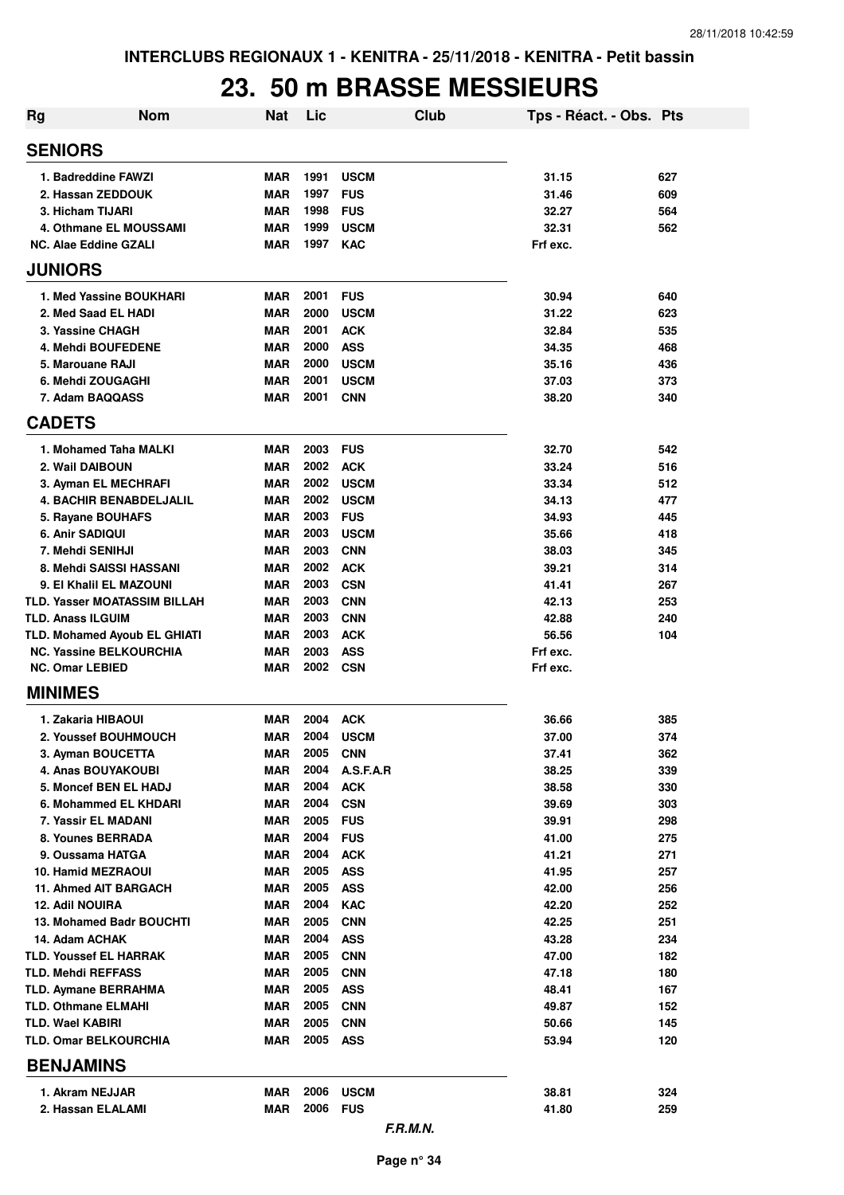INTERCLUBS REGIONAUX 1 - KENITRA - 25/11/2018 - KENITRA - Petit bassin

# 23. 50 m BRASSE MESSIEURS

| Rg | Nom | Nat | Lic | Club | Tps - Réact. - Obs. | Pts |
|---|---|---|---|---|---|---|
| **SENIORS** | | | | | | |
| 1. Badreddine FAWZI | | MAR | 1991 | USCM | 31.15 | 627 |
| 2. Hassan ZEDDOUK | | MAR | 1997 | FUS | 31.46 | 609 |
| 3. Hicham TIJARI | | MAR | 1998 | FUS | 32.27 | 564 |
| 4. Othmane EL MOUSSAMI | | MAR | 1999 | USCM | 32.31 | 562 |
| NC. Alae Eddine GZALI | | MAR | 1997 | KAC | Frf exc. | |
| **JUNIORS** | | | | | | |
| 1. Med Yassine BOUKHARI | | MAR | 2001 | FUS | 30.94 | 640 |
| 2. Med Saad EL HADI | | MAR | 2000 | USCM | 31.22 | 623 |
| 3. Yassine CHAGH | | MAR | 2001 | ACK | 32.84 | 535 |
| 4. Mehdi BOUFEDENE | | MAR | 2000 | ASS | 34.35 | 468 |
| 5. Marouane RAJI | | MAR | 2000 | USCM | 35.16 | 436 |
| 6. Mehdi ZOUGAGHI | | MAR | 2001 | USCM | 37.03 | 373 |
| 7. Adam BAQQASS | | MAR | 2001 | CNN | 38.20 | 340 |
| **CADETS** | | | | | | |
| 1. Mohamed Taha MALKI | | MAR | 2003 | FUS | 32.70 | 542 |
| 2. Wail DAIBOUN | | MAR | 2002 | ACK | 33.24 | 516 |
| 3. Ayman EL MECHRAFI | | MAR | 2002 | USCM | 33.34 | 512 |
| 4. BACHIR BENABDELJALIL | | MAR | 2002 | USCM | 34.13 | 477 |
| 5. Rayane BOUHAFS | | MAR | 2003 | FUS | 34.93 | 445 |
| 6. Anir SADIQUI | | MAR | 2003 | USCM | 35.66 | 418 |
| 7. Mehdi SENIHJI | | MAR | 2003 | CNN | 38.03 | 345 |
| 8. Mehdi SAISSI HASSANI | | MAR | 2002 | ACK | 39.21 | 314 |
| 9. El Khalil EL MAZOUNI | | MAR | 2003 | CSN | 41.41 | 267 |
| TLD. Yasser MOATASSIM BILLAH | | MAR | 2003 | CNN | 42.13 | 253 |
| TLD. Anass ILGUIM | | MAR | 2003 | CNN | 42.88 | 240 |
| TLD. Mohamed Ayoub EL GHIATI | | MAR | 2003 | ACK | 56.56 | 104 |
| NC. Yassine BELKOURCHIA | | MAR | 2003 | ASS | Frf exc. | |
| NC. Omar LEBIED | | MAR | 2002 | CSN | Frf exc. | |
| **MINIMES** | | | | | | |
| 1. Zakaria HIBAOUI | | MAR | 2004 | ACK | 36.66 | 385 |
| 2. Youssef BOUHMOUCH | | MAR | 2004 | USCM | 37.00 | 374 |
| 3. Ayman BOUCETTA | | MAR | 2005 | CNN | 37.41 | 362 |
| 4. Anas BOUYAKOUBI | | MAR | 2004 | A.S.F.A.R | 38.25 | 339 |
| 5. Moncef BEN EL HADJ | | MAR | 2004 | ACK | 38.58 | 330 |
| 6. Mohammed EL KHDARI | | MAR | 2004 | CSN | 39.69 | 303 |
| 7. Yassir EL MADANI | | MAR | 2005 | FUS | 39.91 | 298 |
| 8. Younes BERRADA | | MAR | 2004 | FUS | 41.00 | 275 |
| 9. Oussama HATGA | | MAR | 2004 | ACK | 41.21 | 271 |
| 10. Hamid MEZRAOUI | | MAR | 2005 | ASS | 41.95 | 257 |
| 11. Ahmed AIT BARGACH | | MAR | 2005 | ASS | 42.00 | 256 |
| 12. Adil NOUIRA | | MAR | 2004 | KAC | 42.20 | 252 |
| 13. Mohamed Badr BOUCHTI | | MAR | 2005 | CNN | 42.25 | 251 |
| 14. Adam ACHAK | | MAR | 2004 | ASS | 43.28 | 234 |
| TLD. Youssef EL HARRAK | | MAR | 2005 | CNN | 47.00 | 182 |
| TLD. Mehdi REFFASS | | MAR | 2005 | CNN | 47.18 | 180 |
| TLD. Aymane BERRAHMA | | MAR | 2005 | ASS | 48.41 | 167 |
| TLD. Othmane ELMAHI | | MAR | 2005 | CNN | 49.87 | 152 |
| TLD. Wael KABIRI | | MAR | 2005 | CNN | 50.66 | 145 |
| TLD. Omar BELKOURCHIA | | MAR | 2005 | ASS | 53.94 | 120 |
| **BENJAMINS** | | | | | | |
| 1. Akram NEJJAR | | MAR | 2006 | USCM | 38.81 | 324 |
| 2. Hassan ELALAMI | | MAR | 2006 | FUS | 41.80 | 259 |

*F.R.M.N.*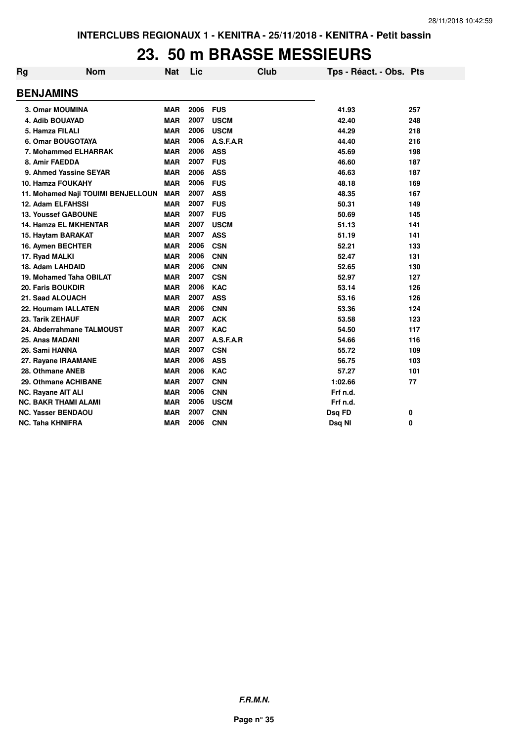# 23. 50 m BRASSE MESSIEURS

| Rg | Nom | Nat | Lic | Club | Tps - Réact. - Obs. | Pts |
|---|---|---|---|---|---|---|
| **BENJAMINS** | | | | | | |
| 3. Omar MOUMINA | | MAR | 2006 | FUS | 41.93 | 257 |
| 4. Adib BOUAYAD | | MAR | 2007 | USCM | 42.40 | 248 |
| 5. Hamza FILALI | | MAR | 2006 | USCM | 44.29 | 218 |
| 6. Omar BOUGOTAYA | | MAR | 2006 | A.S.F.A.R | 44.40 | 216 |
| 7. Mohammed ELHARRAK | | MAR | 2006 | ASS | 45.69 | 198 |
| 8. Amir FAEDDA | | MAR | 2007 | FUS | 46.60 | 187 |
| 9. Ahmed Yassine SEYAR | | MAR | 2006 | ASS | 46.63 | 187 |
| 10. Hamza FOUKAHY | | MAR | 2006 | FUS | 48.18 | 169 |
| 11. Mohamed Naji TOUIMI BENJELLOUN | | MAR | 2007 | ASS | 48.35 | 167 |
| 12. Adam ELFAHSSI | | MAR | 2007 | FUS | 50.31 | 149 |
| 13. Youssef GABOUNE | | MAR | 2007 | FUS | 50.69 | 145 |
| 14. Hamza EL MKHENTAR | | MAR | 2007 | USCM | 51.13 | 141 |
| 15. Haytam BARAKAT | | MAR | 2007 | ASS | 51.19 | 141 |
| 16. Aymen BECHTER | | MAR | 2006 | CSN | 52.21 | 133 |
| 17. Ryad MALKI | | MAR | 2006 | CNN | 52.47 | 131 |
| 18. Adam LAHDAID | | MAR | 2006 | CNN | 52.65 | 130 |
| 19. Mohamed Taha OBILAT | | MAR | 2007 | CSN | 52.97 | 127 |
| 20. Faris BOUKDIR | | MAR | 2006 | KAC | 53.14 | 126 |
| 21. Saad ALOUACH | | MAR | 2007 | ASS | 53.16 | 126 |
| 22. Houmam IALLATEN | | MAR | 2006 | CNN | 53.36 | 124 |
| 23. Tarik ZEHAUF | | MAR | 2007 | ACK | 53.58 | 123 |
| 24. Abderrahmane TALMOUST | | MAR | 2007 | KAC | 54.50 | 117 |
| 25. Anas MADANI | | MAR | 2007 | A.S.F.A.R | 54.66 | 116 |
| 26. Sami HANNA | | MAR | 2007 | CSN | 55.72 | 109 |
| 27. Rayane IRAAMANE | | MAR | 2006 | ASS | 56.75 | 103 |
| 28. Othmane ANEB | | MAR | 2006 | KAC | 57.27 | 101 |
| 29. Othmane ACHIBANE | | MAR | 2007 | CNN | 1:02.66 | 77 |
| NC. Rayane AIT ALI | | MAR | 2006 | CNN | Frf n.d. | |
| NC. BAKR THAMI ALAMI | | MAR | 2006 | USCM | Frf n.d. | |
| NC. Yasser BENDAOU | | MAR | 2007 | CNN | Dsq FD | 0 |
| NC. Taha KHNIFRA | | MAR | 2006 | CNN | Dsq NI | 0 |

***F.R.M.N.***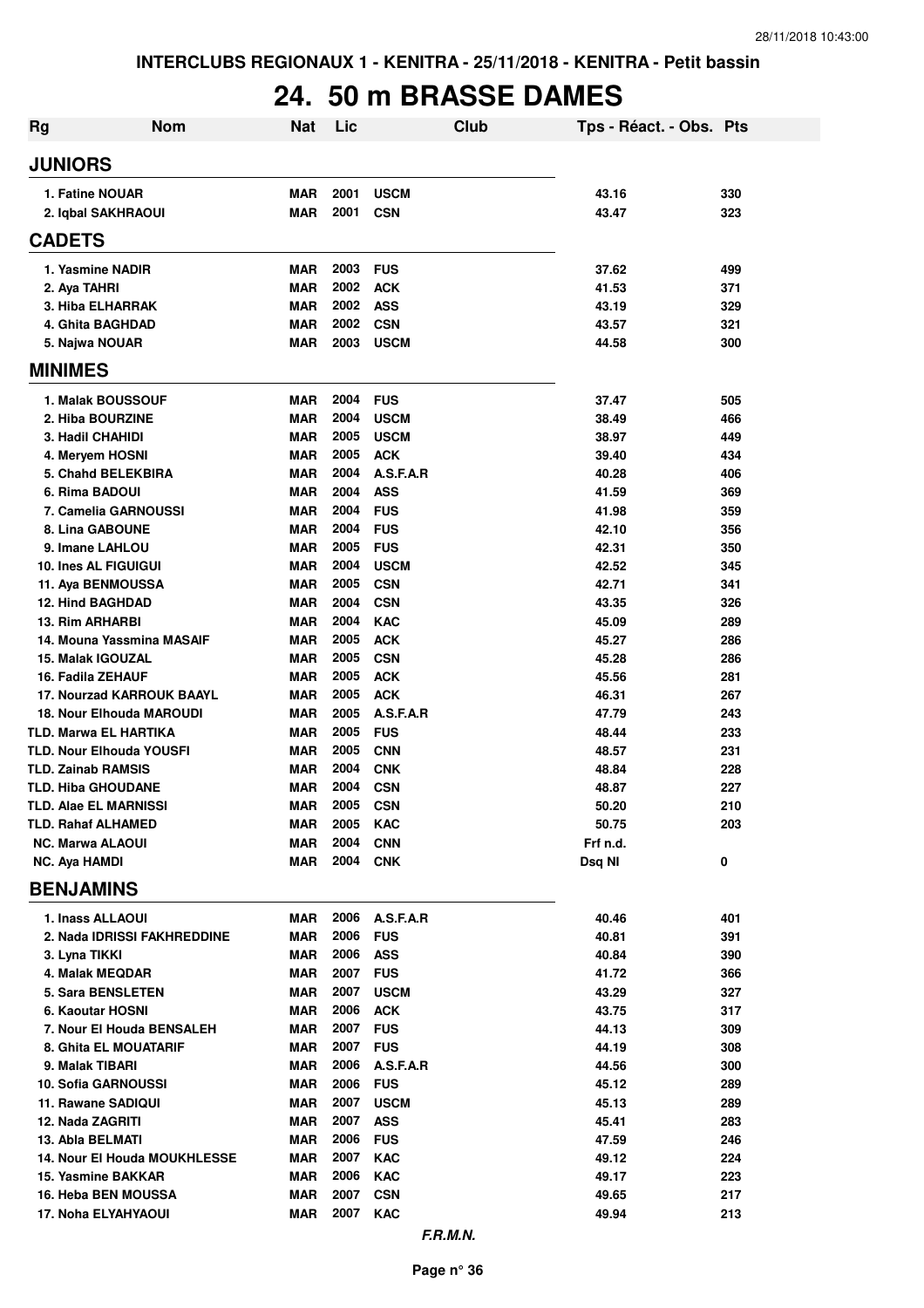INTERCLUBS REGIONAUX 1 - KENITRA - 25/11/2018 - KENITRA - Petit bassin

# 24. 50 m BRASSE DAMES

| Rg | Nom | Nat | Lic | Club | Tps - Réact. - Obs. | Pts |
|---|---|---|---|---|---|---|
| **JUNIORS** | | | | | | |
| 1. Fatine NOUAR | | MAR | 2001 | USCM | 43.16 | 330 |
| 2. Iqbal SAKHRAOUI | | MAR | 2001 | CSN | 43.47 | 323 |
| **CADETS** | | | | | | |
| 1. Yasmine NADIR | | MAR | 2003 | FUS | 37.62 | 499 |
| 2. Aya TAHRI | | MAR | 2002 | ACK | 41.53 | 371 |
| 3. Hiba ELHARRAK | | MAR | 2002 | ASS | 43.19 | 329 |
| 4. Ghita BAGHDAD | | MAR | 2002 | CSN | 43.57 | 321 |
| 5. Najwa NOUAR | | MAR | 2003 | USCM | 44.58 | 300 |
| **MINIMES** | | | | | | |
| 1. Malak BOUSSOUF | | MAR | 2004 | FUS | 37.47 | 505 |
| 2. Hiba BOURZINE | | MAR | 2004 | USCM | 38.49 | 466 |
| 3. Hadil CHAHIDI | | MAR | 2005 | USCM | 38.97 | 449 |
| 4. Meryem HOSNI | | MAR | 2005 | ACK | 39.40 | 434 |
| 5. Chahd BELEKBIRA | | MAR | 2004 | A.S.F.A.R | 40.28 | 406 |
| 6. Rima BADOUI | | MAR | 2004 | ASS | 41.59 | 369 |
| 7. Camelia GARNOUSSI | | MAR | 2004 | FUS | 41.98 | 359 |
| 8. Lina GABOUNE | | MAR | 2004 | FUS | 42.10 | 356 |
| 9. Imane LAHLOU | | MAR | 2005 | FUS | 42.31 | 350 |
| 10. Ines AL FIGUIGUI | | MAR | 2004 | USCM | 42.52 | 345 |
| 11. Aya BENMOUSSA | | MAR | 2005 | CSN | 42.71 | 341 |
| 12. Hind BAGHDAD | | MAR | 2004 | CSN | 43.35 | 326 |
| 13. Rim ARHARBI | | MAR | 2004 | KAC | 45.09 | 289 |
| 14. Mouna Yassmina MASAIF | | MAR | 2005 | ACK | 45.27 | 286 |
| 15. Malak IGOUZAL | | MAR | 2005 | CSN | 45.28 | 286 |
| 16. Fadila ZEHAUF | | MAR | 2005 | ACK | 45.56 | 281 |
| 17. Nourzad KARROUK BAAYL | | MAR | 2005 | ACK | 46.31 | 267 |
| 18. Nour Elhouda MAROUDI | | MAR | 2005 | A.S.F.A.R | 47.79 | 243 |
| TLD. Marwa EL HARTIKA | | MAR | 2005 | FUS | 48.44 | 233 |
| TLD. Nour Elhouda YOUSFI | | MAR | 2005 | CNN | 48.57 | 231 |
| TLD. Zainab RAMSIS | | MAR | 2004 | CNK | 48.84 | 228 |
| TLD. Hiba GHOUDANE | | MAR | 2004 | CSN | 48.87 | 227 |
| TLD. Alae EL MARNISSI | | MAR | 2005 | CSN | 50.20 | 210 |
| TLD. Rahaf ALHAMED | | MAR | 2005 | KAC | 50.75 | 203 |
| NC. Marwa ALAOUI | | MAR | 2004 | CNN | Frf n.d. | |
| NC. Aya HAMDI | | MAR | 2004 | CNK | Dsq NI | 0 |
| **BENJAMINS** | | | | | | |
| 1. Inass ALLAOUI | | MAR | 2006 | A.S.F.A.R | 40.46 | 401 |
| 2. Nada IDRISSI FAKHREDDINE | | MAR | 2006 | FUS | 40.81 | 391 |
| 3. Lyna TIKKI | | MAR | 2006 | ASS | 40.84 | 390 |
| 4. Malak MEQDAR | | MAR | 2007 | FUS | 41.72 | 366 |
| 5. Sara BENSLETEN | | MAR | 2007 | USCM | 43.29 | 327 |
| 6. Kaoutar HOSNI | | MAR | 2006 | ACK | 43.75 | 317 |
| 7. Nour El Houda BENSALEH | | MAR | 2007 | FUS | 44.13 | 309 |
| 8. Ghita EL MOUATARIF | | MAR | 2007 | FUS | 44.19 | 308 |
| 9. Malak TIBARI | | MAR | 2006 | A.S.F.A.R | 44.56 | 300 |
| 10. Sofia GARNOUSSI | | MAR | 2006 | FUS | 45.12 | 289 |
| 11. Rawane SADIQUI | | MAR | 2007 | USCM | 45.13 | 289 |
| 12. Nada ZAGRITI | | MAR | 2007 | ASS | 45.41 | 283 |
| 13. Abla BELMATI | | MAR | 2006 | FUS | 47.59 | 246 |
| 14. Nour El Houda MOUKHLESSE | | MAR | 2007 | KAC | 49.12 | 224 |
| 15. Yasmine BAKKAR | | MAR | 2006 | KAC | 49.17 | 223 |
| 16. Heba BEN MOUSSA | | MAR | 2007 | CSN | 49.65 | 217 |
| 17. Noha ELYAHYAOUI | | MAR | 2007 | KAC | 49.94 | 213 |

*F.R.M.N.*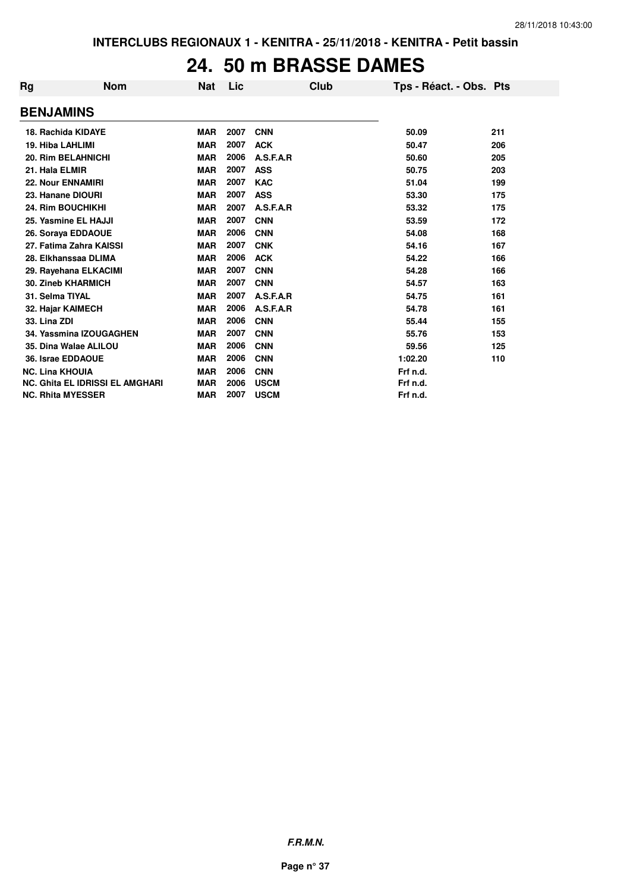INTERCLUBS REGIONAUX 1 - KENITRA - 25/11/2018 - KENITRA - Petit bassin

# 24. 50 m BRASSE DAMES

| Rg | Nom | Nat | Lic | Club | Tps - Réact. - Obs. | Pts |
|---|---|---|---|---|---|---|
| **BENJAMINS** | | | | | | |
| 18. | Rachida KIDAYE | MAR | 2007 | CNN | 50.09 | 211 |
| 19. | Hiba LAHLIMI | MAR | 2007 | ACK | 50.47 | 206 |
| 20. | Rim BELAHNICHI | MAR | 2006 | A.S.F.A.R | 50.60 | 205 |
| 21. | Hala ELMIR | MAR | 2007 | ASS | 50.75 | 203 |
| 22. | Nour ENNAMIRI | MAR | 2007 | KAC | 51.04 | 199 |
| 23. | Hanane DIOURI | MAR | 2007 | ASS | 53.30 | 175 |
| 24. | Rim BOUCHIKHI | MAR | 2007 | A.S.F.A.R | 53.32 | 175 |
| 25. | Yasmine EL HAJJI | MAR | 2007 | CNN | 53.59 | 172 |
| 26. | Soraya EDDAOUE | MAR | 2006 | CNN | 54.08 | 168 |
| 27. | Fatima Zahra KAISSI | MAR | 2007 | CNK | 54.16 | 167 |
| 28. | Elkhanssaa DLIMA | MAR | 2006 | ACK | 54.22 | 166 |
| 29. | Rayehana ELKACIMI | MAR | 2007 | CNN | 54.28 | 166 |
| 30. | Zineb KHARMICH | MAR | 2007 | CNN | 54.57 | 163 |
| 31. | Selma TIYAL | MAR | 2007 | A.S.F.A.R | 54.75 | 161 |
| 32. | Hajar KAIMECH | MAR | 2006 | A.S.F.A.R | 54.78 | 161 |
| 33. | Lina ZDI | MAR | 2006 | CNN | 55.44 | 155 |
| 34. | Yassmina IZOUGAGHEN | MAR | 2007 | CNN | 55.76 | 153 |
| 35. | Dina Walae ALILOU | MAR | 2006 | CNN | 59.56 | 125 |
| 36. | Israe EDDAOUE | MAR | 2006 | CNN | 1:02.20 | 110 |
| NC. | Lina KHOUIA | MAR | 2006 | CNN | Frf n.d. | |
| NC. | Ghita EL IDRISSI EL AMGHARI | MAR | 2006 | USCM | Frf n.d. | |
| NC. | Rhita MYESSER | MAR | 2007 | USCM | Frf n.d. | |

*F.R.M.N.*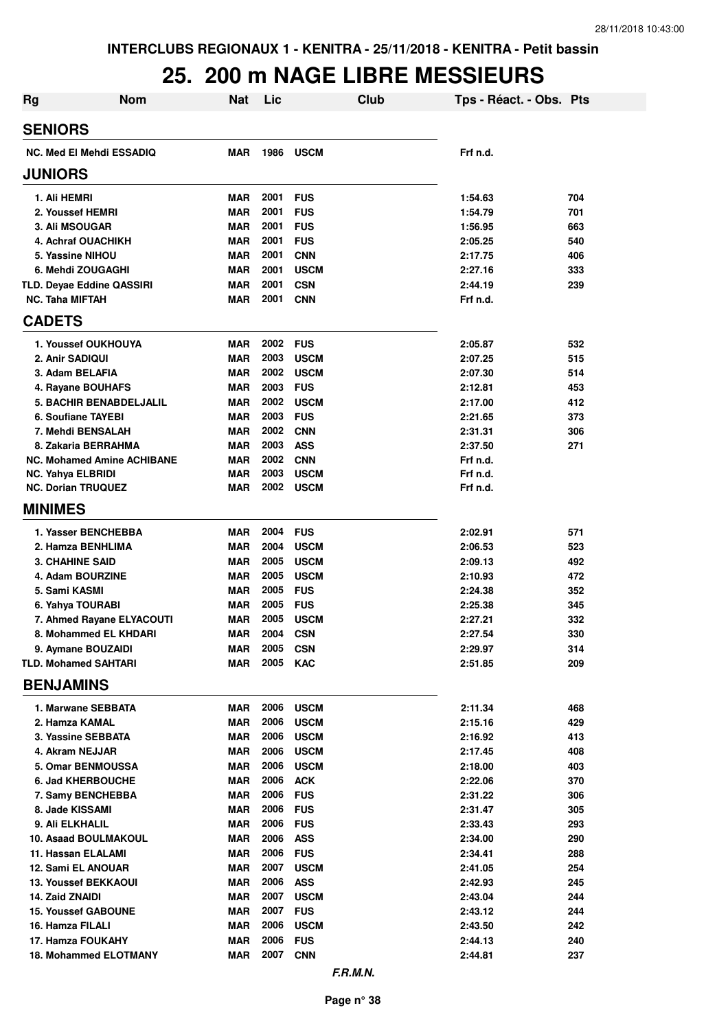INTERCLUBS REGIONAUX 1 - KENITRA - 25/11/2018 - KENITRA - Petit bassin

# 25. 200 m NAGE LIBRE MESSIEURS

| Rg | Nom | Nat | Lic | Club | Tps - Réact. - Obs. | Pts |
|---|---|---|---|---|---|---|
| **SENIORS** | | | | | | |
| NC. Med El Mehdi ESSADIQ | | MAR | 1986 | USCM | Frf n.d. | |
| **JUNIORS** | | | | | | |
| 1. Ali HEMRI | | MAR | 2001 | FUS | 1:54.63 | 704 |
| 2. Youssef HEMRI | | MAR | 2001 | FUS | 1:54.79 | 701 |
| 3. Ali MSOUGAR | | MAR | 2001 | FUS | 1:56.95 | 663 |
| 4. Achraf OUACHIKH | | MAR | 2001 | FUS | 2:05.25 | 540 |
| 5. Yassine NIHOU | | MAR | 2001 | CNN | 2:17.75 | 406 |
| 6. Mehdi ZOUGAGHI | | MAR | 2001 | USCM | 2:27.16 | 333 |
| TLD. Deyae Eddine QASSIRI | | MAR | 2001 | CSN | 2:44.19 | 239 |
| NC. Taha MIFTAH | | MAR | 2001 | CNN | Frf n.d. | |
| **CADETS** | | | | | | |
| 1. Youssef OUKHOUYA | | MAR | 2002 | FUS | 2:05.87 | 532 |
| 2. Anir SADIQUI | | MAR | 2003 | USCM | 2:07.25 | 515 |
| 3. Adam BELAFIA | | MAR | 2002 | USCM | 2:07.30 | 514 |
| 4. Rayane BOUHAFS | | MAR | 2003 | FUS | 2:12.81 | 453 |
| 5. BACHIR BENABDELJALIL | | MAR | 2002 | USCM | 2:17.00 | 412 |
| 6. Soufiane TAYEBI | | MAR | 2003 | FUS | 2:21.65 | 373 |
| 7. Mehdi BENSALAH | | MAR | 2002 | CNN | 2:31.31 | 306 |
| 8. Zakaria BERRAHMA | | MAR | 2003 | ASS | 2:37.50 | 271 |
| NC. Mohamed Amine ACHIBANE | | MAR | 2002 | CNN | Frf n.d. | |
| NC. Yahya ELBRIDI | | MAR | 2003 | USCM | Frf n.d. | |
| NC. Dorian TRUQUEZ | | MAR | 2002 | USCM | Frf n.d. | |
| **MINIMES** | | | | | | |
| 1. Yasser BENCHEBBA | | MAR | 2004 | FUS | 2:02.91 | 571 |
| 2. Hamza BENHLIMA | | MAR | 2004 | USCM | 2:06.53 | 523 |
| 3. CHAHINE SAID | | MAR | 2005 | USCM | 2:09.13 | 492 |
| 4. Adam BOURZINE | | MAR | 2005 | USCM | 2:10.93 | 472 |
| 5. Sami KASMI | | MAR | 2005 | FUS | 2:24.38 | 352 |
| 6. Yahya TOURABI | | MAR | 2005 | FUS | 2:25.38 | 345 |
| 7. Ahmed Rayane ELYACOUTI | | MAR | 2005 | USCM | 2:27.21 | 332 |
| 8. Mohammed EL KHDARI | | MAR | 2004 | CSN | 2:27.54 | 330 |
| 9. Aymane BOUZAIDI | | MAR | 2005 | CSN | 2:29.97 | 314 |
| TLD. Mohamed SAHTARI | | MAR | 2005 | KAC | 2:51.85 | 209 |
| **BENJAMINS** | | | | | | |
| 1. Marwane SEBBATA | | MAR | 2006 | USCM | 2:11.34 | 468 |
| 2. Hamza KAMAL | | MAR | 2006 | USCM | 2:15.16 | 429 |
| 3. Yassine SEBBATA | | MAR | 2006 | USCM | 2:16.92 | 413 |
| 4. Akram NEJJAR | | MAR | 2006 | USCM | 2:17.45 | 408 |
| 5. Omar BENMOUSSA | | MAR | 2006 | USCM | 2:18.00 | 403 |
| 6. Jad KHERBOUCHE | | MAR | 2006 | ACK | 2:22.06 | 370 |
| 7. Samy BENCHEBBA | | MAR | 2006 | FUS | 2:31.22 | 306 |
| 8. Jade KISSAMI | | MAR | 2006 | FUS | 2:31.47 | 305 |
| 9. Ali ELKHALIL | | MAR | 2006 | FUS | 2:33.43 | 293 |
| 10. Asaad BOULMAKOUL | | MAR | 2006 | ASS | 2:34.00 | 290 |
| 11. Hassan ELALAMI | | MAR | 2006 | FUS | 2:34.41 | 288 |
| 12. Sami EL ANOUAR | | MAR | 2007 | USCM | 2:41.05 | 254 |
| 13. Youssef BEKKAOUI | | MAR | 2006 | ASS | 2:42.93 | 245 |
| 14. Zaid ZNAIDI | | MAR | 2007 | USCM | 2:43.04 | 244 |
| 15. Youssef GABOUNE | | MAR | 2007 | FUS | 2:43.12 | 244 |
| 16. Hamza FILALI | | MAR | 2006 | USCM | 2:43.50 | 242 |
| 17. Hamza FOUKAHY | | MAR | 2006 | FUS | 2:44.13 | 240 |
| 18. Mohammed ELOTMANY | | MAR | 2007 | CNN | 2:44.81 | 237 |

*F.R.M.N.*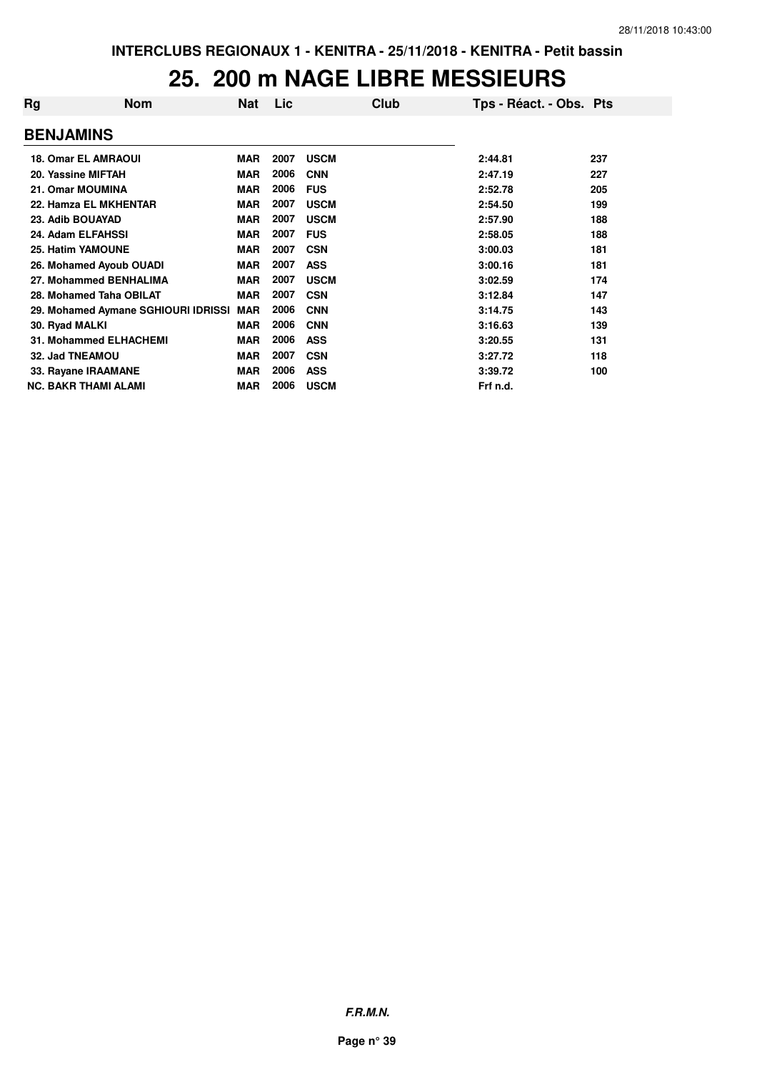# 25. 200 m NAGE LIBRE MESSIEURS

| Rg | Nom | Nat | Lic | Club | Tps - Réact. - Obs. | Pts |
|---|---|---|---|---|---|---|
| **BENJAMINS** | | | | | | |
| 18. Omar EL AMRAOUI | | MAR | 2007 | USCM | 2:44.81 | 237 |
| 20. Yassine MIFTAH | | MAR | 2006 | CNN | 2:47.19 | 227 |
| 21. Omar MOUMINA | | MAR | 2006 | FUS | 2:52.78 | 205 |
| 22. Hamza EL MKHENTAR | | MAR | 2007 | USCM | 2:54.50 | 199 |
| 23. Adib BOUAYAD | | MAR | 2007 | USCM | 2:57.90 | 188 |
| 24. Adam ELFAHSSI | | MAR | 2007 | FUS | 2:58.05 | 188 |
| 25. Hatim YAMOUNE | | MAR | 2007 | CSN | 3:00.03 | 181 |
| 26. Mohamed Ayoub OUADI | | MAR | 2007 | ASS | 3:00.16 | 181 |
| 27. Mohammed BENHALIMA | | MAR | 2007 | USCM | 3:02.59 | 174 |
| 28. Mohamed Taha OBILAT | | MAR | 2007 | CSN | 3:12.84 | 147 |
| 29. Mohamed Aymane SGHIOURI IDRISSI | | MAR | 2006 | CNN | 3:14.75 | 143 |
| 30. Ryad MALKI | | MAR | 2006 | CNN | 3:16.63 | 139 |
| 31. Mohammed ELHACHEMI | | MAR | 2006 | ASS | 3:20.55 | 131 |
| 32. Jad TNEAMOU | | MAR | 2007 | CSN | 3:27.72 | 118 |
| 33. Rayane IRAAMANE | | MAR | 2006 | ASS | 3:39.72 | 100 |
| NC. BAKR THAMI ALAMI | | MAR | 2006 | USCM | Frf n.d. | |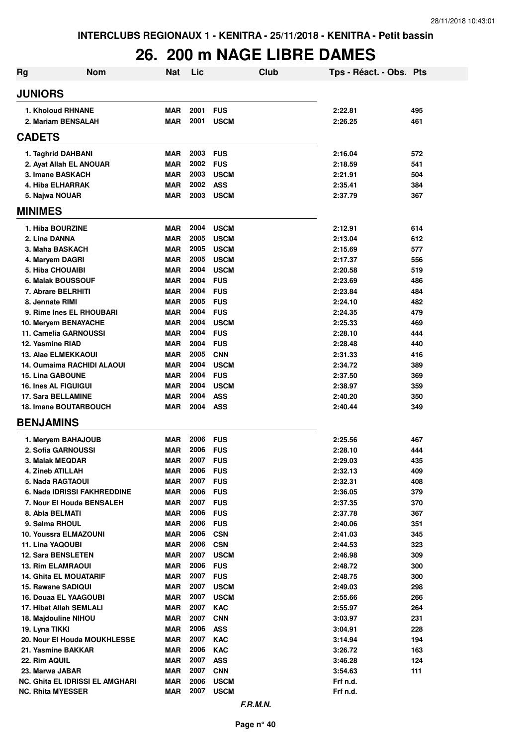# 26. 200 m NAGE LIBRE DAMES

| Rg | Nom | Nat | Lic | Club | Tps - Réact. - Obs. | Pts |
|---|---|---|---|---|---|---|
| **JUNIORS** | | | | | | |
| 1. Kholoud RHNANE | | MAR | 2001 | FUS | 2:22.81 | 495 |
| 2. Mariam BENSALAH | | MAR | 2001 | USCM | 2:26.25 | 461 |
| **CADETS** | | | | | | |
| 1. Taghrid DAHBANI | | MAR | 2003 | FUS | 2:16.04 | 572 |
| 2. Ayat Allah EL ANOUAR | | MAR | 2002 | FUS | 2:18.59 | 541 |
| 3. Imane BASKACH | | MAR | 2003 | USCM | 2:21.91 | 504 |
| 4. Hiba ELHARRAK | | MAR | 2002 | ASS | 2:35.41 | 384 |
| 5. Najwa NOUAR | | MAR | 2003 | USCM | 2:37.79 | 367 |
| **MINIMES** | | | | | | |
| 1. Hiba BOURZINE | | MAR | 2004 | USCM | 2:12.91 | 614 |
| 2. Lina DANNA | | MAR | 2005 | USCM | 2:13.04 | 612 |
| 3. Maha BASKACH | | MAR | 2005 | USCM | 2:15.69 | 577 |
| 4. Maryem DAGRI | | MAR | 2005 | USCM | 2:17.37 | 556 |
| 5. Hiba CHOUAIBI | | MAR | 2004 | USCM | 2:20.58 | 519 |
| 6. Malak BOUSSOUF | | MAR | 2004 | FUS | 2:23.69 | 486 |
| 7. Abrare BELRHITI | | MAR | 2004 | FUS | 2:23.84 | 484 |
| 8. Jennate RIMI | | MAR | 2005 | FUS | 2:24.10 | 482 |
| 9. Rime Ines EL RHOUBARI | | MAR | 2004 | FUS | 2:24.35 | 479 |
| 10. Meryem BENAYACHE | | MAR | 2004 | USCM | 2:25.33 | 469 |
| 11. Camelia GARNOUSSI | | MAR | 2004 | FUS | 2:28.10 | 444 |
| 12. Yasmine RIAD | | MAR | 2004 | FUS | 2:28.48 | 440 |
| 13. Alae ELMEKKAOUI | | MAR | 2005 | CNN | 2:31.33 | 416 |
| 14. Oumaima RACHIDI ALAOUI | | MAR | 2004 | USCM | 2:34.72 | 389 |
| 15. Lina GABOUNE | | MAR | 2004 | FUS | 2:37.50 | 369 |
| 16. Ines AL FIGUIGUI | | MAR | 2004 | USCM | 2:38.97 | 359 |
| 17. Sara BELLAMINE | | MAR | 2004 | ASS | 2:40.20 | 350 |
| 18. Imane BOUTARBOUCH | | MAR | 2004 | ASS | 2:40.44 | 349 |
| **BENJAMINS** | | | | | | |
| 1. Meryem BAHAJOUB | | MAR | 2006 | FUS | 2:25.56 | 467 |
| 2. Sofia GARNOUSSI | | MAR | 2006 | FUS | 2:28.10 | 444 |
| 3. Malak MEQDAR | | MAR | 2007 | FUS | 2:29.03 | 435 |
| 4. Zineb ATILLAH | | MAR | 2006 | FUS | 2:32.13 | 409 |
| 5. Nada RAGTAOUI | | MAR | 2007 | FUS | 2:32.31 | 408 |
| 6. Nada IDRISSI FAKHREDDINE | | MAR | 2006 | FUS | 2:36.05 | 379 |
| 7. Nour El Houda BENSALEH | | MAR | 2007 | FUS | 2:37.35 | 370 |
| 8. Abla BELMATI | | MAR | 2006 | FUS | 2:37.78 | 367 |
| 9. Salma RHOUL | | MAR | 2006 | FUS | 2:40.06 | 351 |
| 10. Youssra ELMAZOUNI | | MAR | 2006 | CSN | 2:41.03 | 345 |
| 11. Lina YAQOUBI | | MAR | 2006 | CSN | 2:44.53 | 323 |
| 12. Sara BENSLETEN | | MAR | 2007 | USCM | 2:46.98 | 309 |
| 13. Rim ELAMRAOUI | | MAR | 2006 | FUS | 2:48.72 | 300 |
| 14. Ghita EL MOUATARIF | | MAR | 2007 | FUS | 2:48.75 | 300 |
| 15. Rawane SADIQUI | | MAR | 2007 | USCM | 2:49.03 | 298 |
| 16. Douaa EL YAAGOUBI | | MAR | 2007 | USCM | 2:55.66 | 266 |
| 17. Hibat Allah SEMLALI | | MAR | 2007 | KAC | 2:55.97 | 264 |
| 18. Majdouline NIHOU | | MAR | 2007 | CNN | 3:03.97 | 231 |
| 19. Lyna TIKKI | | MAR | 2006 | ASS | 3:04.91 | 228 |
| 20. Nour El Houda MOUKHLESSE | | MAR | 2007 | KAC | 3:14.94 | 194 |
| 21. Yasmine BAKKAR | | MAR | 2006 | KAC | 3:26.72 | 163 |
| 22. Rim AQUIL | | MAR | 2007 | ASS | 3:46.28 | 124 |
| 23. Marwa JABAR | | MAR | 2007 | CNN | 3:54.63 | 111 |
| NC. Ghita EL IDRISSI EL AMGHARI | | MAR | 2006 | USCM | Frf n.d. | |
| NC. Rhita MYESSER | | MAR | 2007 | USCM | Frf n.d. | |

*F.R.M.N.*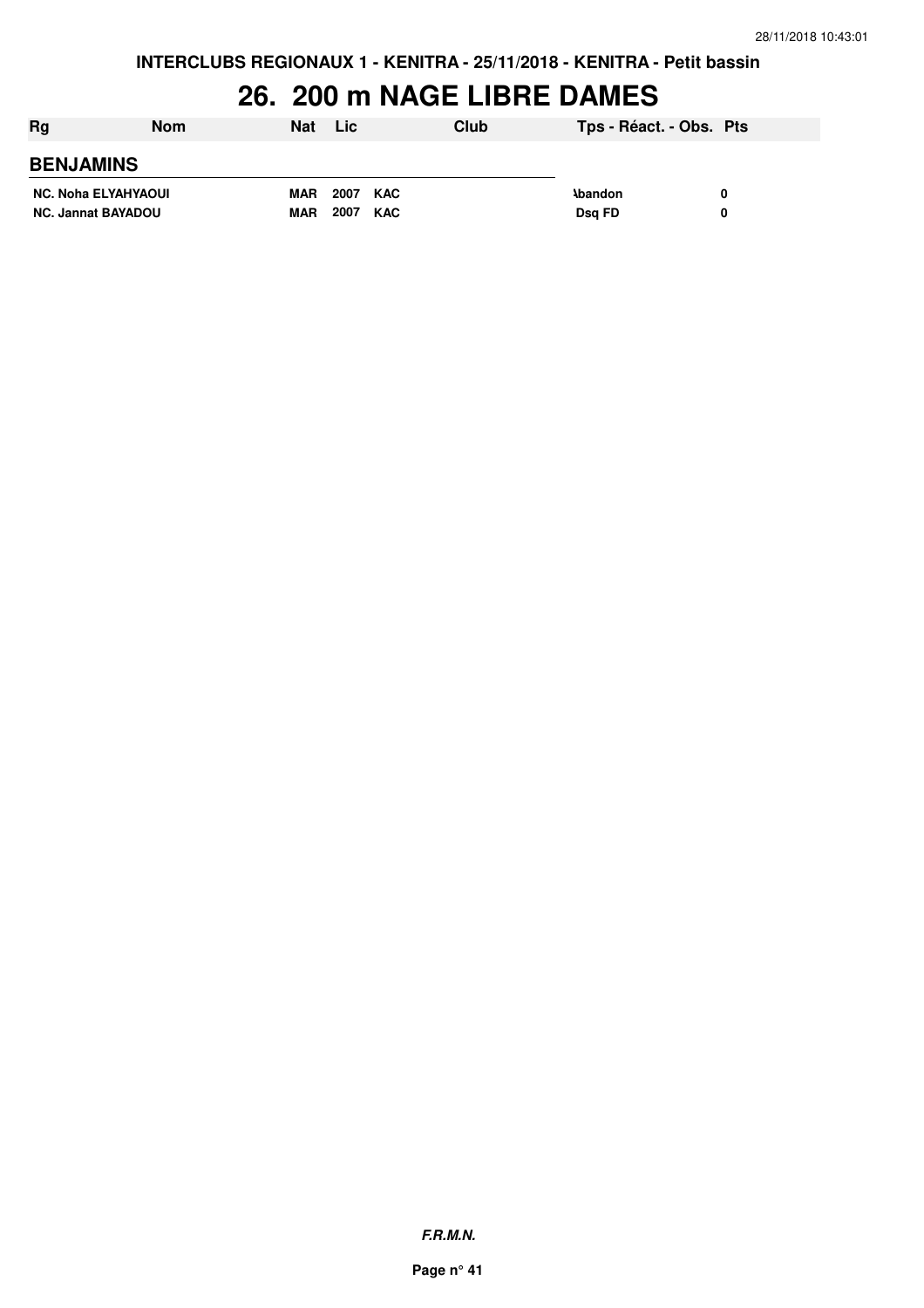# 26. 200 m NAGE LIBRE DAMES

| Rg | Nom | Nat | Lic | Club | Tps - Réact. - Obs. | Pts |
|---|---|---|---|---|---|---|
| **BENJAMINS** | | | | | | |
| NC. | Noha ELYAHYAOUI | MAR | 2007 | KAC | Abandon | 0 |
| NC. | Jannat BAYADOU | MAR | 2007 | KAC | Dsq FD | 0 |

*F.R.M.N.*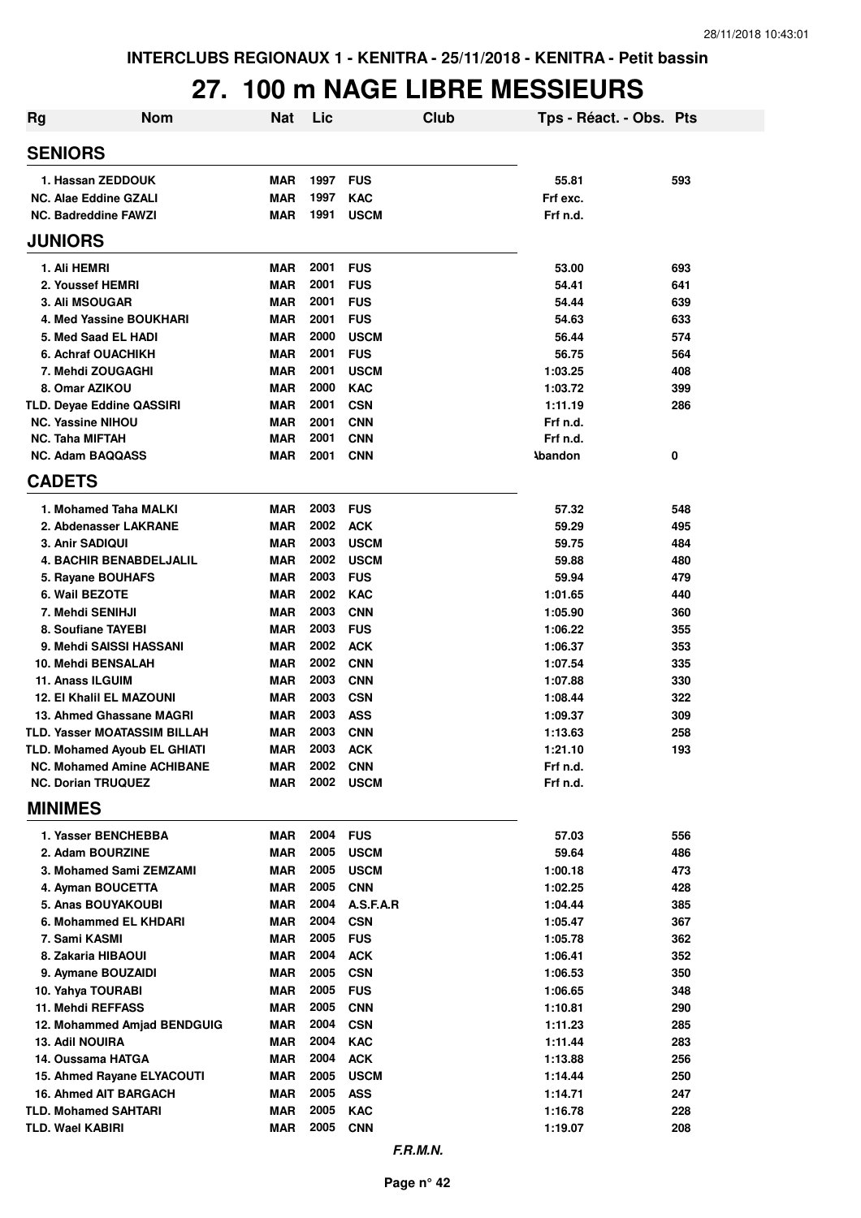INTERCLUBS REGIONAUX 1 - KENITRA - 25/11/2018 - KENITRA - Petit bassin

# 27. 100 m NAGE LIBRE MESSIEURS

| Rg | Nom | Nat | Lic | Club | Tps - Réact. - Obs. | Pts |
|---|---|---|---|---|---|---|
| **SENIORS** | | | | | | |
| 1. | Hassan ZEDDOUK | MAR | 1997 | FUS | 55.81 | 593 |
| NC. | Alae Eddine GZALI | MAR | 1997 | KAC | Frf exc. | |
| NC. | Badreddine FAWZI | MAR | 1991 | USCM | Frf n.d. | |
| **JUNIORS** | | | | | | |
| 1. | Ali HEMRI | MAR | 2001 | FUS | 53.00 | 693 |
| 2. | Youssef HEMRI | MAR | 2001 | FUS | 54.41 | 641 |
| 3. | Ali MSOUGAR | MAR | 2001 | FUS | 54.44 | 639 |
| 4. | Med Yassine BOUKHARI | MAR | 2001 | FUS | 54.63 | 633 |
| 5. | Med Saad EL HADI | MAR | 2000 | USCM | 56.44 | 574 |
| 6. | Achraf OUACHIKH | MAR | 2001 | FUS | 56.75 | 564 |
| 7. | Mehdi ZOUGAGHI | MAR | 2001 | USCM | 1:03.25 | 408 |
| 8. | Omar AZIKOU | MAR | 2000 | KAC | 1:03.72 | 399 |
| TLD. | Deyae Eddine QASSIRI | MAR | 2001 | CSN | 1:11.19 | 286 |
| NC. | Yassine NIHOU | MAR | 2001 | CNN | Frf n.d. | |
| NC. | Taha MIFTAH | MAR | 2001 | CNN | Frf n.d. | |
| NC. | Adam BAQQASS | MAR | 2001 | CNN | Abandon | 0 |
| **CADETS** | | | | | | |
| 1. | Mohamed Taha MALKI | MAR | 2003 | FUS | 57.32 | 548 |
| 2. | Abdenasser LAKRANE | MAR | 2002 | ACK | 59.29 | 495 |
| 3. | Anir SADIQUI | MAR | 2003 | USCM | 59.75 | 484 |
| 4. | BACHIR BENABDELJALIL | MAR | 2002 | USCM | 59.88 | 480 |
| 5. | Rayane BOUHAFS | MAR | 2003 | FUS | 59.94 | 479 |
| 6. | Wail BEZOTE | MAR | 2002 | KAC | 1:01.65 | 440 |
| 7. | Mehdi SENIHJI | MAR | 2003 | CNN | 1:05.90 | 360 |
| 8. | Soufiane TAYEBI | MAR | 2003 | FUS | 1:06.22 | 355 |
| 9. | Mehdi SAISSI HASSANI | MAR | 2002 | ACK | 1:06.37 | 353 |
| 10. | Mehdi BENSALAH | MAR | 2002 | CNN | 1:07.54 | 335 |
| 11. | Anass ILGUIM | MAR | 2003 | CNN | 1:07.88 | 330 |
| 12. | El Khalil EL MAZOUNI | MAR | 2003 | CSN | 1:08.44 | 322 |
| 13. | Ahmed Ghassane MAGRI | MAR | 2003 | ASS | 1:09.37 | 309 |
| TLD. | Yasser MOATASSIM BILLAH | MAR | 2003 | CNN | 1:13.63 | 258 |
| TLD. | Mohamed Ayoub EL GHIATI | MAR | 2003 | ACK | 1:21.10 | 193 |
| NC. | Mohamed Amine ACHIBANE | MAR | 2002 | CNN | Frf n.d. | |
| NC. | Dorian TRUQUEZ | MAR | 2002 | USCM | Frf n.d. | |
| **MINIMES** | | | | | | |
| 1. | Yasser BENCHEBBA | MAR | 2004 | FUS | 57.03 | 556 |
| 2. | Adam BOURZINE | MAR | 2005 | USCM | 59.64 | 486 |
| 3. | Mohamed Sami ZEMZAMI | MAR | 2005 | USCM | 1:00.18 | 473 |
| 4. | Ayman BOUCETTA | MAR | 2005 | CNN | 1:02.25 | 428 |
| 5. | Anas BOUYAKOUBI | MAR | 2004 | A.S.F.A.R | 1:04.44 | 385 |
| 6. | Mohammed EL KHDARI | MAR | 2004 | CSN | 1:05.47 | 367 |
| 7. | Sami KASMI | MAR | 2005 | FUS | 1:05.78 | 362 |
| 8. | Zakaria HIBAOUI | MAR | 2004 | ACK | 1:06.41 | 352 |
| 9. | Aymane BOUZAIDI | MAR | 2005 | CSN | 1:06.53 | 350 |
| 10. | Yahya TOURABI | MAR | 2005 | FUS | 1:06.65 | 348 |
| 11. | Mehdi REFFASS | MAR | 2005 | CNN | 1:10.81 | 290 |
| 12. | Mohammed Amjad BENDGUIG | MAR | 2004 | CSN | 1:11.23 | 285 |
| 13. | Adil NOUIRA | MAR | 2004 | KAC | 1:11.44 | 283 |
| 14. | Oussama HATGA | MAR | 2004 | ACK | 1:13.88 | 256 |
| 15. | Ahmed Rayane ELYACOUTI | MAR | 2005 | USCM | 1:14.44 | 250 |
| 16. | Ahmed AIT BARGACH | MAR | 2005 | ASS | 1:14.71 | 247 |
| TLD. | Mohamed SAHTARI | MAR | 2005 | KAC | 1:16.78 | 228 |
| TLD. | Wael KABIRI | MAR | 2005 | CNN | 1:19.07 | 208 |

*F.R.M.N.*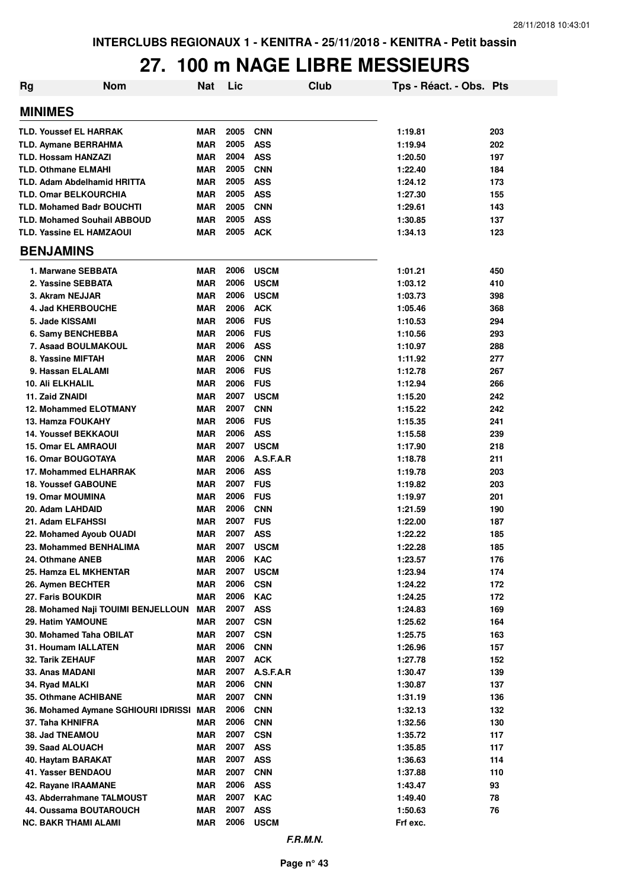INTERCLUBS REGIONAUX 1 - KENITRA - 25/11/2018 - KENITRA - Petit bassin

# 27. 100 m NAGE LIBRE MESSIEURS

| Rg | Nom | Nat | Lic | Club | Tps - Réact. - Obs. | Pts |
|---|---|---|---|---|---|---|
| **MINIMES** | | | | | | |
| TLD. Youssef EL HARRAK | | MAR | 2005 | CNN | 1:19.81 | 203 |
| TLD. Aymane BERRAHMA | | MAR | 2005 | ASS | 1:19.94 | 202 |
| TLD. Hossam HANZAZI | | MAR | 2004 | ASS | 1:20.50 | 197 |
| TLD. Othmane ELMAHI | | MAR | 2005 | CNN | 1:22.40 | 184 |
| TLD. Adam Abdelhamid HRITTA | | MAR | 2005 | ASS | 1:24.12 | 173 |
| TLD. Omar BELKOURCHIA | | MAR | 2005 | ASS | 1:27.30 | 155 |
| TLD. Mohamed Badr BOUCHTI | | MAR | 2005 | CNN | 1:29.61 | 143 |
| TLD. Mohamed Souhail ABBOUD | | MAR | 2005 | ASS | 1:30.85 | 137 |
| TLD. Yassine EL HAMZAOUI | | MAR | 2005 | ACK | 1:34.13 | 123 |
| **BENJAMINS** | | | | | | |
| 1. | Marwane SEBBATA | MAR | 2006 | USCM | 1:01.21 | 450 |
| 2. | Yassine SEBBATA | MAR | 2006 | USCM | 1:03.12 | 410 |
| 3. | Akram NEJJAR | MAR | 2006 | USCM | 1:03.73 | 398 |
| 4. | Jad KHERBOUCHE | MAR | 2006 | ACK | 1:05.46 | 368 |
| 5. | Jade KISSAMI | MAR | 2006 | FUS | 1:10.53 | 294 |
| 6. | Samy BENCHEBBA | MAR | 2006 | FUS | 1:10.56 | 293 |
| 7. | Asaad BOULMAKOUL | MAR | 2006 | ASS | 1:10.97 | 288 |
| 8. | Yassine MIFTAH | MAR | 2006 | CNN | 1:11.92 | 277 |
| 9. | Hassan ELALAMI | MAR | 2006 | FUS | 1:12.78 | 267 |
| 10. | Ali ELKHALIL | MAR | 2006 | FUS | 1:12.94 | 266 |
| 11. | Zaid ZNAIDI | MAR | 2007 | USCM | 1:15.20 | 242 |
| 12. | Mohammed ELOTMANY | MAR | 2007 | CNN | 1:15.22 | 242 |
| 13. | Hamza FOUKAHY | MAR | 2006 | FUS | 1:15.35 | 241 |
| 14. | Youssef BEKKAOUI | MAR | 2006 | ASS | 1:15.58 | 239 |
| 15. | Omar EL AMRAOUI | MAR | 2007 | USCM | 1:17.90 | 218 |
| 16. | Omar BOUGOTAYA | MAR | 2006 | A.S.F.A.R | 1:18.78 | 211 |
| 17. | Mohammed ELHARRAK | MAR | 2006 | ASS | 1:19.78 | 203 |
| 18. | Youssef GABOUNE | MAR | 2007 | FUS | 1:19.82 | 203 |
| 19. | Omar MOUMINA | MAR | 2006 | FUS | 1:19.97 | 201 |
| 20. | Adam LAHDAID | MAR | 2006 | CNN | 1:21.59 | 190 |
| 21. | Adam ELFAHSSI | MAR | 2007 | FUS | 1:22.00 | 187 |
| 22. | Mohamed Ayoub OUADI | MAR | 2007 | ASS | 1:22.22 | 185 |
| 23. | Mohammed BENHALIMA | MAR | 2007 | USCM | 1:22.28 | 185 |
| 24. | Othmane ANEB | MAR | 2006 | KAC | 1:23.57 | 176 |
| 25. | Hamza EL MKHENTAR | MAR | 2007 | USCM | 1:23.94 | 174 |
| 26. | Aymen BECHTER | MAR | 2006 | CSN | 1:24.22 | 172 |
| 27. | Faris BOUKDIR | MAR | 2006 | KAC | 1:24.25 | 172 |
| 28. | Mohamed Naji TOUIMI BENJELLOUN | MAR | 2007 | ASS | 1:24.83 | 169 |
| 29. | Hatim YAMOUNE | MAR | 2007 | CSN | 1:25.62 | 164 |
| 30. | Mohamed Taha OBILAT | MAR | 2007 | CSN | 1:25.75 | 163 |
| 31. | Houmam IALLATEN | MAR | 2006 | CNN | 1:26.96 | 157 |
| 32. | Tarik ZEHAUF | MAR | 2007 | ACK | 1:27.78 | 152 |
| 33. | Anas MADANI | MAR | 2007 | A.S.F.A.R | 1:30.47 | 139 |
| 34. | Ryad MALKI | MAR | 2006 | CNN | 1:30.87 | 137 |
| 35. | Othmane ACHIBANE | MAR | 2007 | CNN | 1:31.19 | 136 |
| 36. | Mohamed Aymane SGHIOURI IDRISSI | MAR | 2006 | CNN | 1:32.13 | 132 |
| 37. | Taha KHNIFRA | MAR | 2006 | CNN | 1:32.56 | 130 |
| 38. | Jad TNEAMOU | MAR | 2007 | CSN | 1:35.72 | 117 |
| 39. | Saad ALOUACH | MAR | 2007 | ASS | 1:35.85 | 117 |
| 40. | Haytam BARAKAT | MAR | 2007 | ASS | 1:36.63 | 114 |
| 41. | Yasser BENDAOU | MAR | 2007 | CNN | 1:37.88 | 110 |
| 42. | Rayane IRAAMANE | MAR | 2006 | ASS | 1:43.47 | 93 |
| 43. | Abderrahmane TALMOUST | MAR | 2007 | KAC | 1:49.40 | 78 |
| 44. | Oussama BOUTAROUCH | MAR | 2007 | ASS | 1:50.63 | 76 |
| NC. | BAKR THAMI ALAMI | MAR | 2006 | USCM | Frf exc. | |

*F.R.M.N.*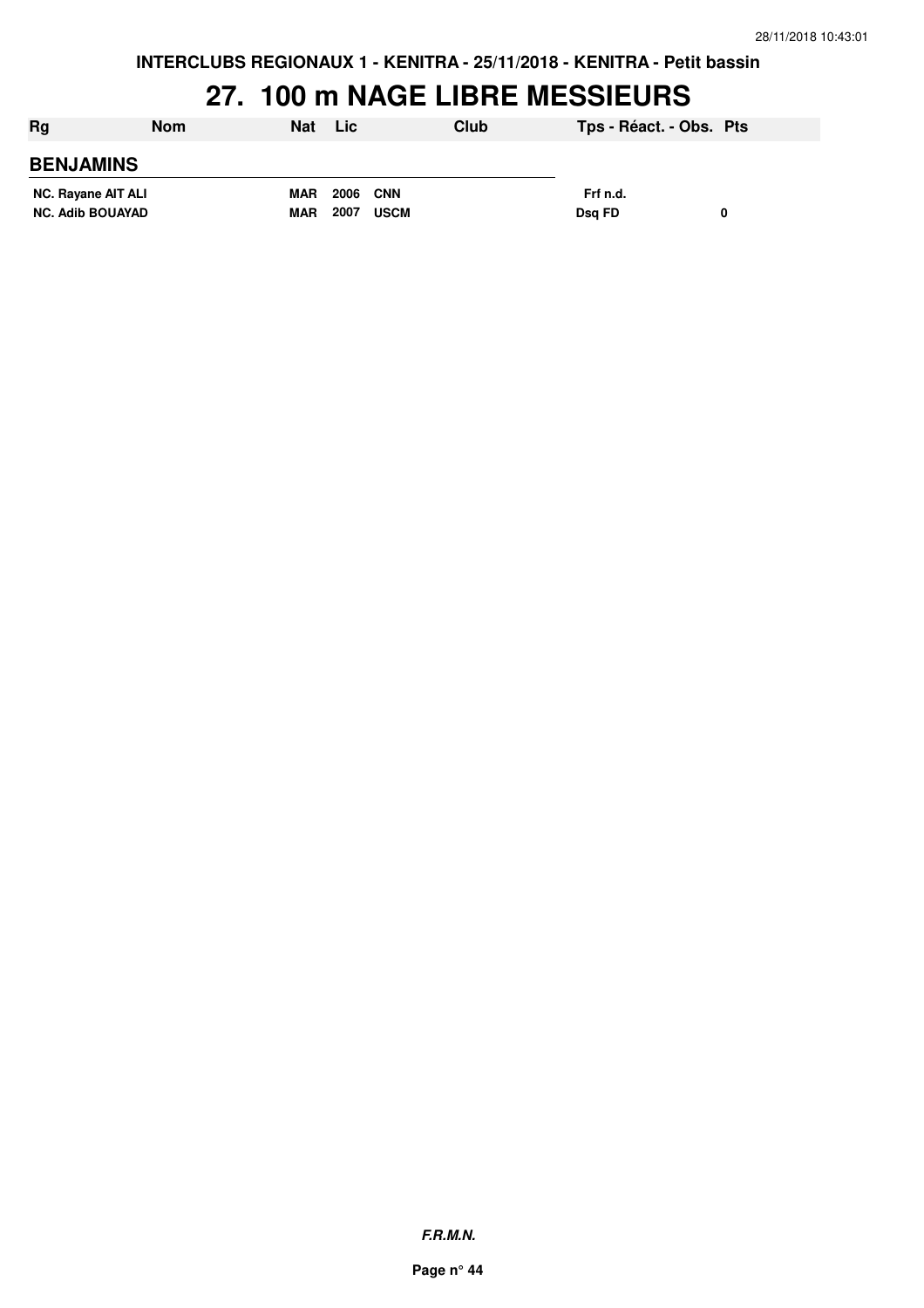INTERCLUBS REGIONAUX 1 - KENITRA - 25/11/2018 - KENITRA - Petit bassin

# 27. 100 m NAGE LIBRE MESSIEURS

| Rg | Nom | Nat | Lic | Club | Tps - Réact. - Obs. | Pts |
|---|---|---|---|---|---|---|
| **BENJAMINS** | | | | | | |
| NC. | Rayane AIT ALI | MAR | 2006 | CNN | Frf n.d. | |
| NC. | Adib BOUAYAD | MAR | 2007 | USCM | Dsq FD | 0 |

*F.R.M.N.*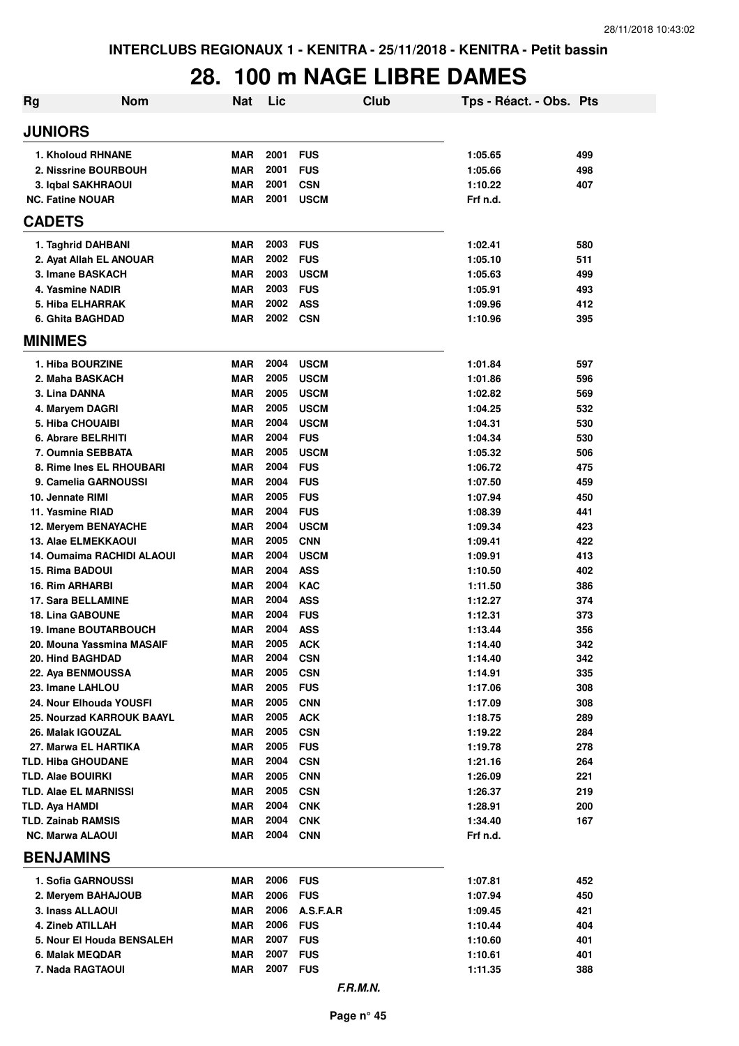INTERCLUBS REGIONAUX 1 - KENITRA - 25/11/2018 - KENITRA - Petit bassin

# 28. 100 m NAGE LIBRE DAMES

| Rg | Nom | Nat | Lic | Club | Tps - Réact. - Obs. | Pts |
|---|---|---|---|---|---|---|
| **JUNIORS** | | | | | | |
| 1. | Kholoud RHNANE | MAR | 2001 | FUS | 1:05.65 | 499 |
| 2. | Nissrine BOURBOUH | MAR | 2001 | FUS | 1:05.66 | 498 |
| 3. | Iqbal SAKHRAOUI | MAR | 2001 | CSN | 1:10.22 | 407 |
| NC. | Fatine NOUAR | MAR | 2001 | USCM | Frf n.d. | |
| **CADETS** | | | | | | |
| 1. | Taghrid DAHBANI | MAR | 2003 | FUS | 1:02.41 | 580 |
| 2. | Ayat Allah EL ANOUAR | MAR | 2002 | FUS | 1:05.10 | 511 |
| 3. | Imane BASKACH | MAR | 2003 | USCM | 1:05.63 | 499 |
| 4. | Yasmine NADIR | MAR | 2003 | FUS | 1:05.91 | 493 |
| 5. | Hiba ELHARRAK | MAR | 2002 | ASS | 1:09.96 | 412 |
| 6. | Ghita BAGHDAD | MAR | 2002 | CSN | 1:10.96 | 395 |
| **MINIMES** | | | | | | |
| 1. | Hiba BOURZINE | MAR | 2004 | USCM | 1:01.84 | 597 |
| 2. | Maha BASKACH | MAR | 2005 | USCM | 1:01.86 | 596 |
| 3. | Lina DANNA | MAR | 2005 | USCM | 1:02.82 | 569 |
| 4. | Maryem DAGRI | MAR | 2005 | USCM | 1:04.25 | 532 |
| 5. | Hiba CHOUAIBI | MAR | 2004 | USCM | 1:04.31 | 530 |
| 6. | Abrare BELRHITI | MAR | 2004 | FUS | 1:04.34 | 530 |
| 7. | Oumnia SEBBATA | MAR | 2005 | USCM | 1:05.32 | 506 |
| 8. | Rime Ines EL RHOUBARI | MAR | 2004 | FUS | 1:06.72 | 475 |
| 9. | Camelia GARNOUSSI | MAR | 2004 | FUS | 1:07.50 | 459 |
| 10. | Jennate RIMI | MAR | 2005 | FUS | 1:07.94 | 450 |
| 11. | Yasmine RIAD | MAR | 2004 | FUS | 1:08.39 | 441 |
| 12. | Meryem BENAYACHE | MAR | 2004 | USCM | 1:09.34 | 423 |
| 13. | Alae ELMEKKAOUI | MAR | 2005 | CNN | 1:09.41 | 422 |
| 14. | Oumaima RACHIDI ALAOUI | MAR | 2004 | USCM | 1:09.91 | 413 |
| 15. | Rima BADOUI | MAR | 2004 | ASS | 1:10.50 | 402 |
| 16. | Rim ARHARBI | MAR | 2004 | KAC | 1:11.50 | 386 |
| 17. | Sara BELLAMINE | MAR | 2004 | ASS | 1:12.27 | 374 |
| 18. | Lina GABOUNE | MAR | 2004 | FUS | 1:12.31 | 373 |
| 19. | Imane BOUTARBOUCH | MAR | 2004 | ASS | 1:13.44 | 356 |
| 20. | Mouna Yassmina MASAIF | MAR | 2005 | ACK | 1:14.40 | 342 |
| 20. | Hind BAGHDAD | MAR | 2004 | CSN | 1:14.40 | 342 |
| 22. | Aya BENMOUSSA | MAR | 2005 | CSN | 1:14.91 | 335 |
| 23. | Imane LAHLOU | MAR | 2005 | FUS | 1:17.06 | 308 |
| 24. | Nour Elhouda YOUSFI | MAR | 2005 | CNN | 1:17.09 | 308 |
| 25. | Nourzad KARROUK BAAYL | MAR | 2005 | ACK | 1:18.75 | 289 |
| 26. | Malak IGOUZAL | MAR | 2005 | CSN | 1:19.22 | 284 |
| 27. | Marwa EL HARTIKA | MAR | 2005 | FUS | 1:19.78 | 278 |
| TLD. | Hiba GHOUDANE | MAR | 2004 | CSN | 1:21.16 | 264 |
| TLD. | Alae BOUIRKI | MAR | 2005 | CNN | 1:26.09 | 221 |
| TLD. | Alae EL MARNISSI | MAR | 2005 | CSN | 1:26.37 | 219 |
| TLD. | Aya HAMDI | MAR | 2004 | CNK | 1:28.91 | 200 |
| TLD. | Zainab RAMSIS | MAR | 2004 | CNK | 1:34.40 | 167 |
| NC. | Marwa ALAOUI | MAR | 2004 | CNN | Frf n.d. | |
| **BENJAMINS** | | | | | | |
| 1. | Sofia GARNOUSSI | MAR | 2006 | FUS | 1:07.81 | 452 |
| 2. | Meryem BAHAJOUB | MAR | 2006 | FUS | 1:07.94 | 450 |
| 3. | Inass ALLAOUI | MAR | 2006 | A.S.F.A.R | 1:09.45 | 421 |
| 4. | Zineb ATILLAH | MAR | 2006 | FUS | 1:10.44 | 404 |
| 5. | Nour El Houda BENSALEH | MAR | 2007 | FUS | 1:10.60 | 401 |
| 6. | Malak MEQDAR | MAR | 2007 | FUS | 1:10.61 | 401 |
| 7. | Nada RAGTAOUI | MAR | 2007 | FUS | 1:11.35 | 388 |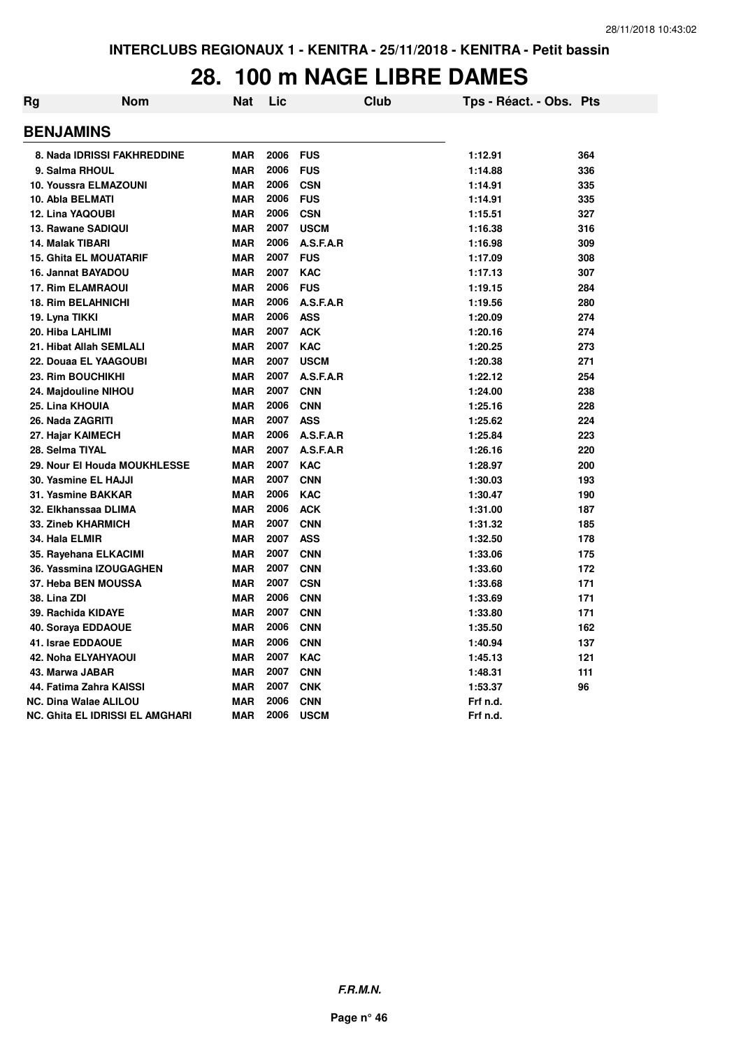# 28. 100 m NAGE LIBRE DAMES

| Rg | Nom | Nat | Lic | Club | Tps - Réact. - Obs. | Pts |
|---|---|---|---|---|---|---|
| **BENJAMINS** | | | | | | |
| 8. | Nada IDRISSI FAKHREDDINE | MAR | 2006 | FUS | 1:12.91 | 364 |
| 9. | Salma RHOUL | MAR | 2006 | FUS | 1:14.88 | 336 |
| 10. | Youssra ELMAZOUNI | MAR | 2006 | CSN | 1:14.91 | 335 |
| 10. | Abla BELMATI | MAR | 2006 | FUS | 1:14.91 | 335 |
| 12. | Lina YAQOUBI | MAR | 2006 | CSN | 1:15.51 | 327 |
| 13. | Rawane SADIQUI | MAR | 2007 | USCM | 1:16.38 | 316 |
| 14. | Malak TIBARI | MAR | 2006 | A.S.F.A.R | 1:16.98 | 309 |
| 15. | Ghita EL MOUATARIF | MAR | 2007 | FUS | 1:17.09 | 308 |
| 16. | Jannat BAYADOU | MAR | 2007 | KAC | 1:17.13 | 307 |
| 17. | Rim ELAMRAOUI | MAR | 2006 | FUS | 1:19.15 | 284 |
| 18. | Rim BELAHNICHI | MAR | 2006 | A.S.F.A.R | 1:19.56 | 280 |
| 19. | Lyna TIKKI | MAR | 2006 | ASS | 1:20.09 | 274 |
| 20. | Hiba LAHLIMI | MAR | 2007 | ACK | 1:20.16 | 274 |
| 21. | Hibat Allah SEMLALI | MAR | 2007 | KAC | 1:20.25 | 273 |
| 22. | Douaa EL YAAGOUBI | MAR | 2007 | USCM | 1:20.38 | 271 |
| 23. | Rim BOUCHIKHI | MAR | 2007 | A.S.F.A.R | 1:22.12 | 254 |
| 24. | Majdouline NIHOU | MAR | 2007 | CNN | 1:24.00 | 238 |
| 25. | Lina KHOUIA | MAR | 2006 | CNN | 1:25.16 | 228 |
| 26. | Nada ZAGRITI | MAR | 2007 | ASS | 1:25.62 | 224 |
| 27. | Hajar KAIMECH | MAR | 2006 | A.S.F.A.R | 1:25.84 | 223 |
| 28. | Selma TIYAL | MAR | 2007 | A.S.F.A.R | 1:26.16 | 220 |
| 29. | Nour El Houda MOUKHLESSE | MAR | 2007 | KAC | 1:28.97 | 200 |
| 30. | Yasmine EL HAJJI | MAR | 2007 | CNN | 1:30.03 | 193 |
| 31. | Yasmine BAKKAR | MAR | 2006 | KAC | 1:30.47 | 190 |
| 32. | Elkhanssaa DLIMA | MAR | 2006 | ACK | 1:31.00 | 187 |
| 33. | Zineb KHARMICH | MAR | 2007 | CNN | 1:31.32 | 185 |
| 34. | Hala ELMIR | MAR | 2007 | ASS | 1:32.50 | 178 |
| 35. | Rayehana ELKACIMI | MAR | 2007 | CNN | 1:33.06 | 175 |
| 36. | Yassmina IZOUGAGHEN | MAR | 2007 | CNN | 1:33.60 | 172 |
| 37. | Heba BEN MOUSSA | MAR | 2007 | CSN | 1:33.68 | 171 |
| 38. | Lina ZDI | MAR | 2006 | CNN | 1:33.69 | 171 |
| 39. | Rachida KIDAYE | MAR | 2007 | CNN | 1:33.80 | 171 |
| 40. | Soraya EDDAOUE | MAR | 2006 | CNN | 1:35.50 | 162 |
| 41. | Israe EDDAOUE | MAR | 2006 | CNN | 1:40.94 | 137 |
| 42. | Noha ELYAHYAOUI | MAR | 2007 | KAC | 1:45.13 | 121 |
| 43. | Marwa JABAR | MAR | 2007 | CNN | 1:48.31 | 111 |
| 44. | Fatima Zahra KAISSI | MAR | 2007 | CNK | 1:53.37 | 96 |
| NC. | Dina Walae ALILOU | MAR | 2006 | CNN | Frf n.d. | |
| NC. | Ghita EL IDRISSI EL AMGHARI | MAR | 2006 | USCM | Frf n.d. | |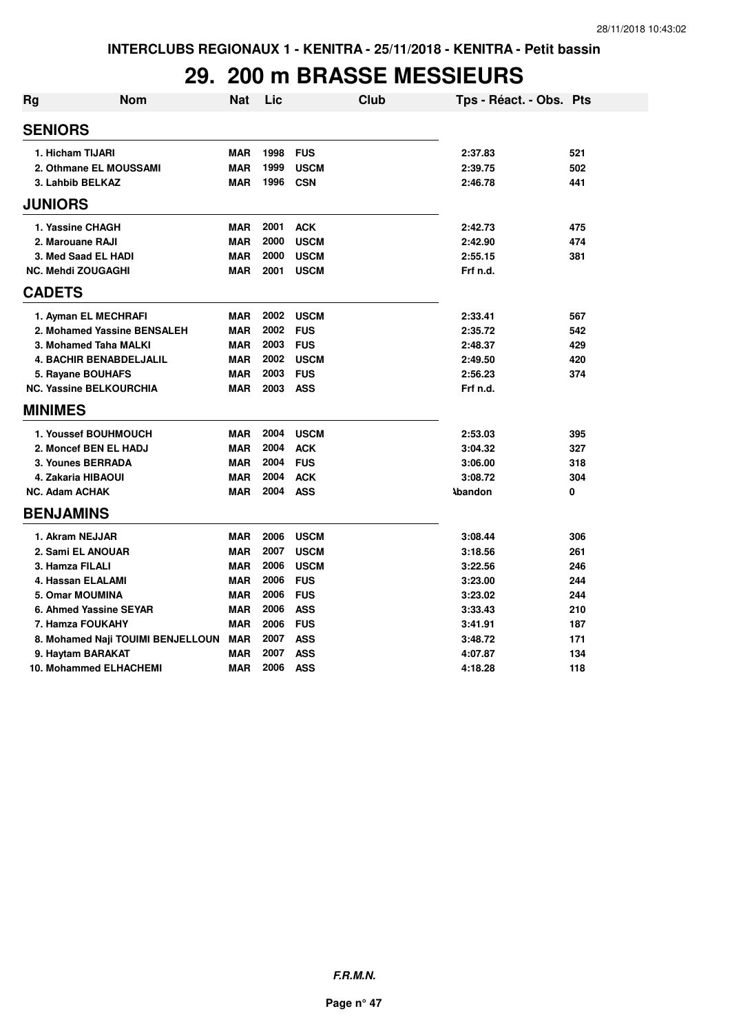INTERCLUBS REGIONAUX 1 - KENITRA - 25/11/2018 - KENITRA - Petit bassin

# 29. 200 m BRASSE MESSIEURS

| Rg | Nom | Nat | Lic | Club | Tps - Réact. - Obs. | Pts |
|---|---|---|---|---|---|---|
| **SENIORS** | | | | | | |
| 1. | Hicham TIJARI | MAR | 1998 | FUS | 2:37.83 | 521 |
| 2. | Othmane EL MOUSSAMI | MAR | 1999 | USCM | 2:39.75 | 502 |
| 3. | Lahbib BELKAZ | MAR | 1996 | CSN | 2:46.78 | 441 |
| **JUNIORS** | | | | | | |
| 1. | Yassine CHAGH | MAR | 2001 | ACK | 2:42.73 | 475 |
| 2. | Marouane RAJI | MAR | 2000 | USCM | 2:42.90 | 474 |
| 3. | Med Saad EL HADI | MAR | 2000 | USCM | 2:55.15 | 381 |
| NC. | Mehdi ZOUGAGHI | MAR | 2001 | USCM | Frf n.d. | |
| **CADETS** | | | | | | |
| 1. | Ayman EL MECHRAFI | MAR | 2002 | USCM | 2:33.41 | 567 |
| 2. | Mohamed Yassine BENSALEH | MAR | 2002 | FUS | 2:35.72 | 542 |
| 3. | Mohamed Taha MALKI | MAR | 2003 | FUS | 2:48.37 | 429 |
| 4. | BACHIR BENABDELJALIL | MAR | 2002 | USCM | 2:49.50 | 420 |
| 5. | Rayane BOUHAFS | MAR | 2003 | FUS | 2:56.23 | 374 |
| NC. | Yassine BELKOURCHIA | MAR | 2003 | ASS | Frf n.d. | |
| **MINIMES** | | | | | | |
| 1. | Youssef BOUHMOUCH | MAR | 2004 | USCM | 2:53.03 | 395 |
| 2. | Moncef BEN EL HADJ | MAR | 2004 | ACK | 3:04.32 | 327 |
| 3. | Younes BERRADA | MAR | 2004 | FUS | 3:06.00 | 318 |
| 4. | Zakaria HIBAOUI | MAR | 2004 | ACK | 3:08.72 | 304 |
| NC. | Adam ACHAK | MAR | 2004 | ASS | Abandon | 0 |
| **BENJAMINS** | | | | | | |
| 1. | Akram NEJJAR | MAR | 2006 | USCM | 3:08.44 | 306 |
| 2. | Sami EL ANOUAR | MAR | 2007 | USCM | 3:18.56 | 261 |
| 3. | Hamza FILALI | MAR | 2006 | USCM | 3:22.56 | 246 |
| 4. | Hassan ELALAMI | MAR | 2006 | FUS | 3:23.00 | 244 |
| 5. | Omar MOUMINA | MAR | 2006 | FUS | 3:23.02 | 244 |
| 6. | Ahmed Yassine SEYAR | MAR | 2006 | ASS | 3:33.43 | 210 |
| 7. | Hamza FOUKAHY | MAR | 2006 | FUS | 3:41.91 | 187 |
| 8. | Mohamed Naji TOUIMI BENJELLOUN | MAR | 2007 | ASS | 3:48.72 | 171 |
| 9. | Haytam BARAKAT | MAR | 2007 | ASS | 4:07.87 | 134 |
| 10. | Mohammed ELHACHEMI | MAR | 2006 | ASS | 4:18.28 | 118 |

*F.R.M.N.*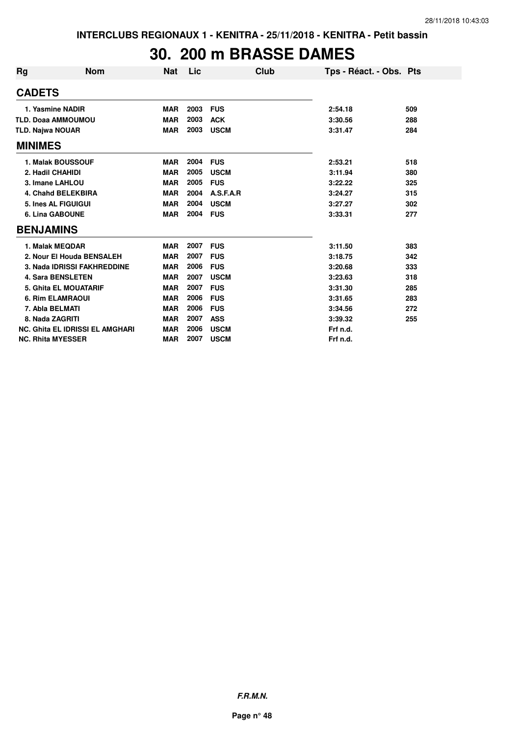# 30. 200 m BRASSE DAMES

| Rg | Nom | Nat | Lic | Club | Tps - Réact. - Obs. | Pts |
|---|---|---|---|---|---|---|
| **CADETS** | | | | | | |
| 1. Yasmine NADIR | | MAR | 2003 | FUS | 2:54.18 | 509 |
| TLD. Doaa AMMOUMOU | | MAR | 2003 | ACK | 3:30.56 | 288 |
| TLD. Najwa NOUAR | | MAR | 2003 | USCM | 3:31.47 | 284 |
| **MINIMES** | | | | | | |
| 1. Malak BOUSSOUF | | MAR | 2004 | FUS | 2:53.21 | 518 |
| 2. Hadil CHAHIDI | | MAR | 2005 | USCM | 3:11.94 | 380 |
| 3. Imane LAHLOU | | MAR | 2005 | FUS | 3:22.22 | 325 |
| 4. Chahd BELEKBIRA | | MAR | 2004 | A.S.F.A.R | 3:24.27 | 315 |
| 5. Ines AL FIGUIGUI | | MAR | 2004 | USCM | 3:27.27 | 302 |
| 6. Lina GABOUNE | | MAR | 2004 | FUS | 3:33.31 | 277 |
| **BENJAMINS** | | | | | | |
| 1. Malak MEQDAR | | MAR | 2007 | FUS | 3:11.50 | 383 |
| 2. Nour El Houda BENSALEH | | MAR | 2007 | FUS | 3:18.75 | 342 |
| 3. Nada IDRISSI FAKHREDDINE | | MAR | 2006 | FUS | 3:20.68 | 333 |
| 4. Sara BENSLETEN | | MAR | 2007 | USCM | 3:23.63 | 318 |
| 5. Ghita EL MOUATARIF | | MAR | 2007 | FUS | 3:31.30 | 285 |
| 6. Rim ELAMRAOUI | | MAR | 2006 | FUS | 3:31.65 | 283 |
| 7. Abla BELMATI | | MAR | 2006 | FUS | 3:34.56 | 272 |
| 8. Nada ZAGRITI | | MAR | 2007 | ASS | 3:39.32 | 255 |
| NC. Ghita EL IDRISSI EL AMGHARI | | MAR | 2006 | USCM | Frf n.d. | |
| NC. Rhita MYESSER | | MAR | 2007 | USCM | Frf n.d. | |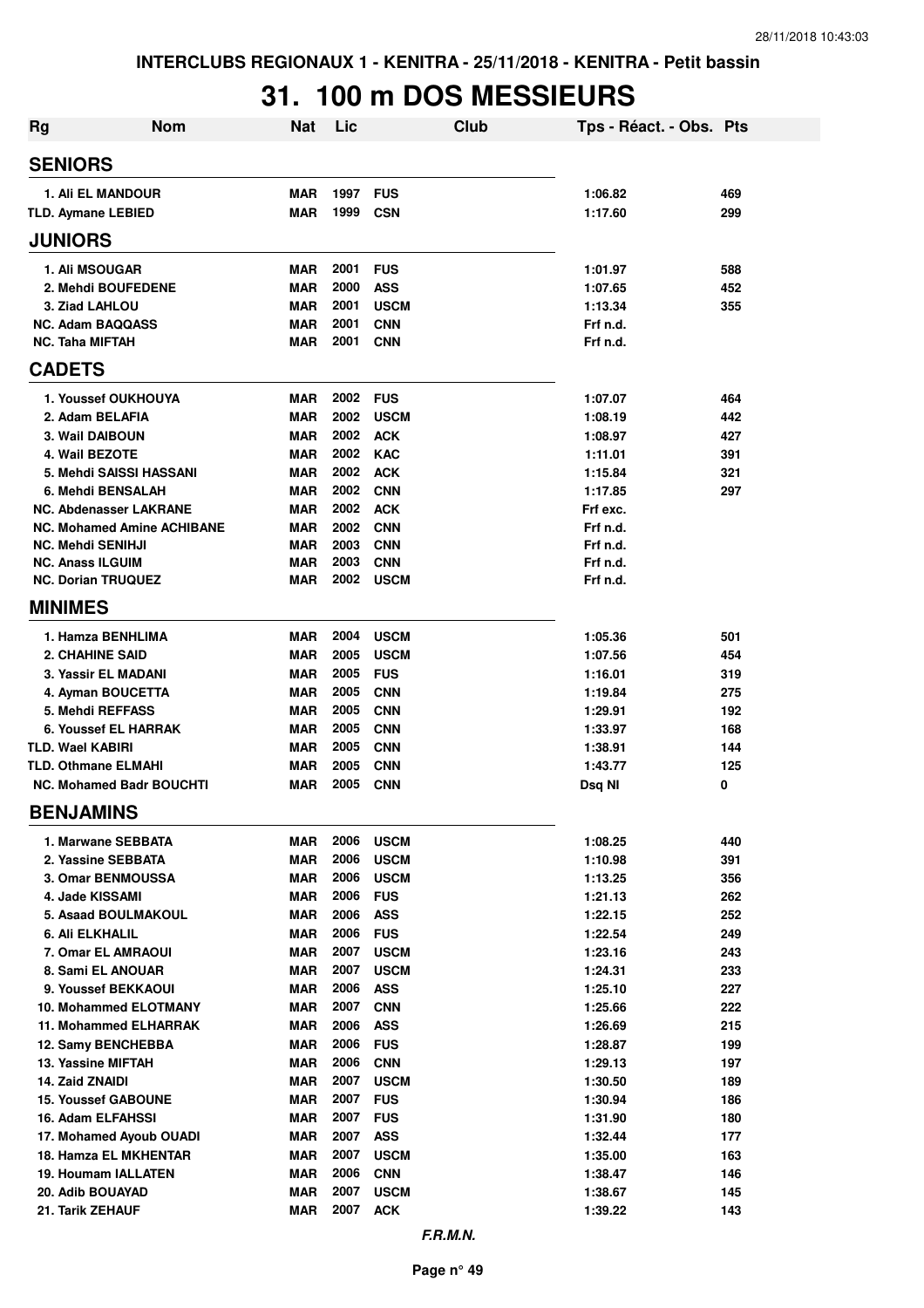INTERCLUBS REGIONAUX 1 - KENITRA - 25/11/2018 - KENITRA - Petit bassin

# 31. 100 m DOS MESSIEURS

| Rg | Nom | Nat | Lic | Club | Tps - Réact. - Obs. | Pts |
|---|---|---|---|---|---|---|
| **SENIORS** | | | | | | |
| 1. | Ali EL MANDOUR | MAR | 1997 | FUS | 1:06.82 | 469 |
| TLD. | Aymane LEBIED | MAR | 1999 | CSN | 1:17.60 | 299 |
| **JUNIORS** | | | | | | |
| 1. | Ali MSOUGAR | MAR | 2001 | FUS | 1:01.97 | 588 |
| 2. | Mehdi BOUFEDENE | MAR | 2000 | ASS | 1:07.65 | 452 |
| 3. | Ziad LAHLOU | MAR | 2001 | USCM | 1:13.34 | 355 |
| NC. | Adam BAQQASS | MAR | 2001 | CNN | Frf n.d. | |
| NC. | Taha MIFTAH | MAR | 2001 | CNN | Frf n.d. | |
| **CADETS** | | | | | | |
| 1. | Youssef OUKHOUYA | MAR | 2002 | FUS | 1:07.07 | 464 |
| 2. | Adam BELAFIA | MAR | 2002 | USCM | 1:08.19 | 442 |
| 3. | Wail DAIBOUN | MAR | 2002 | ACK | 1:08.97 | 427 |
| 4. | Wail BEZOTE | MAR | 2002 | KAC | 1:11.01 | 391 |
| 5. | Mehdi SAISSI HASSANI | MAR | 2002 | ACK | 1:15.84 | 321 |
| 6. | Mehdi BENSALAH | MAR | 2002 | CNN | 1:17.85 | 297 |
| NC. | Abdenasser LAKRANE | MAR | 2002 | ACK | Frf exc. | |
| NC. | Mohamed Amine ACHIBANE | MAR | 2002 | CNN | Frf n.d. | |
| NC. | Mehdi SENIHJI | MAR | 2003 | CNN | Frf n.d. | |
| NC. | Anass ILGUIM | MAR | 2003 | CNN | Frf n.d. | |
| NC. | Dorian TRUQUEZ | MAR | 2002 | USCM | Frf n.d. | |
| **MINIMES** | | | | | | |
| 1. | Hamza BENHLIMA | MAR | 2004 | USCM | 1:05.36 | 501 |
| 2. | CHAHINE SAID | MAR | 2005 | USCM | 1:07.56 | 454 |
| 3. | Yassir EL MADANI | MAR | 2005 | FUS | 1:16.01 | 319 |
| 4. | Ayman BOUCETTA | MAR | 2005 | CNN | 1:19.84 | 275 |
| 5. | Mehdi REFFASS | MAR | 2005 | CNN | 1:29.91 | 192 |
| 6. | Youssef EL HARRAK | MAR | 2005 | CNN | 1:33.97 | 168 |
| TLD. | Wael KABIRI | MAR | 2005 | CNN | 1:38.91 | 144 |
| TLD. | Othmane ELMAHI | MAR | 2005 | CNN | 1:43.77 | 125 |
| NC. | Mohamed Badr BOUCHTI | MAR | 2005 | CNN | Dsq NI | 0 |
| **BENJAMINS** | | | | | | |
| 1. | Marwane SEBBATA | MAR | 2006 | USCM | 1:08.25 | 440 |
| 2. | Yassine SEBBATA | MAR | 2006 | USCM | 1:10.98 | 391 |
| 3. | Omar BENMOUSSA | MAR | 2006 | USCM | 1:13.25 | 356 |
| 4. | Jade KISSAMI | MAR | 2006 | FUS | 1:21.13 | 262 |
| 5. | Asaad BOULMAKOUL | MAR | 2006 | ASS | 1:22.15 | 252 |
| 6. | Ali ELKHALIL | MAR | 2006 | FUS | 1:22.54 | 249 |
| 7. | Omar EL AMRAOUI | MAR | 2007 | USCM | 1:23.16 | 243 |
| 8. | Sami EL ANOUAR | MAR | 2007 | USCM | 1:24.31 | 233 |
| 9. | Youssef BEKKAOUI | MAR | 2006 | ASS | 1:25.10 | 227 |
| 10. | Mohammed ELOTMANY | MAR | 2007 | CNN | 1:25.66 | 222 |
| 11. | Mohammed ELHARRAK | MAR | 2006 | ASS | 1:26.69 | 215 |
| 12. | Samy BENCHEBBA | MAR | 2006 | FUS | 1:28.87 | 199 |
| 13. | Yassine MIFTAH | MAR | 2006 | CNN | 1:29.13 | 197 |
| 14. | Zaid ZNAIDI | MAR | 2007 | USCM | 1:30.50 | 189 |
| 15. | Youssef GABOUNE | MAR | 2007 | FUS | 1:30.94 | 186 |
| 16. | Adam ELFAHSSI | MAR | 2007 | FUS | 1:31.90 | 180 |
| 17. | Mohamed Ayoub OUADI | MAR | 2007 | ASS | 1:32.44 | 177 |
| 18. | Hamza EL MKHENTAR | MAR | 2007 | USCM | 1:35.00 | 163 |
| 19. | Houmam IALLATEN | MAR | 2006 | CNN | 1:38.47 | 146 |
| 20. | Adib BOUAYAD | MAR | 2007 | USCM | 1:38.67 | 145 |
| 21. | Tarik ZEHAUF | MAR | 2007 | ACK | 1:39.22 | 143 |

*F.R.M.N.*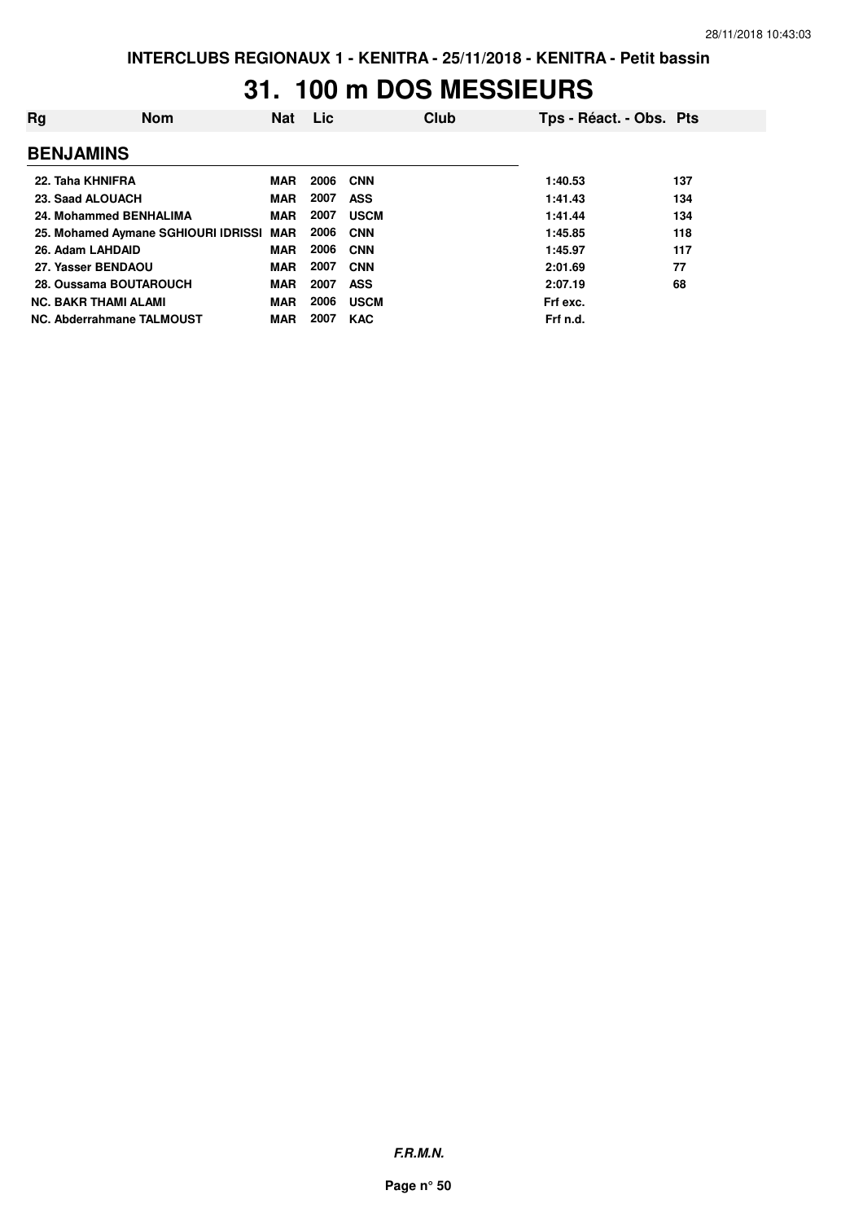# 31. 100 m DOS MESSIEURS

| Rg | Nom | Nat | Lic | Club | Tps - Réact. - Obs. | Pts |
|---|---|---|---|---|---|---|
| **BENJAMINS** | | | | | | |
| 22. | Taha KHNIFRA | MAR | 2006 | CNN | 1:40.53 | 137 |
| 23. | Saad ALOUACH | MAR | 2007 | ASS | 1:41.43 | 134 |
| 24. | Mohammed BENHALIMA | MAR | 2007 | USCM | 1:41.44 | 134 |
| 25. | Mohamed Aymane SGHIOURI IDRISSI | MAR | 2006 | CNN | 1:45.85 | 118 |
| 26. | Adam LAHDAID | MAR | 2006 | CNN | 1:45.97 | 117 |
| 27. | Yasser BENDAOU | MAR | 2007 | CNN | 2:01.69 | 77 |
| 28. | Oussama BOUTAROUCH | MAR | 2007 | ASS | 2:07.19 | 68 |
| NC. | BAKR THAMI ALAMI | MAR | 2006 | USCM | Frf exc. | |
| NC. | Abderrahmane TALMOUST | MAR | 2007 | KAC | Frf n.d. | |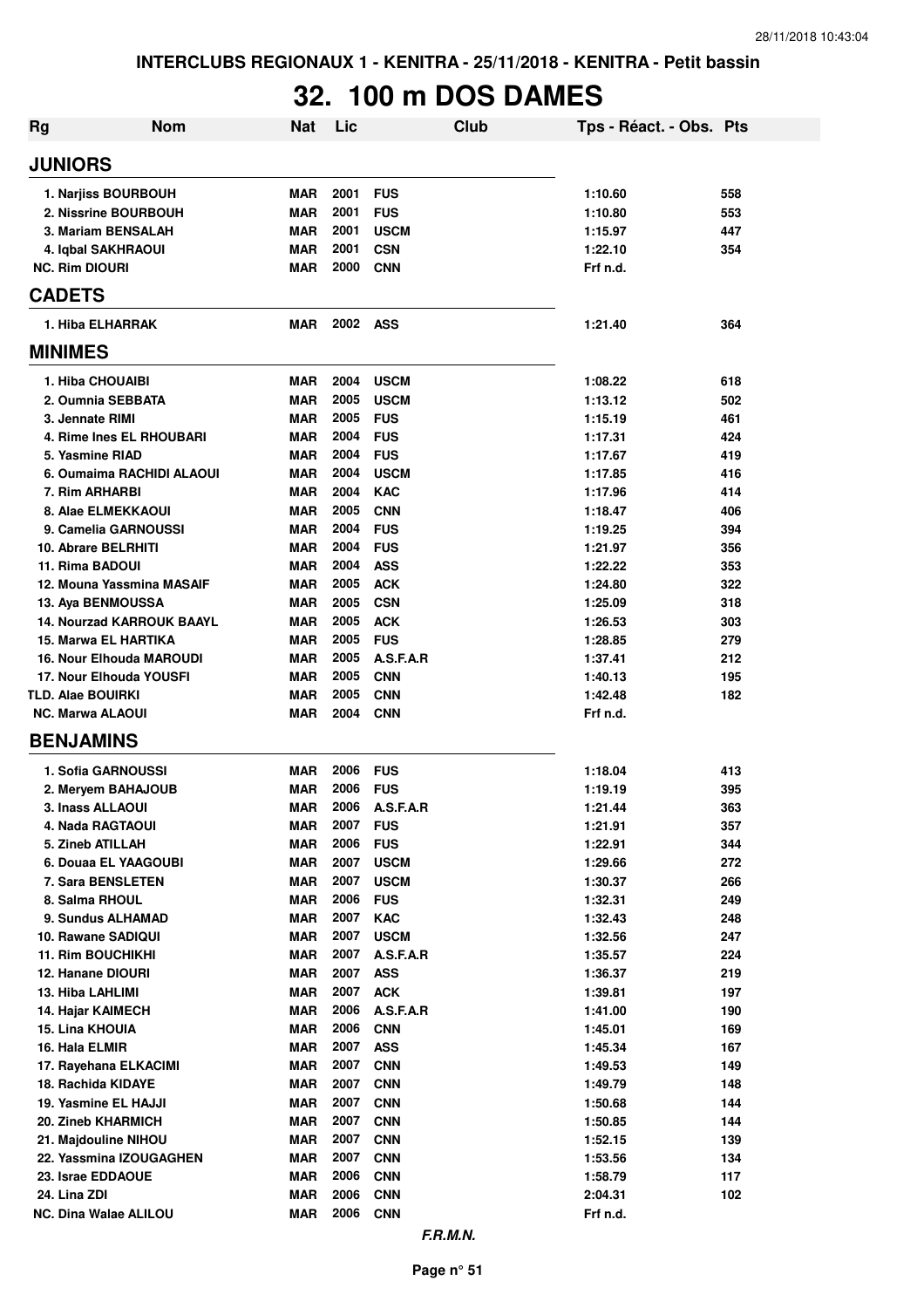INTERCLUBS REGIONAUX 1 - KENITRA - 25/11/2018 - KENITRA - Petit bassin

# 32. 100 m DOS DAMES

| Rg | Nom | Nat | Lic | Club | Tps - Réact. - Obs. | Pts |
|---|---|---|---|---|---|---|
| **JUNIORS** | | | | | | |
| 1. | Narjiss BOURBOUH | MAR | 2001 | FUS | 1:10.60 | 558 |
| 2. | Nissrine BOURBOUH | MAR | 2001 | FUS | 1:10.80 | 553 |
| 3. | Mariam BENSALAH | MAR | 2001 | USCM | 1:15.97 | 447 |
| 4. | Iqbal SAKHRAOUI | MAR | 2001 | CSN | 1:22.10 | 354 |
| NC. | Rim DIOURI | MAR | 2000 | CNN | Frf n.d. | |
| **CADETS** | | | | | | |
| 1. | Hiba ELHARRAK | MAR | 2002 | ASS | 1:21.40 | 364 |
| **MINIMES** | | | | | | |
| 1. | Hiba CHOUAIBI | MAR | 2004 | USCM | 1:08.22 | 618 |
| 2. | Oumnia SEBBATA | MAR | 2005 | USCM | 1:13.12 | 502 |
| 3. | Jennate RIMI | MAR | 2005 | FUS | 1:15.19 | 461 |
| 4. | Rime Ines EL RHOUBARI | MAR | 2004 | FUS | 1:17.31 | 424 |
| 5. | Yasmine RIAD | MAR | 2004 | FUS | 1:17.67 | 419 |
| 6. | Oumaima RACHIDI ALAOUI | MAR | 2004 | USCM | 1:17.85 | 416 |
| 7. | Rim ARHARBI | MAR | 2004 | KAC | 1:17.96 | 414 |
| 8. | Alae ELMEKKAOUI | MAR | 2005 | CNN | 1:18.47 | 406 |
| 9. | Camelia GARNOUSSI | MAR | 2004 | FUS | 1:19.25 | 394 |
| 10. | Abrare BELRHITI | MAR | 2004 | FUS | 1:21.97 | 356 |
| 11. | Rima BADOUI | MAR | 2004 | ASS | 1:22.22 | 353 |
| 12. | Mouna Yassmina MASAIF | MAR | 2005 | ACK | 1:24.80 | 322 |
| 13. | Aya BENMOUSSA | MAR | 2005 | CSN | 1:25.09 | 318 |
| 14. | Nourzad KARROUK BAAYL | MAR | 2005 | ACK | 1:26.53 | 303 |
| 15. | Marwa EL HARTIKA | MAR | 2005 | FUS | 1:28.85 | 279 |
| 16. | Nour Elhouda MAROUDI | MAR | 2005 | A.S.F.A.R | 1:37.41 | 212 |
| 17. | Nour Elhouda YOUSFI | MAR | 2005 | CNN | 1:40.13 | 195 |
| TLD. | Alae BOUIRKI | MAR | 2005 | CNN | 1:42.48 | 182 |
| NC. | Marwa ALAOUI | MAR | 2004 | CNN | Frf n.d. | |
| **BENJAMINS** | | | | | | |
| 1. | Sofia GARNOUSSI | MAR | 2006 | FUS | 1:18.04 | 413 |
| 2. | Meryem BAHAJOUB | MAR | 2006 | FUS | 1:19.19 | 395 |
| 3. | Inass ALLAOUI | MAR | 2006 | A.S.F.A.R | 1:21.44 | 363 |
| 4. | Nada RAGTAOUI | MAR | 2007 | FUS | 1:21.91 | 357 |
| 5. | Zineb ATILLAH | MAR | 2006 | FUS | 1:22.91 | 344 |
| 6. | Douaa EL YAAGOUBI | MAR | 2007 | USCM | 1:29.66 | 272 |
| 7. | Sara BENSLETEN | MAR | 2007 | USCM | 1:30.37 | 266 |
| 8. | Salma RHOUL | MAR | 2006 | FUS | 1:32.31 | 249 |
| 9. | Sundus ALHAMAD | MAR | 2007 | KAC | 1:32.43 | 248 |
| 10. | Rawane SADIQUI | MAR | 2007 | USCM | 1:32.56 | 247 |
| 11. | Rim BOUCHIKHI | MAR | 2007 | A.S.F.A.R | 1:35.57 | 224 |
| 12. | Hanane DIOURI | MAR | 2007 | ASS | 1:36.37 | 219 |
| 13. | Hiba LAHLIMI | MAR | 2007 | ACK | 1:39.81 | 197 |
| 14. | Hajar KAIMECH | MAR | 2006 | A.S.F.A.R | 1:41.00 | 190 |
| 15. | Lina KHOUIA | MAR | 2006 | CNN | 1:45.01 | 169 |
| 16. | Hala ELMIR | MAR | 2007 | ASS | 1:45.34 | 167 |
| 17. | Rayehana ELKACIMI | MAR | 2007 | CNN | 1:49.53 | 149 |
| 18. | Rachida KIDAYE | MAR | 2007 | CNN | 1:49.79 | 148 |
| 19. | Yasmine EL HAJJI | MAR | 2007 | CNN | 1:50.68 | 144 |
| 20. | Zineb KHARMICH | MAR | 2007 | CNN | 1:50.85 | 144 |
| 21. | Majdouline NIHOU | MAR | 2007 | CNN | 1:52.15 | 139 |
| 22. | Yassmina IZOUGAGHEN | MAR | 2007 | CNN | 1:53.56 | 134 |
| 23. | Israe EDDAOUE | MAR | 2006 | CNN | 1:58.79 | 117 |
| 24. | Lina ZDI | MAR | 2006 | CNN | 2:04.31 | 102 |
| NC. | Dina Walae ALILOU | MAR | 2006 | CNN | Frf n.d. | |

*F.R.M.N.*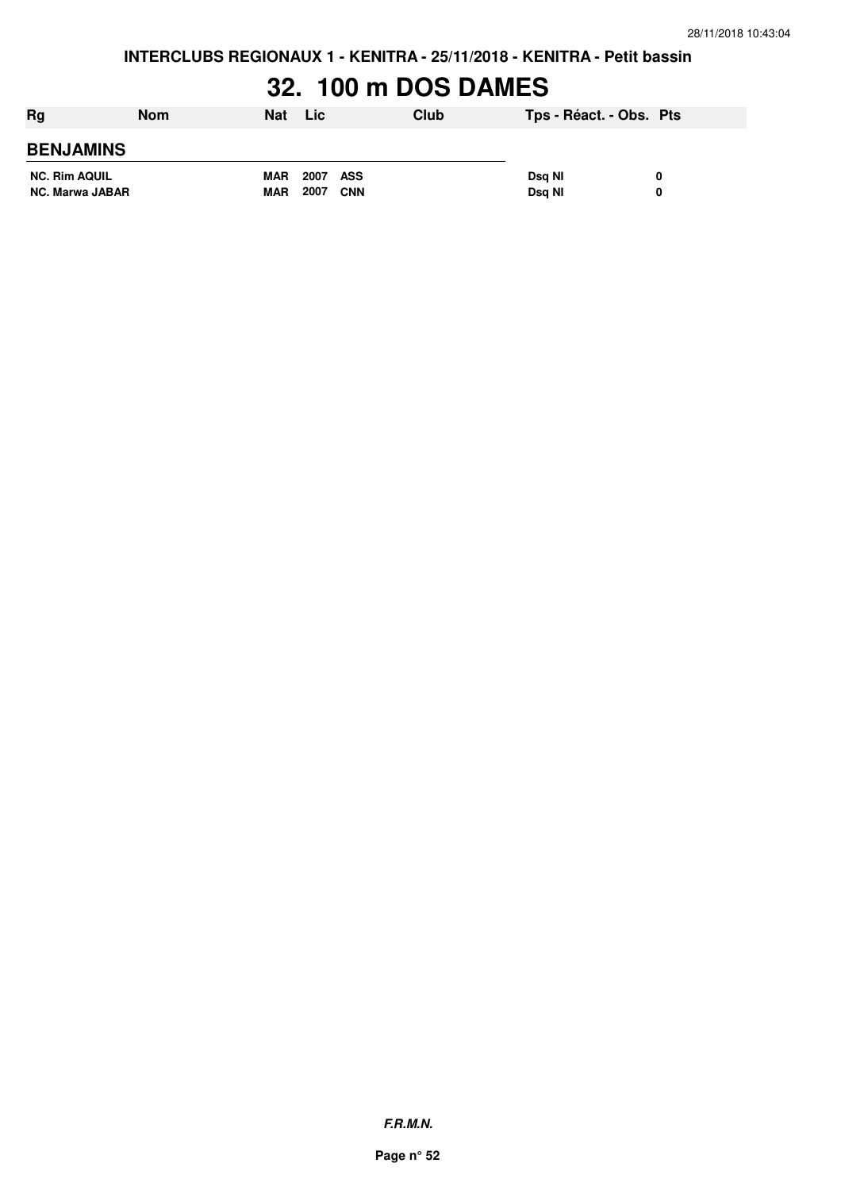INTERCLUBS REGIONAUX 1 - KENITRA - 25/11/2018 - KENITRA - Petit bassin

# 32. 100 m DOS DAMES

| Rg | Nom | Nat | Lic | Club | Tps - Réact. - Obs. | Pts |
|---|---|---|---|---|---|---|
| **BENJAMINS** | | | | | | |
| NC. | Rim AQUIL | MAR | 2007 | ASS | Dsq NI | 0 |
| NC. | Marwa JABAR | MAR | 2007 | CNN | Dsq NI | 0 |

*F.R.M.N.*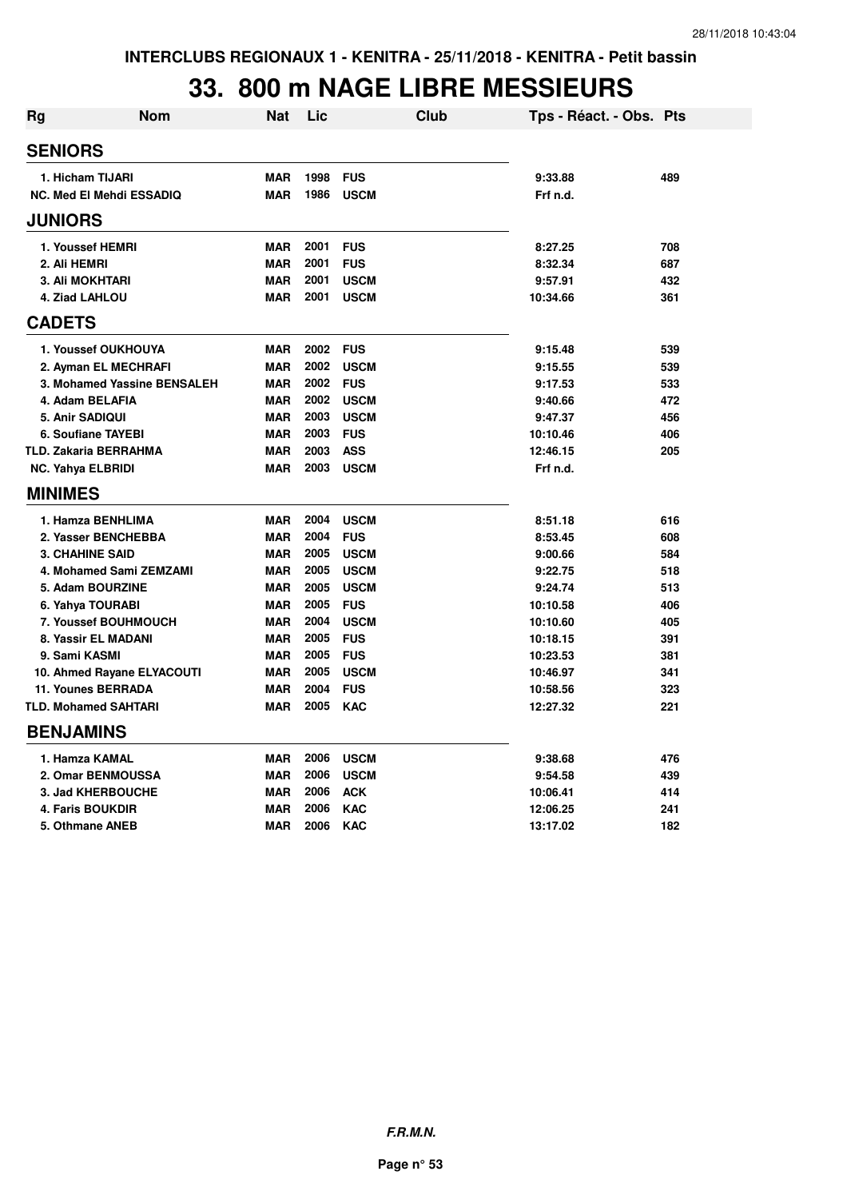INTERCLUBS REGIONAUX 1 - KENITRA - 25/11/2018 - KENITRA - Petit bassin

# 33. 800 m NAGE LIBRE MESSIEURS

| Rg | Nom | Nat | Lic | Club | Tps - Réact. - Obs. | Pts |
|---|---|---|---|---|---|---|
| **SENIORS** | | | | | | |
| 1. Hicham TIJARI | | MAR | 1998 | FUS | 9:33.88 | 489 |
| NC. Med El Mehdi ESSADIQ | | MAR | 1986 | USCM | Frf n.d. | |
| **JUNIORS** | | | | | | |
| 1. Youssef HEMRI | | MAR | 2001 | FUS | 8:27.25 | 708 |
| 2. Ali HEMRI | | MAR | 2001 | FUS | 8:32.34 | 687 |
| 3. Ali MOKHTARI | | MAR | 2001 | USCM | 9:57.91 | 432 |
| 4. Ziad LAHLOU | | MAR | 2001 | USCM | 10:34.66 | 361 |
| **CADETS** | | | | | | |
| 1. Youssef OUKHOUYA | | MAR | 2002 | FUS | 9:15.48 | 539 |
| 2. Ayman EL MECHRAFI | | MAR | 2002 | USCM | 9:15.55 | 539 |
| 3. Mohamed Yassine BENSALEH | | MAR | 2002 | FUS | 9:17.53 | 533 |
| 4. Adam BELAFIA | | MAR | 2002 | USCM | 9:40.66 | 472 |
| 5. Anir SADIQUI | | MAR | 2003 | USCM | 9:47.37 | 456 |
| 6. Soufiane TAYEBI | | MAR | 2003 | FUS | 10:10.46 | 406 |
| TLD. Zakaria BERRAHMA | | MAR | 2003 | ASS | 12:46.15 | 205 |
| NC. Yahya ELBRIDI | | MAR | 2003 | USCM | Frf n.d. | |
| **MINIMES** | | | | | | |
| 1. Hamza BENHLIMA | | MAR | 2004 | USCM | 8:51.18 | 616 |
| 2. Yasser BENCHEBBA | | MAR | 2004 | FUS | 8:53.45 | 608 |
| 3. CHAHINE SAID | | MAR | 2005 | USCM | 9:00.66 | 584 |
| 4. Mohamed Sami ZEMZAMI | | MAR | 2005 | USCM | 9:22.75 | 518 |
| 5. Adam BOURZINE | | MAR | 2005 | USCM | 9:24.74 | 513 |
| 6. Yahya TOURABI | | MAR | 2005 | FUS | 10:10.58 | 406 |
| 7. Youssef BOUHMOUCH | | MAR | 2004 | USCM | 10:10.60 | 405 |
| 8. Yassir EL MADANI | | MAR | 2005 | FUS | 10:18.15 | 391 |
| 9. Sami KASMI | | MAR | 2005 | FUS | 10:23.53 | 381 |
| 10. Ahmed Rayane ELYACOUTI | | MAR | 2005 | USCM | 10:46.97 | 341 |
| 11. Younes BERRADA | | MAR | 2004 | FUS | 10:58.56 | 323 |
| TLD. Mohamed SAHTARI | | MAR | 2005 | KAC | 12:27.32 | 221 |
| **BENJAMINS** | | | | | | |
| 1. Hamza KAMAL | | MAR | 2006 | USCM | 9:38.68 | 476 |
| 2. Omar BENMOUSSA | | MAR | 2006 | USCM | 9:54.58 | 439 |
| 3. Jad KHERBOUCHE | | MAR | 2006 | ACK | 10:06.41 | 414 |
| 4. Faris BOUKDIR | | MAR | 2006 | KAC | 12:06.25 | 241 |
| 5. Othmane ANEB | | MAR | 2006 | KAC | 13:17.02 | 182 |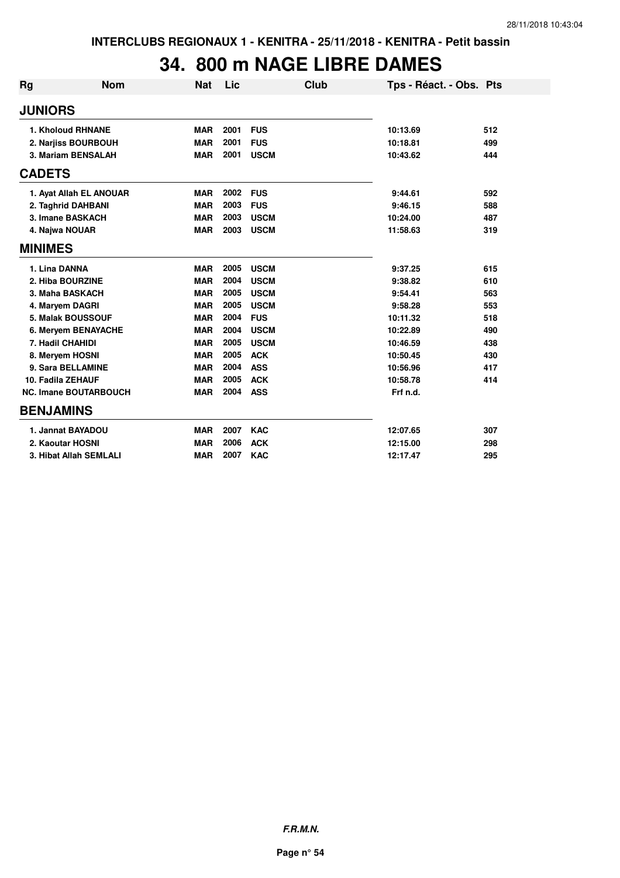INTERCLUBS REGIONAUX 1 - KENITRA - 25/11/2018 - KENITRA - Petit bassin

# 34. 800 m NAGE LIBRE DAMES

| Rg | Nom | Nat | Lic | Club | Tps - Réact. - Obs. | Pts |
|---|---|---|---|---|---|---|
| **JUNIORS** | | | | | | |
| 1. | Kholoud RHNANE | MAR | 2001 | FUS | 10:13.69 | 512 |
| 2. | Narjiss BOURBOUH | MAR | 2001 | FUS | 10:18.81 | 499 |
| 3. | Mariam BENSALAH | MAR | 2001 | USCM | 10:43.62 | 444 |
| **CADETS** | | | | | | |
| 1. | Ayat Allah EL ANOUAR | MAR | 2002 | FUS | 9:44.61 | 592 |
| 2. | Taghrid DAHBANI | MAR | 2003 | FUS | 9:46.15 | 588 |
| 3. | Imane BASKACH | MAR | 2003 | USCM | 10:24.00 | 487 |
| 4. | Najwa NOUAR | MAR | 2003 | USCM | 11:58.63 | 319 |
| **MINIMES** | | | | | | |
| 1. | Lina DANNA | MAR | 2005 | USCM | 9:37.25 | 615 |
| 2. | Hiba BOURZINE | MAR | 2004 | USCM | 9:38.82 | 610 |
| 3. | Maha BASKACH | MAR | 2005 | USCM | 9:54.41 | 563 |
| 4. | Maryem DAGRI | MAR | 2005 | USCM | 9:58.28 | 553 |
| 5. | Malak BOUSSOUF | MAR | 2004 | FUS | 10:11.32 | 518 |
| 6. | Meryem BENAYACHE | MAR | 2004 | USCM | 10:22.89 | 490 |
| 7. | Hadil CHAHIDI | MAR | 2005 | USCM | 10:46.59 | 438 |
| 8. | Meryem HOSNI | MAR | 2005 | ACK | 10:50.45 | 430 |
| 9. | Sara BELLAMINE | MAR | 2004 | ASS | 10:56.96 | 417 |
| 10. | Fadila ZEHAUF | MAR | 2005 | ACK | 10:58.78 | 414 |
| NC. | Imane BOUTARBOUCH | MAR | 2004 | ASS | Frf n.d. | |
| **BENJAMINS** | | | | | | |
| 1. | Jannat BAYADOU | MAR | 2007 | KAC | 12:07.65 | 307 |
| 2. | Kaoutar HOSNI | MAR | 2006 | ACK | 12:15.00 | 298 |
| 3. | Hibat Allah SEMLALI | MAR | 2007 | KAC | 12:17.47 | 295 |

*F.R.M.N.*